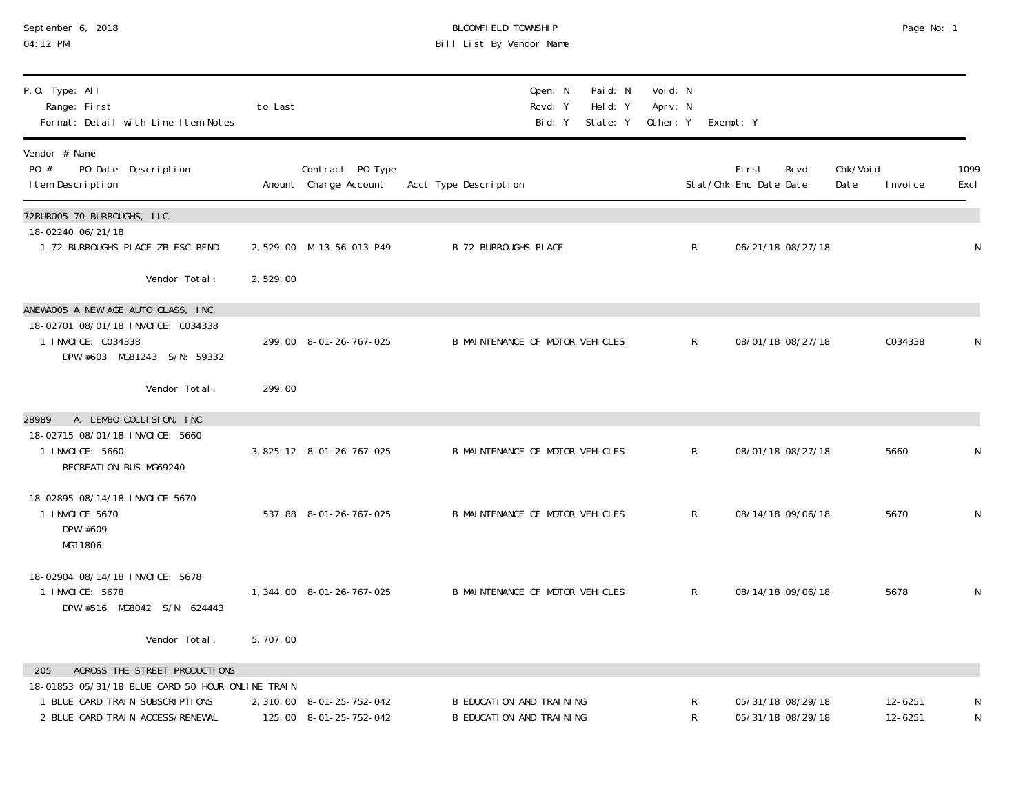September 6, 2018
04:12 PM

BLOOMFIELD TOWNSHIP
Bill List By Vendor Name

| P.O. Type: All | | Open: N | Paid: N | Void: N | |
|---|---|---|---|---|---|
| Range: First | to Last | Rcvd: Y | Held: Y | Aprv: N | |
| Format: Detail with Line Item Notes | | Bid: Y | State: Y | Other: Y | Exempt: Y |

| Vendor # Name / PO # PO Date Description / Item Description | Amount | Contract PO Type Charge Account | Acct Type Description | Stat/Chk | First Enc Date | Rcvd Date | Chk/Void Date | Invoice | 1099 Excl |
|---|---|---|---|---|---|---|---|---|---|
| **72BUR005 70 BURROUGHS, LLC.** | | | | | | | | | |
| 18-02240 06/21/18 | | | | | | | | | |
| 1 72 BURROUGHS PLACE-ZB ESC RFND | 2,529.00 | M-13-56-013-P49 | B 72 BURROUGHS PLACE | R | 06/21/18 | 08/27/18 | | | N |
| Vendor Total: | 2,529.00 | | | | | | | | |
| **ANEWA005 A NEW AGE AUTO GLASS, INC.** | | | | | | | | | |
| 18-02701 08/01/18 INVOICE: C034338 | | | | | | | | | |
| 1 INVOICE: C034338<br>DPW #603 MG81243 S/N: 59332 | 299.00 | 8-01-26-767-025 | B MAINTENANCE OF MOTOR VEHICLES | R | 08/01/18 | 08/27/18 | | C034338 | N |
| Vendor Total: | 299.00 | | | | | | | | |
| **28989 A. LEMBO COLLISION, INC.** | | | | | | | | | |
| 18-02715 08/01/18 INVOICE: 5660 | | | | | | | | | |
| 1 INVOICE: 5660<br>RECREATION BUS MG69240 | 3,825.12 | 8-01-26-767-025 | B MAINTENANCE OF MOTOR VEHICLES | R | 08/01/18 | 08/27/18 | | 5660 | N |
| 18-02895 08/14/18 INVOICE 5670 | | | | | | | | | |
| 1 INVOICE 5670<br>DPW #609<br>MG11806 | 537.88 | 8-01-26-767-025 | B MAINTENANCE OF MOTOR VEHICLES | R | 08/14/18 | 09/06/18 | | 5670 | N |
| 18-02904 08/14/18 INVOICE: 5678 | | | | | | | | | |
| 1 INVOICE: 5678<br>DPW #516 MG8042 S/N: 624443 | 1,344.00 | 8-01-26-767-025 | B MAINTENANCE OF MOTOR VEHICLES | R | 08/14/18 | 09/06/18 | | 5678 | N |
| Vendor Total: | 5,707.00 | | | | | | | | |
| **205 ACROSS THE STREET PRODUCTIONS** | | | | | | | | | |
| 18-01853 05/31/18 BLUE CARD 50 HOUR ONLINE TRAIN | | | | | | | | | |
| 1 BLUE CARD TRAIN SUBSCRIPTIONS | 2,310.00 | 8-01-25-752-042 | B EDUCATION AND TRAINING | R | 05/31/18 | 08/29/18 | | 12-6251 | N |
| 2 BLUE CARD TRAIN ACCESS/RENEWAL | 125.00 | 8-01-25-752-042 | B EDUCATION AND TRAINING | R | 05/31/18 | 08/29/18 | | 12-6251 | N |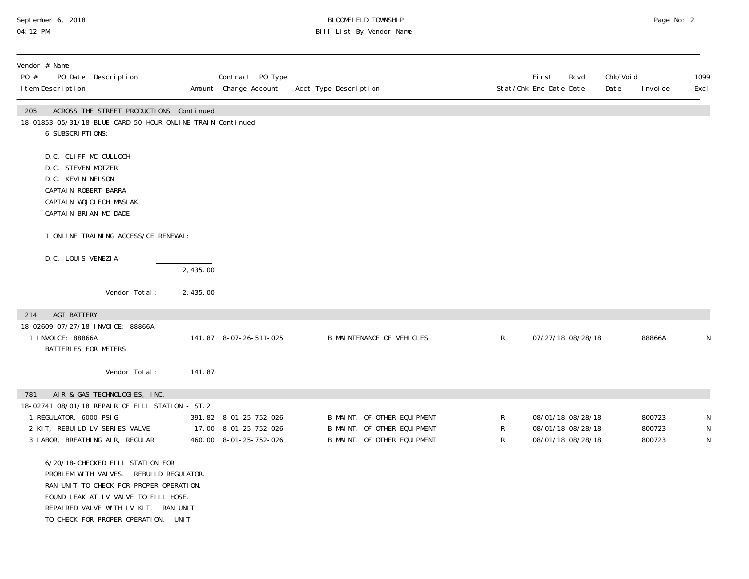| Vendor # Name PO # PO Date Description Item Description | Amount | Contract PO Type Charge Account | Acct Type Description | Stat/Chk | First Enc Date | Rcvd Date | Chk/Void Date | Invoice | 1099 Excl |
|---|---|---|---|---|---|---|---|---|---|
| **205 ACROSS THE STREET PRODUCTIONS Continued** | | | | | | | | | |
| 18-01853 05/31/18 BLUE CARD 50 HOUR ONLINE TRAIN Continued | | | | | | | | | |
| 6 SUBSCRIPTIONS: | | | | | | | | | |
| D.C. CLIFF MC CULLOCH | | | | | | | | | |
| D.C. STEVEN MOTZER | | | | | | | | | |
| D.C. KEVIN NELSON | | | | | | | | | |
| CAPTAIN ROBERT BARRA | | | | | | | | | |
| CAPTAIN WOJCIECH MASIAK | | | | | | | | | |
| CAPTAIN BRIAN MC DADE | | | | | | | | | |
| 1 ONLINE TRAINING ACCESS/CE RENEWAL: | | | | | | | | | |
| D.C. LOUIS VENEZIA | | | | | | | | | |
| | 2,435.00 | | | | | | | | |
| Vendor Total: | 2,435.00 | | | | | | | | |
| **214 AGT BATTERY** | | | | | | | | | |
| 18-02609 07/27/18 INVOICE: 88866A | | | | | | | | | |
| 1 INVOICE: 88866A BATTERIES FOR METERS | 141.87 | 8-07-26-511-025 | B MAINTENANCE OF VEHICLES | R | 07/27/18 | 08/28/18 | | 88866A | N |
| Vendor Total: | 141.87 | | | | | | | | |
| **781 AIR & GAS TECHNOLOGIES, INC.** | | | | | | | | | |
| 18-02741 08/01/18 REPAIR OF FILL STATION - ST.2 | | | | | | | | | |
| 1 REGULATOR, 6000 PSIG | 391.82 | 8-01-25-752-026 | B MAINT. OF OTHER EQUIPMENT | R | 08/01/18 | 08/28/18 | | 800723 | N |
| 2 KIT, REBUILD LV SERIES VALVE | 17.00 | 8-01-25-752-026 | B MAINT. OF OTHER EQUIPMENT | R | 08/01/18 | 08/28/18 | | 800723 | N |
| 3 LABOR, BREATHING AIR, REGULAR | 460.00 | 8-01-25-752-026 | B MAINT. OF OTHER EQUIPMENT | R | 08/01/18 | 08/28/18 | | 800723 | N |
| 6/20/18-CHECKED FILL STATION FOR PROBLEM WITH VALVES. REBUILD REGULATOR. RAN UNIT TO CHECK FOR PROPER OPERATION. FOUND LEAK AT LV VALVE TO FILL HOSE. REPAIRED VALVE WITH LV KIT. RAN UNIT TO CHECK FOR PROPER OPERATION. UNIT | | | | | | | | | |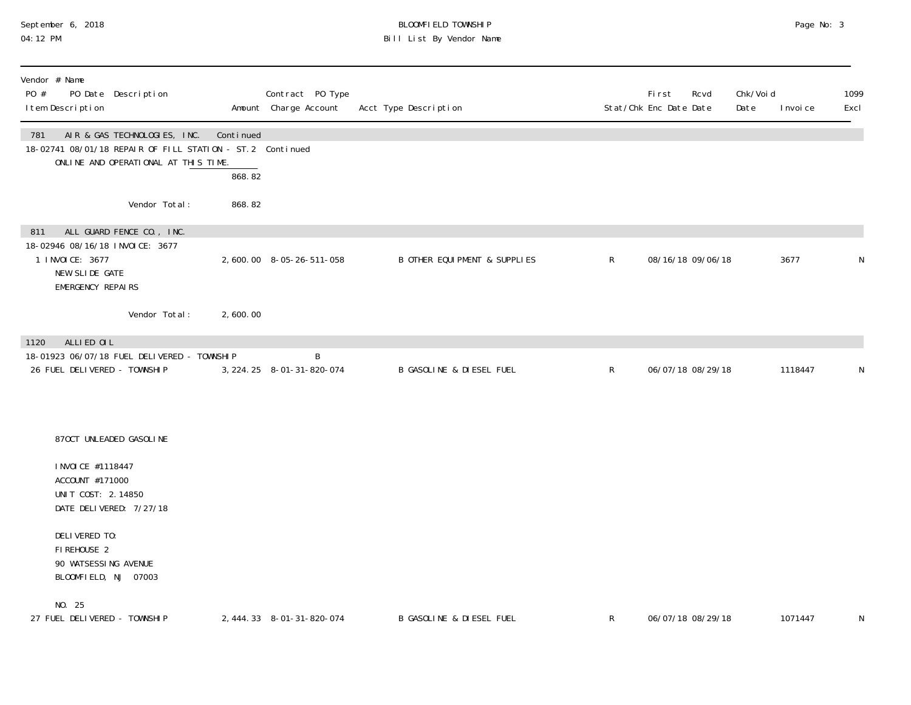| Vendor # Name<br>PO # PO Date Description<br>Item Description | Amount | Contract PO Type<br>Charge Account | Acct Type Description | Stat/Chk | First Enc Date | Rcvd Date | Chk/Void Date | Invoice | 1099 Excl |
|---|---|---|---|---|---|---|---|---|---|
| **781 AIR & GAS TECHNOLOGIES, INC.** | Continued | | | | | | | | |
| 18-02741 08/01/18 REPAIR OF FILL STATION - ST.2 | | Continued | | | | | | | |
| ONLINE AND OPERATIONAL AT THIS TIME. | | | | | | | | | |
| | 868.82 | | | | | | | | |
| Vendor Total: | 868.82 | | | | | | | | |
| **811 ALL GUARD FENCE CO., INC.** | | | | | | | | | |
| 18-02946 08/16/18 INVOICE: 3677 | | | | | | | | | |
| 1 INVOICE: 3677<br>NEW SLIDE GATE<br>EMERGENCY REPAIRS | 2,600.00 | 8-05-26-511-058 | B OTHER EQUIPMENT & SUPPLIES | R | 08/16/18 | 09/06/18 | | 3677 | N |
| Vendor Total: | 2,600.00 | | | | | | | | |
| **1120 ALLIED OIL** | | | | | | | | | |
| 18-01923 06/07/18 FUEL DELIVERED - TOWNSHIP | | B | | | | | | | |
| 26 FUEL DELIVERED - TOWNSHIP<br><br>87OCT UNLEADED GASOLINE<br><br>INVOICE #1118447<br>ACCOUNT #171000<br>UNIT COST: 2.14850<br>DATE DELIVERED: 7/27/18<br><br>DELIVERED TO:<br>FIREHOUSE 2<br>90 WATSESSING AVENUE<br>BLOOMFIELD, NJ 07003<br><br>NO. 25 | 3,224.25 | 8-01-31-820-074 | B GASOLINE & DIESEL FUEL | R | 06/07/18 | 08/29/18 | | 1118447 | N |
| 27 FUEL DELIVERED - TOWNSHIP | 2,444.33 | 8-01-31-820-074 | B GASOLINE & DIESEL FUEL | R | 06/07/18 | 08/29/18 | | 1071447 | N |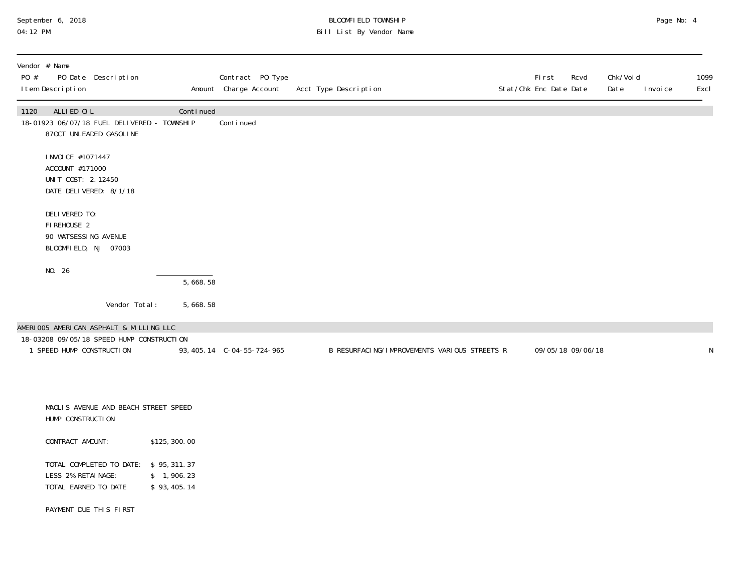| Vendor # Name | | | | | | | | | | |
|---|---|---|---|---|---|---|---|---|---|---|
| PO # PO Date Description | | Contract PO Type | | | | First | Rcvd | Chk/Void | | 1099 |
| Item Description | Amount | Charge Account | Acct Type Description | | Stat/Chk | Enc Date | Date | Date | Invoice | Excl |
| 1120 ALLIED OIL | Continued | | | | | | | | | |
| 18-01923 06/07/18 FUEL DELIVERED - TOWNSHIP | | Continued | | | | | | | | |

87OCT UNLEADED GASOLINE

INVOICE #1071447
ACCOUNT #171000
UNIT COST: 2.12450
DATE DELIVERED: 8/1/18

DELIVERED TO:
FIREHOUSE 2
90 WATSESSING AVENUE
BLOOMFIELD, NJ 07003

NO. 26

5,668.58

Vendor Total: 5,668.58

| Vendor # Name | | | | | | | | | | |
|---|---|---|---|---|---|---|---|---|---|---|
| AMERI005 AMERICAN ASPHALT & MILLING LLC | | | | | | | | | | |
| 18-03208 09/05/18 SPEED HUMP CONSTRUCTION | | | | | | | | | | |
| 1 SPEED HUMP CONSTRUCTION | 93,405.14 | C-04-55-724-965 | B | RESURFACING/IMPROVEMENTS VARIOUS STREETS | R | 09/05/18 | 09/06/18 | | | N |

MAOLIS AVENUE AND BEACH STREET SPEED
HUMP CONSTRUCTION

CONTRACT AMOUNT: $125,300.00

TOTAL COMPLETED TO DATE: $ 95,311.37
LESS 2% RETAINAGE: $ 1,906.23
TOTAL EARNED TO DATE $ 93,405.14

PAYMENT DUE THIS FIRST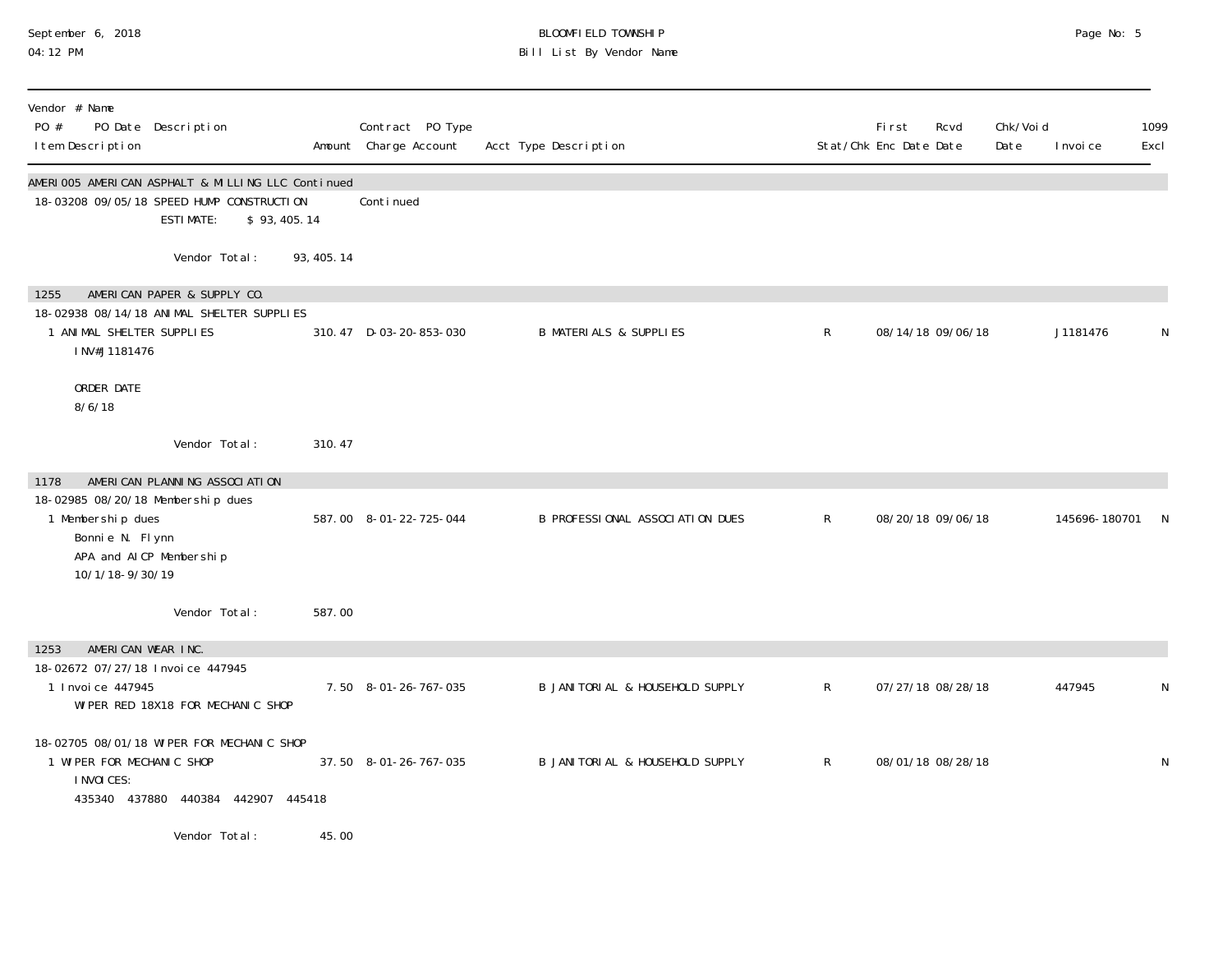| Vendor # Name<br>PO # PO Date Description<br>Item Description | Amount | Contract PO Type<br>Charge Account | Acct Type Description | Stat/Chk | First Enc Date | Rcvd Date | Chk/Void Date | Invoice | 1099 Excl |
|---|---|---|---|---|---|---|---|---|---|
| **AMERI005 AMERICAN ASPHALT & MILLING LLC Continued** | | | | | | | | | |
| 18-03208 09/05/18 SPEED HUMP CONSTRUCTION | | Continued | | | | | | | |
| ESTIMATE: $ 93,405.14 | | | | | | | | | |
| Vendor Total: | 93,405.14 | | | | | | | | |
| **1255 AMERICAN PAPER & SUPPLY CO.** | | | | | | | | | |
| 18-02938 08/14/18 ANIMAL SHELTER SUPPLIES | | | | | | | | | |
| 1 ANIMAL SHELTER SUPPLIES<br>INV#J1181476<br><br>ORDER DATE<br>8/6/18 | 310.47 | D-03-20-853-030 | B MATERIALS & SUPPLIES | R | 08/14/18 | 09/06/18 | | J1181476 | N |
| Vendor Total: | 310.47 | | | | | | | | |
| **1178 AMERICAN PLANNING ASSOCIATION** | | | | | | | | | |
| 18-02985 08/20/18 Membership dues | | | | | | | | | |
| 1 Membership dues<br>Bonnie N. Flynn<br>APA and AICP Membership<br>10/1/18-9/30/19 | 587.00 | 8-01-22-725-044 | B PROFESSIONAL ASSOCIATION DUES | R | 08/20/18 | 09/06/18 | | 145696-180701 | N |
| Vendor Total: | 587.00 | | | | | | | | |
| **1253 AMERICAN WEAR INC.** | | | | | | | | | |
| 18-02672 07/27/18 Invoice 447945 | | | | | | | | | |
| 1 Invoice 447945<br>WIPER RED 18X18 FOR MECHANIC SHOP | 7.50 | 8-01-26-767-035 | B JANITORIAL & HOUSEHOLD SUPPLY | R | 07/27/18 | 08/28/18 | | 447945 | N |
| 18-02705 08/01/18 WIPER FOR MECHANIC SHOP | | | | | | | | | |
| 1 WIPER FOR MECHANIC SHOP<br>INVOICES:<br>435340 437880 440384 442907 445418 | 37.50 | 8-01-26-767-035 | B JANITORIAL & HOUSEHOLD SUPPLY | R | 08/01/18 | 08/28/18 | | | N |
| Vendor Total: | 45.00 | | | | | | | | |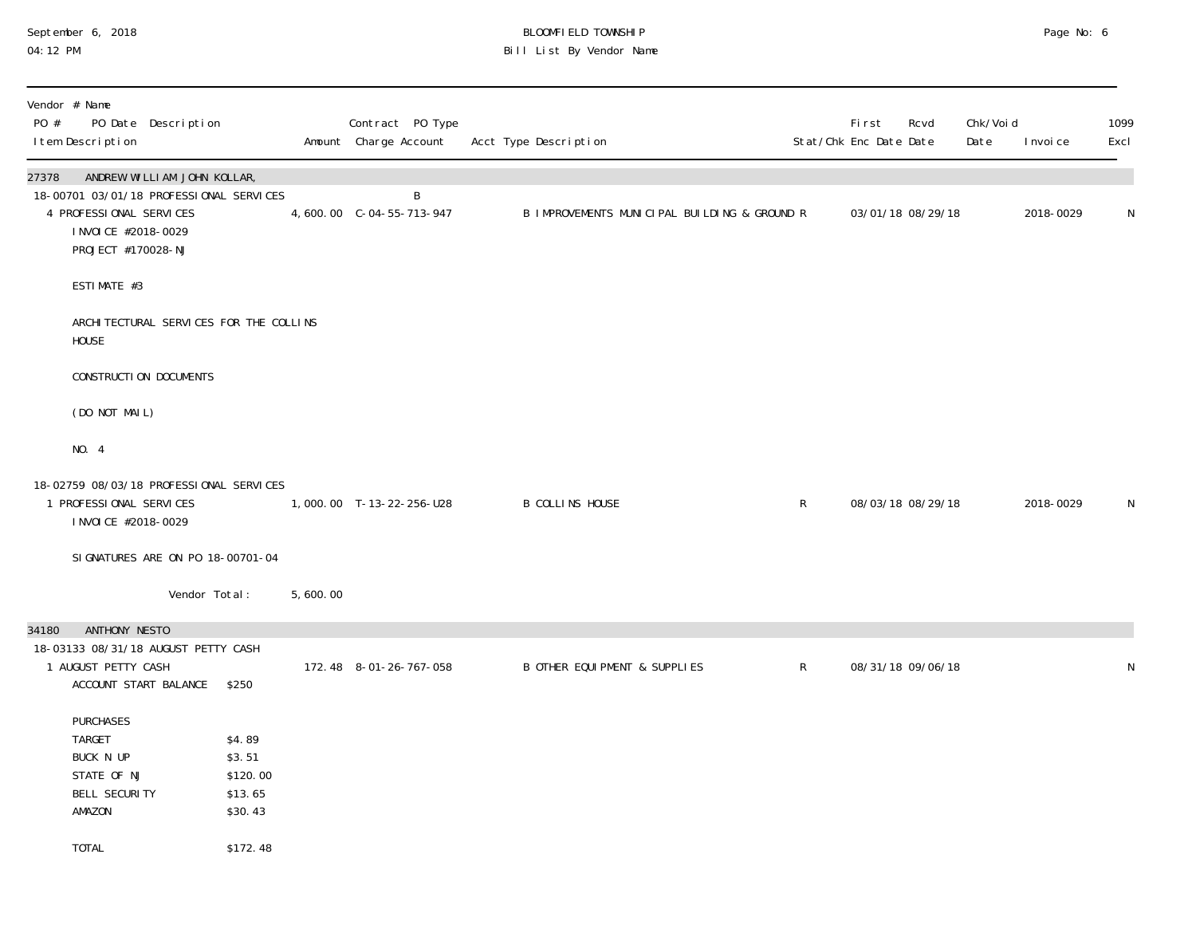BLOOMFIELD TOWNSHIP
Bill List By Vendor Name

September 6, 2018
04:12 PM

| Vendor # Name<br>PO # PO Date Description<br>Item Description | Amount | Contract PO Type<br>Charge Account | Acct Type Description | Stat/Chk | First Enc Date | Rcvd Date | Chk/Void Date | Invoice | 1099 Excl |
|---|---|---|---|---|---|---|---|---|---|
| **27378 ANDREW WILLIAM JOHN KOLLAR,** | | | | | | | | | |
| 18-00701 03/01/18 PROFESSIONAL SERVICES | | B | | | | | | | |
| 4 PROFESSIONAL SERVICES<br>INVOICE #2018-0029<br>PROJECT #170028-NJ<br><br>ESTIMATE #3<br><br>ARCHITECTURAL SERVICES FOR THE COLLINS HOUSE<br><br>CONSTRUCTION DOCUMENTS<br><br>(DO NOT MAIL)<br><br>NO. 4 | 4,600.00 | C-04-55-713-947 | B IMPROVEMENTS MUNICIPAL BUILDING & GROUND | R | 03/01/18 | 08/29/18 | | 2018-0029 | N |
| 18-02759 08/03/18 PROFESSIONAL SERVICES | | | | | | | | | |
| 1 PROFESSIONAL SERVICES<br>INVOICE #2018-0029<br><br>SIGNATURES ARE ON PO 18-00701-04 | 1,000.00 | T-13-22-256-U28 | B COLLINS HOUSE | R | 08/03/18 | 08/29/18 | | 2018-0029 | N |
| Vendor Total: | 5,600.00 | | | | | | | | |
| **34180 ANTHONY NESTO** | | | | | | | | | |
| 18-03133 08/31/18 AUGUST PETTY CASH | | | | | | | | | |
| 1 AUGUST PETTY CASH<br>ACCOUNT START BALANCE $250<br><br>PURCHASES<br>TARGET $4.89<br>BUCK N UP $3.51<br>STATE OF NJ $120.00<br>BELL SECURITY $13.65<br>AMAZON $30.43<br><br>TOTAL $172.48 | 172.48 | 8-01-26-767-058 | B OTHER EQUIPMENT & SUPPLIES | R | 08/31/18 | 09/06/18 | | | N |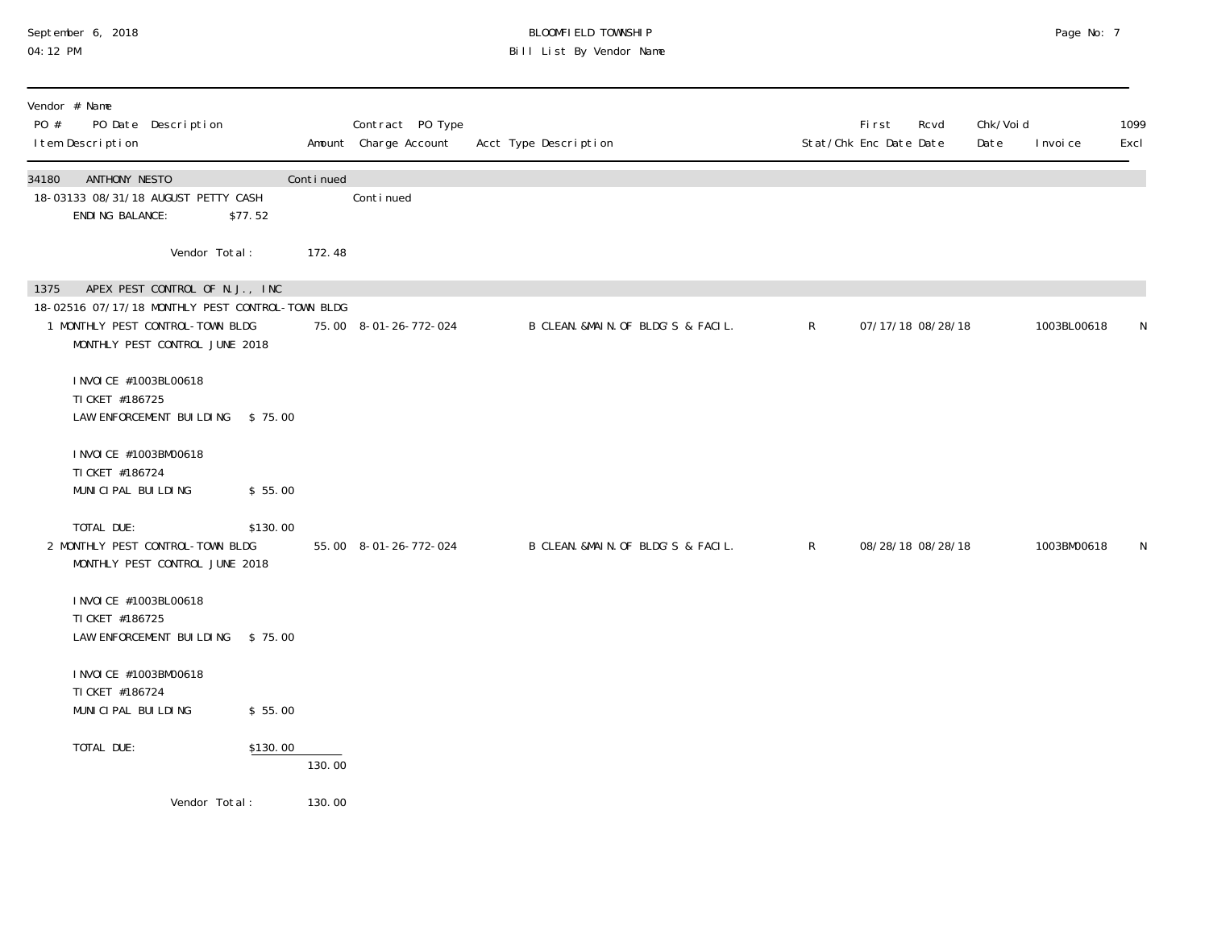| Vendor # Name<br>PO # PO Date Description<br>Item Description | Amount | Contract PO Type<br>Charge Account | Acct Type Description | Stat/Chk | First Enc Date | Rcvd Date | Chk/Void Date | Invoice | 1099 Excl |
|---|---|---|---|---|---|---|---|---|---|
| 34180 ANTHONY NESTO | Continued | | | | | | | | |
| 18-03133 08/31/18 AUGUST PETTY CASH | | Continued | | | | | | | |
| ENDING BALANCE: $77.52 | | | | | | | | | |
| Vendor Total: | 172.48 | | | | | | | | |
| 1375 APEX PEST CONTROL OF N.J., INC | | | | | | | | | |
| 18-02516 07/17/18 MONTHLY PEST CONTROL-TOWN BLDG | | | | | | | | | |
| 1 MONTHLY PEST CONTROL-TOWN BLDG<br>MONTHLY PEST CONTROL JUNE 2018<br><br>INVOICE #1003BL00618<br>TICKET #186725<br>LAW ENFORCEMENT BUILDING $ 75.00<br><br>INVOICE #1003BM00618<br>TICKET #186724<br>MUNICIPAL BUILDING $ 55.00<br><br>TOTAL DUE: $130.00 | 75.00 | 8-01-26-772-024 | B CLEAN.&MAIN.OF BLDG'S & FACIL. | R | 07/17/18 | 08/28/18 | | 1003BL00618 | N |
| 2 MONTHLY PEST CONTROL-TOWN BLDG<br>MONTHLY PEST CONTROL JUNE 2018<br><br>INVOICE #1003BL00618<br>TICKET #186725<br>LAW ENFORCEMENT BUILDING $ 75.00<br><br>INVOICE #1003BM00618<br>TICKET #186724<br>MUNICIPAL BUILDING $ 55.00<br><br>TOTAL DUE: $130.00 | 55.00 | 8-01-26-772-024 | B CLEAN.&MAIN.OF BLDG'S & FACIL. | R | 08/28/18 | 08/28/18 | | 1003BM00618 | N |
| | 130.00 | | | | | | | | |
| Vendor Total: | 130.00 | | | | | | | | |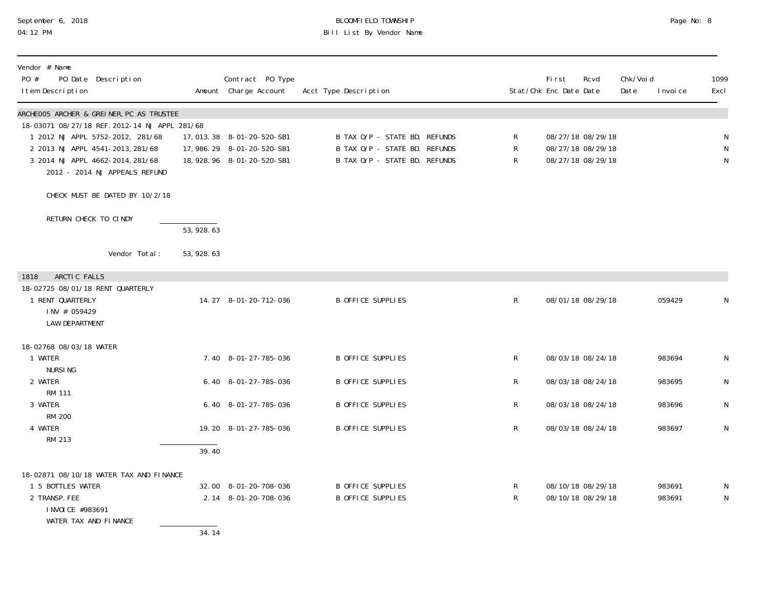BLOOMFIELD TOWNSHIP
Bill List By Vendor Name

September 6, 2018
04:12 PM

| Vendor # Name<br>PO # PO Date Description<br>Item Description | Amount | Contract PO Type<br>Charge Account | Acct Type Description | Stat/Chk | First<br>Enc Date | Rcvd<br>Date | Chk/Void<br>Date | Invoice | 1099<br>Excl |
|---|---|---|---|---|---|---|---|---|---|
| **ARCHE005 ARCHER & GREINER, PC AS TRUSTEE** | | | | | | | | | |
| 18-03071 08/27/18 REF. 2012-14 NJ APPL 281/68 | | | | | | | | | |
| 1 2012 NJ APPL 5752-2012, 281/68 | 17,013.38 | 8-01-20-520-SB1 | B TAX O/P - STATE BD. REFUNDS | R | 08/27/18 | 08/29/18 | | | N |
| 2 2013 NJ APPL 4541-2013, 281/68 | 17,986.29 | 8-01-20-520-SB1 | B TAX O/P - STATE BD. REFUNDS | R | 08/27/18 | 08/29/18 | | | N |
| 3 2014 NJ APPL 4662-2014, 281/68 | 18,928.96 | 8-01-20-520-SB1 | B TAX O/P - STATE BD. REFUNDS | R | 08/27/18 | 08/29/18 | | | N |
| 2012 - 2014 NJ APPEALS REFUND | | | | | | | | | |
| CHECK MUST BE DATED BY 10/2/18 | | | | | | | | | |
| RETURN CHECK TO CINDY | | | | | | | | | |
| | 53,928.63 | | | | | | | | |
| Vendor Total: | 53,928.63 | | | | | | | | |
| **1818 ARCTIC FALLS** | | | | | | | | | |
| 18-02725 08/01/18 RENT QUARTERLY | | | | | | | | | |
| 1 RENT QUARTERLY | 14.27 | 8-01-20-712-036 | B OFFICE SUPPLIES | R | 08/01/18 | 08/29/18 | | 059429 | N |
| INV # 059429 | | | | | | | | | |
| LAW DEPARTMENT | | | | | | | | | |
| 18-02768 08/03/18 WATER | | | | | | | | | |
| 1 WATER | 7.40 | 8-01-27-785-036 | B OFFICE SUPPLIES | R | 08/03/18 | 08/24/18 | | 983694 | N |
| NURSING | | | | | | | | | |
| 2 WATER | 6.40 | 8-01-27-785-036 | B OFFICE SUPPLIES | R | 08/03/18 | 08/24/18 | | 983695 | N |
| RM 111 | | | | | | | | | |
| 3 WATER | 6.40 | 8-01-27-785-036 | B OFFICE SUPPLIES | R | 08/03/18 | 08/24/18 | | 983696 | N |
| RM 200 | | | | | | | | | |
| 4 WATER | 19.20 | 8-01-27-785-036 | B OFFICE SUPPLIES | R | 08/03/18 | 08/24/18 | | 983697 | N |
| RM 213 | | | | | | | | | |
| | 39.40 | | | | | | | | |
| 18-02871 08/10/18 WATER TAX AND FINANCE | | | | | | | | | |
| 1 5 BOTTLES WATER | 32.00 | 8-01-20-708-036 | B OFFICE SUPPLIES | R | 08/10/18 | 08/29/18 | | 983691 | N |
| 2 TRANSP. FEE | 2.14 | 8-01-20-708-036 | B OFFICE SUPPLIES | R | 08/10/18 | 08/29/18 | | 983691 | N |
| INVOICE #983691 | | | | | | | | | |
| WATER TAX AND FINANCE | | | | | | | | | |
| | 34.14 | | | | | | | | |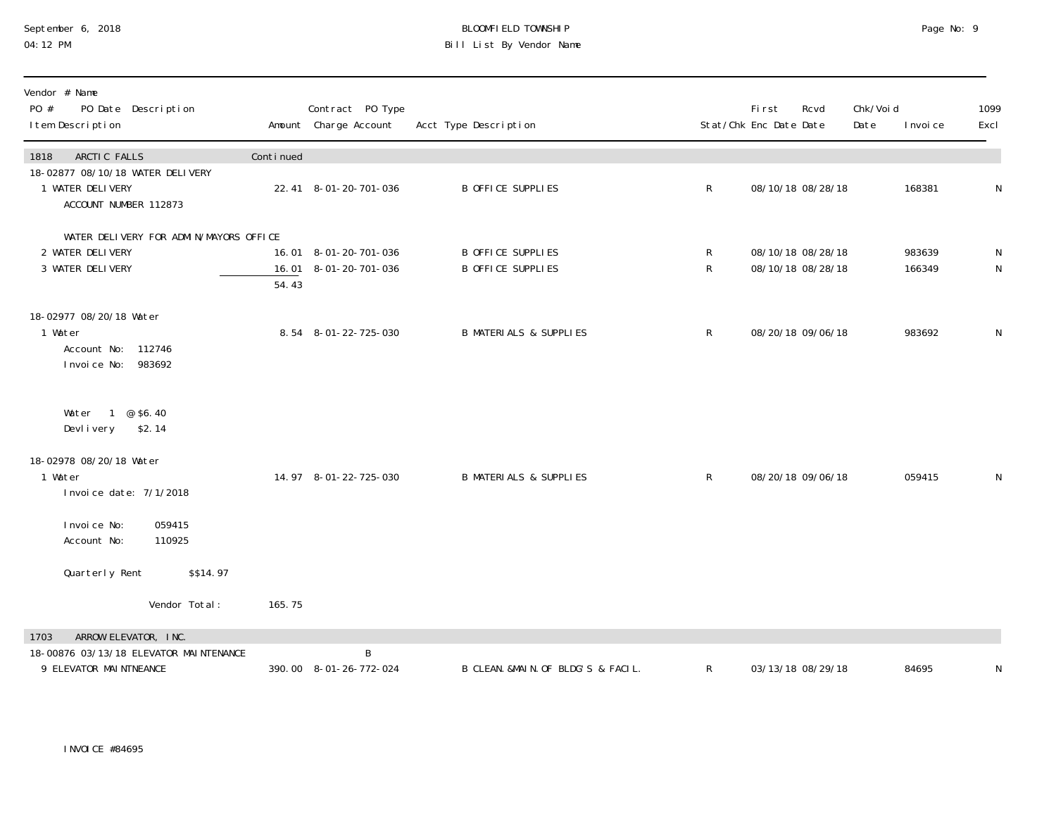September 6, 2018
04:12 PM

BLOOMFIELD TOWNSHIP
Bill List By Vendor Name

| Vendor # Name<br>PO # PO Date Description<br>Item Description | Amount | Contract PO Type<br>Charge Account | Acct Type Description | Stat/Chk | First Enc Date | Rcvd Date | Chk/Void Date | Invoice | 1099 Excl |
|---|---|---|---|---|---|---|---|---|---|
| **1818 ARCTIC FALLS** | Continued | | | | | | | | |
| 18-02877 08/10/18 WATER DELIVERY | | | | | | | | | |
| 1 WATER DELIVERY<br>ACCOUNT NUMBER 112873<br><br>WATER DELIVERY FOR ADMIN/MAYORS OFFICE | 22.41 | 8-01-20-701-036 | B OFFICE SUPPLIES | R | 08/10/18 | 08/28/18 | | 168381 | N |
| 2 WATER DELIVERY | 16.01 | 8-01-20-701-036 | B OFFICE SUPPLIES | R | 08/10/18 | 08/28/18 | | 983639 | N |
| 3 WATER DELIVERY | 16.01 | 8-01-20-701-036 | B OFFICE SUPPLIES | R | 08/10/18 | 08/28/18 | | 166349 | N |
| | 54.43 | | | | | | | | |
| 18-02977 08/20/18 Water | | | | | | | | | |
| 1 Water<br>Account No: 112746<br>Invoice No: 983692<br><br>Water 1 @ $6.40<br>Devlivery $2.14 | 8.54 | 8-01-22-725-030 | B MATERIALS & SUPPLIES | R | 08/20/18 | 09/06/18 | | 983692 | N |
| 18-02978 08/20/18 Water | | | | | | | | | |
| 1 Water<br>Invoice date: 7/1/2018<br><br>Invoice No: 059415<br>Account No: 110925<br><br>Quarterly Rent $$14.97 | 14.97 | 8-01-22-725-030 | B MATERIALS & SUPPLIES | R | 08/20/18 | 09/06/18 | | 059415 | N |
| Vendor Total: | 165.75 | | | | | | | | |
| **1703 ARROW ELEVATOR, INC.** | | | | | | | | | |
| 18-00876 03/13/18 ELEVATOR MAINTENANCE | | B | | | | | | | |
| 9 ELEVATOR MAINTNEANCE<br><br>INVOICE #84695 | 390.00 | 8-01-26-772-024 | B CLEAN.&MAIN.OF BLDG'S & FACIL. | R | 03/13/18 | 08/29/18 | | 84695 | N |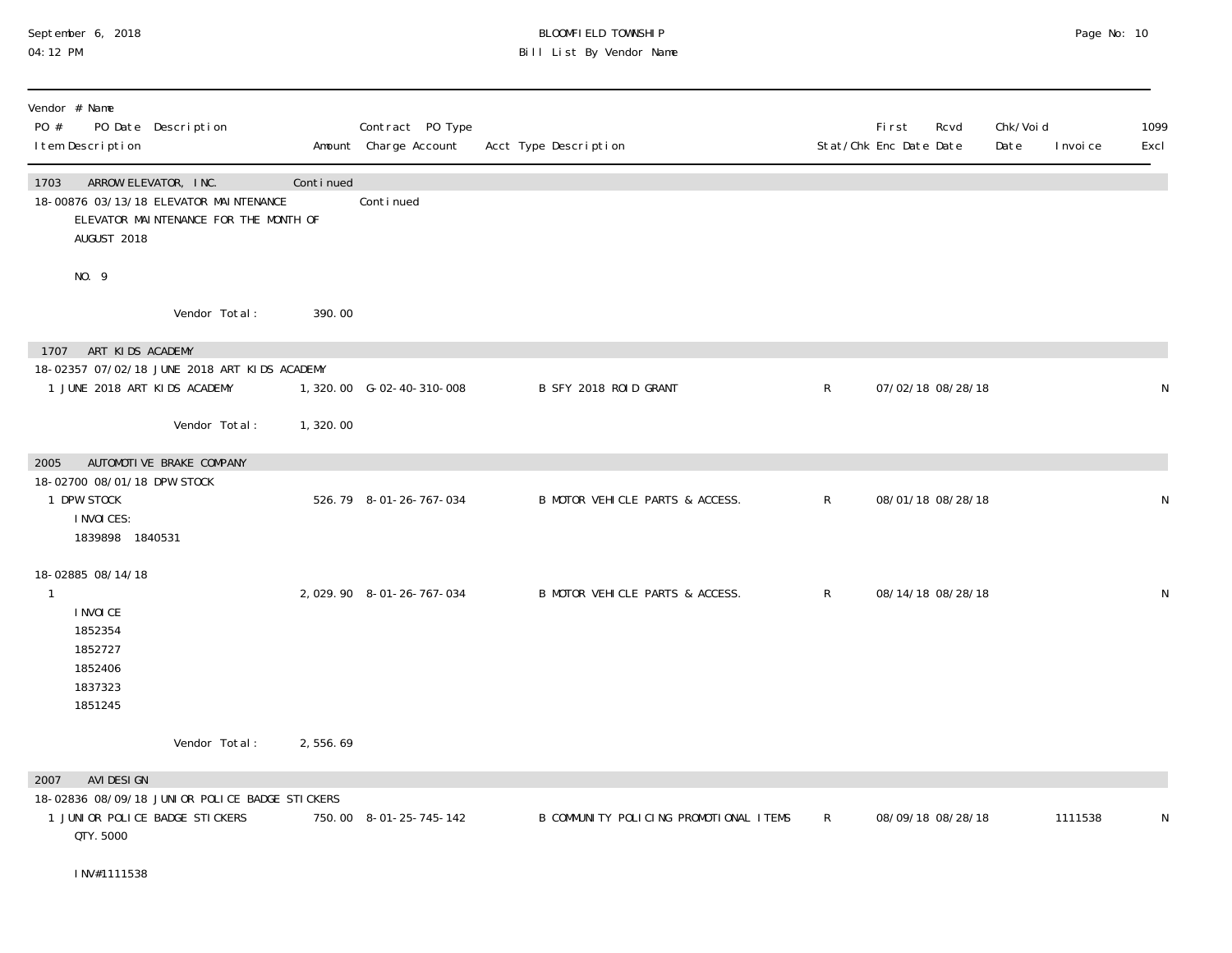# BLOOMFIELD TOWNSHIP

## Bill List By Vendor Name

September 6, 2018
04:12 PM

| Vendor # Name<br>PO # PO Date Description<br>Item Description | Amount | Contract PO Type<br>Charge Account | Acct Type Description | Stat/Chk | First Enc Date | Rcvd Date | Chk/Void Date | Invoice | 1099 Excl |
|---|---|---|---|---|---|---|---|---|---|
| **1703 ARROW ELEVATOR, INC.** | Continued | | | | | | | | |
| 18-00876 03/13/18 ELEVATOR MAINTENANCE | | Continued | | | | | | | |
| ELEVATOR MAINTENANCE FOR THE MONTH OF AUGUST 2018<br><br>NO. 9 | | | | | | | | | |
| Vendor Total: | 390.00 | | | | | | | | |
| **1707 ART KIDS ACADEMY** | | | | | | | | | |
| 18-02357 07/02/18 JUNE 2018 ART KIDS ACADEMY | | | | | | | | | |
| 1 JUNE 2018 ART KIDS ACADEMY | 1,320.00 | G-02-40-310-008 | B SFY 2018 ROID GRANT | R | 07/02/18 | 08/28/18 | | | N |
| Vendor Total: | 1,320.00 | | | | | | | | |
| **2005 AUTOMOTIVE BRAKE COMPANY** | | | | | | | | | |
| 18-02700 08/01/18 DPW STOCK | | | | | | | | | |
| 1 DPW STOCK<br>INVOICES:<br>1839898 1840531 | 526.79 | 8-01-26-767-034 | B MOTOR VEHICLE PARTS & ACCESS. | R | 08/01/18 | 08/28/18 | | | N |
| 18-02885 08/14/18 | | | | | | | | | |
| 1<br>INVOICE<br>1852354<br>1852727<br>1852406<br>1837323<br>1851245 | 2,029.90 | 8-01-26-767-034 | B MOTOR VEHICLE PARTS & ACCESS. | R | 08/14/18 | 08/28/18 | | | N |
| Vendor Total: | 2,556.69 | | | | | | | | |
| **2007 AVI DESIGN** | | | | | | | | | |
| 18-02836 08/09/18 JUNIOR POLICE BADGE STICKERS | | | | | | | | | |
| 1 JUNIOR POLICE BADGE STICKERS<br>QTY. 5000<br><br>INV#1111538 | 750.00 | 8-01-25-745-142 | B COMMUNITY POLICING PROMOTIONAL ITEMS | R | 08/09/18 | 08/28/18 | | 1111538 | N |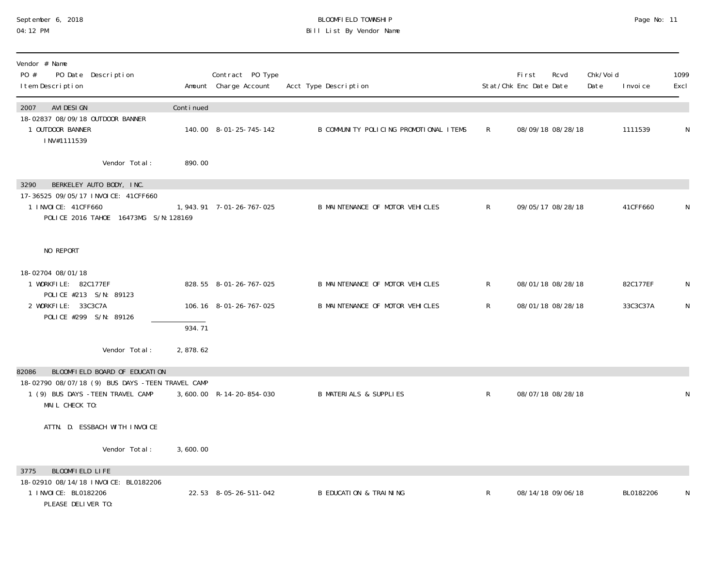| Vendor # Name<br>PO # PO Date Description<br>Item Description | Amount | Contract PO Type<br>Charge Account | Acct Type Description | Stat/Chk | First<br>Enc Date | Rcvd<br>Date | Chk/Void<br>Date | Invoice | 1099<br>Excl |
|---|---|---|---|---|---|---|---|---|---|
| **2007 AVI DESIGN** | Continued | | | | | | | | |
| 18-02837 08/09/18 OUTDOOR BANNER | | | | | | | | | |
| 1 OUTDOOR BANNER<br>INV#1111539 | 140.00 | 8-01-25-745-142 | B COMMUNITY POLICING PROMOTIONAL ITEMS | R | 08/09/18 | 08/28/18 | | 1111539 | N |
| Vendor Total: | 890.00 | | | | | | | | |
| **3290 BERKELEY AUTO BODY, INC.** | | | | | | | | | |
| 17-36525 09/05/17 INVOICE: 41CFF660 | | | | | | | | | |
| 1 INVOICE: 41CFF660<br>POLICE 2016 TAHOE 16473MG S/N:128169<br><br>NO REPORT | 1,943.91 | 7-01-26-767-025 | B MAINTENANCE OF MOTOR VEHICLES | R | 09/05/17 | 08/28/18 | | 41CFF660 | N |
| 18-02704 08/01/18 | | | | | | | | | |
| 1 WORKFILE: 82C177EF<br>POLICE #213 S/N: 89123 | 828.55 | 8-01-26-767-025 | B MAINTENANCE OF MOTOR VEHICLES | R | 08/01/18 | 08/28/18 | | 82C177EF | N |
| 2 WORKFILE: 33C3C7A<br>POLICE #299 S/N: 89126 | 106.16 | 8-01-26-767-025 | B MAINTENANCE OF MOTOR VEHICLES | R | 08/01/18 | 08/28/18 | | 33C3C37A | N |
| | 934.71 | | | | | | | | |
| Vendor Total: | 2,878.62 | | | | | | | | |
| **82086 BLOOMFIELD BOARD OF EDUCATION** | | | | | | | | | |
| 18-02790 08/07/18 (9) BUS DAYS -TEEN TRAVEL CAMP | | | | | | | | | |
| 1 (9) BUS DAYS -TEEN TRAVEL CAMP<br>MAIL CHECK TO:<br><br>ATTN. D. ESSBACH WITH INVOICE | 3,600.00 | R-14-20-854-030 | B MATERIALS & SUPPLIES | R | 08/07/18 | 08/28/18 | | | N |
| Vendor Total: | 3,600.00 | | | | | | | | |
| **3775 BLOOMFIELD LIFE** | | | | | | | | | |
| 18-02910 08/14/18 INVOICE: BL0182206 | | | | | | | | | |
| 1 INVOICE: BL0182206<br>PLEASE DELIVER TO: | 22.53 | 8-05-26-511-042 | B EDUCATION & TRAINING | R | 08/14/18 | 09/06/18 | | BL0182206 | N |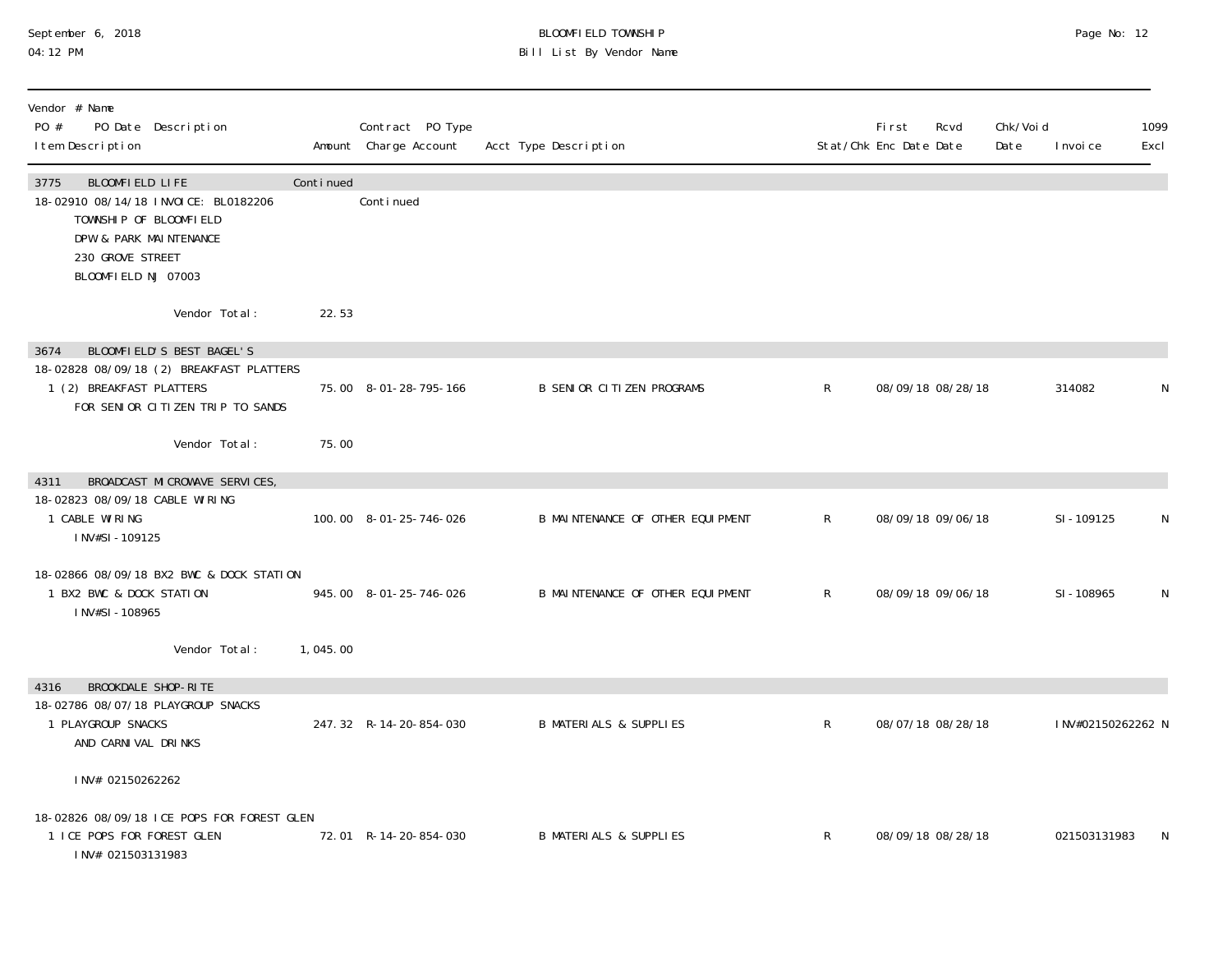# BLOOMFIELD TOWNSHIP
## Bill List By Vendor Name

September 6, 2018
04:12 PM

| Vendor # Name / PO # PO Date Description / Item Description | Amount | Contract PO Type / Charge Account | Acct Type Description | Stat/Chk | First Enc Date | Rcvd Date | Chk/Void Date | Invoice | 1099 Excl |
|---|---|---|---|---|---|---|---|---|---|
| **3775 BLOOMFIELD LIFE** | Continued | | | | | | | | |
| 18-02910 08/14/18 INVOICE: BL0182206 | | Continued | | | | | | | |
| TOWNSHIP OF BLOOMFIELD | | | | | | | | | |
| DPW & PARK MAINTENANCE | | | | | | | | | |
| 230 GROVE STREET | | | | | | | | | |
| BLOOMFIELD NJ 07003 | | | | | | | | | |
| Vendor Total: | 22.53 | | | | | | | | |
| **3674 BLOOMFIELD'S BEST BAGEL'S** | | | | | | | | | |
| 18-02828 08/09/18 (2) BREAKFAST PLATTERS | | | | | | | | | |
| 1 (2) BREAKFAST PLATTERS FOR SENIOR CITIZEN TRIP TO SANDS | 75.00 | 8-01-28-795-166 | B SENIOR CITIZEN PROGRAMS | R | 08/09/18 | 08/28/18 | | 314082 | N |
| Vendor Total: | 75.00 | | | | | | | | |
| **4311 BROADCAST MICROWAVE SERVICES,** | | | | | | | | | |
| 18-02823 08/09/18 CABLE WIRING | | | | | | | | | |
| 1 CABLE WIRING INV#SI-109125 | 100.00 | 8-01-25-746-026 | B MAINTENANCE OF OTHER EQUIPMENT | R | 08/09/18 | 09/06/18 | | SI-109125 | N |
| 18-02866 08/09/18 BX2 BWC & DOCK STATION | | | | | | | | | |
| 1 BX2 BWC & DOCK STATION INV#SI-108965 | 945.00 | 8-01-25-746-026 | B MAINTENANCE OF OTHER EQUIPMENT | R | 08/09/18 | 09/06/18 | | SI-108965 | N |
| Vendor Total: | 1,045.00 | | | | | | | | |
| **4316 BROOKDALE SHOP-RITE** | | | | | | | | | |
| 18-02786 08/07/18 PLAYGROUP SNACKS | | | | | | | | | |
| 1 PLAYGROUP SNACKS AND CARNIVAL DRINKS INV# 02150262262 | 247.32 | R-14-20-854-030 | B MATERIALS & SUPPLIES | R | 08/07/18 | 08/28/18 | | INV#02150262262 | N |
| 18-02826 08/09/18 ICE POPS FOR FOREST GLEN | | | | | | | | | |
| 1 ICE POPS FOR FOREST GLEN INV# 021503131983 | 72.01 | R-14-20-854-030 | B MATERIALS & SUPPLIES | R | 08/09/18 | 08/28/18 | | 021503131983 | N |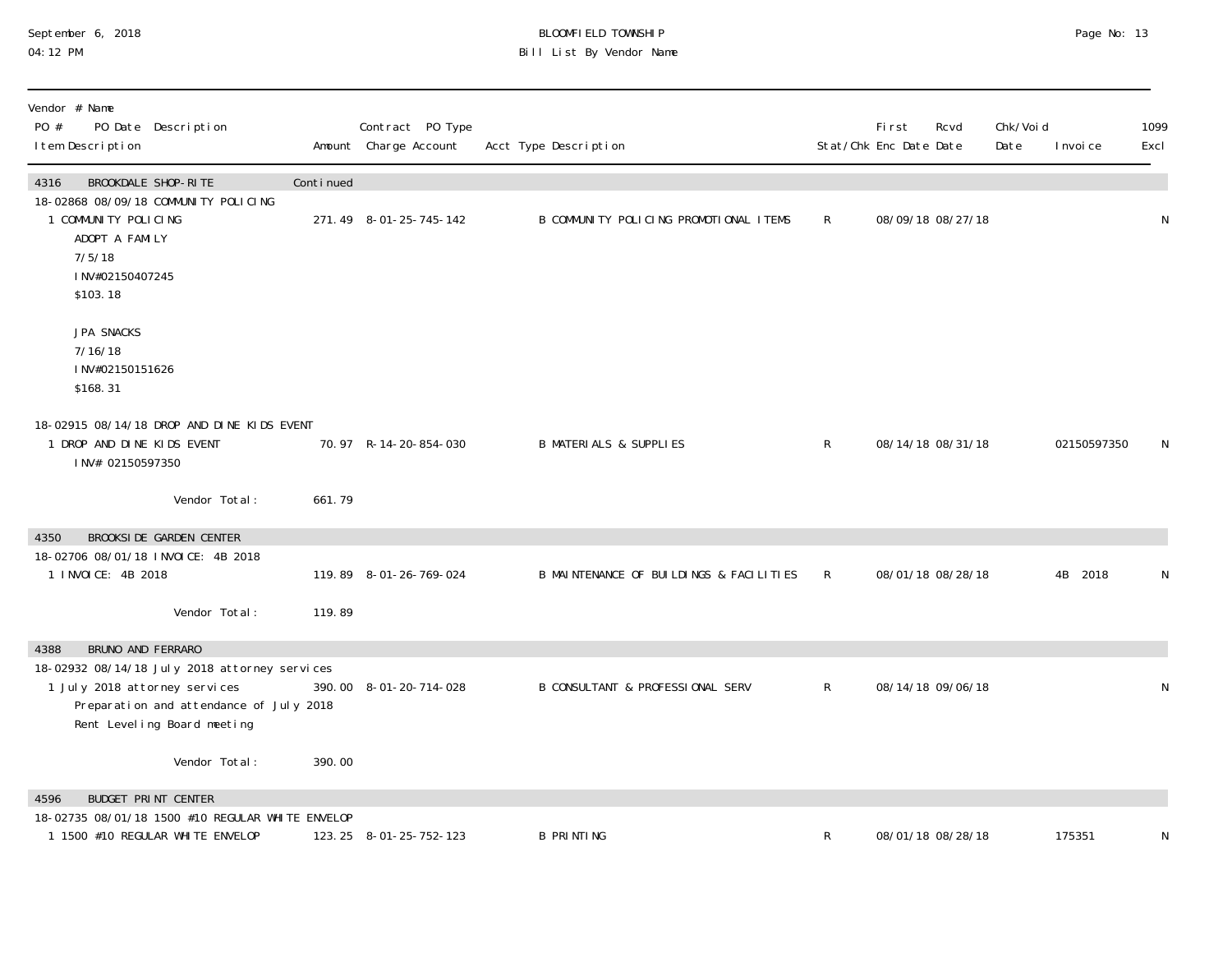BLOOMFIELD TOWNSHIP
Bill List By Vendor Name

| Vendor # Name<br>PO # PO Date Description<br>Item Description | Amount | Contract PO Type<br>Charge Account | Acct Type Description | Stat/Chk | First Enc Date | Rcvd Date | Chk/Void Date | Invoice | 1099 Excl |
|---|---|---|---|---|---|---|---|---|---|
| **4316 BROOKDALE SHOP-RITE** | Continued | | | | | | | | |
| 18-02868 08/09/18 COMMUNITY POLICING | | | | | | | | | |
| 1 COMMUNITY POLICING<br>ADOPT A FAMILY<br>7/5/18<br>INV#02150407245<br>$103.18<br><br>JPA SNACKS<br>7/16/18<br>INV#02150151626<br>$168.31 | 271.49 | 8-01-25-745-142 | B COMMUNITY POLICING PROMOTIONAL ITEMS | R | 08/09/18 | 08/27/18 | | | N |
| 18-02915 08/14/18 DROP AND DINE KIDS EVENT | | | | | | | | | |
| 1 DROP AND DINE KIDS EVENT<br>INV# 02150597350 | 70.97 | R-14-20-854-030 | B MATERIALS & SUPPLIES | R | 08/14/18 | 08/31/18 | | 02150597350 | N |
| Vendor Total: | 661.79 | | | | | | | | |
| **4350 BROOKSIDE GARDEN CENTER** | | | | | | | | | |
| 18-02706 08/01/18 INVOICE: 4B 2018 | | | | | | | | | |
| 1 INVOICE: 4B 2018 | 119.89 | 8-01-26-769-024 | B MAINTENANCE OF BUILDINGS & FACILITIES | R | 08/01/18 | 08/28/18 | | 4B 2018 | N |
| Vendor Total: | 119.89 | | | | | | | | |
| **4388 BRUNO AND FERRARO** | | | | | | | | | |
| 18-02932 08/14/18 July 2018 attorney services | | | | | | | | | |
| 1 July 2018 attorney services<br>Preparation and attendance of July 2018<br>Rent Leveling Board meeting | 390.00 | 8-01-20-714-028 | B CONSULTANT & PROFESSIONAL SERV | R | 08/14/18 | 09/06/18 | | | N |
| Vendor Total: | 390.00 | | | | | | | | |
| **4596 BUDGET PRINT CENTER** | | | | | | | | | |
| 18-02735 08/01/18 1500 #10 REGULAR WHITE ENVELOP | | | | | | | | | |
| 1 1500 #10 REGULAR WHITE ENVELOP | 123.25 | 8-01-25-752-123 | B PRINTING | R | 08/01/18 | 08/28/18 | | 175351 | N |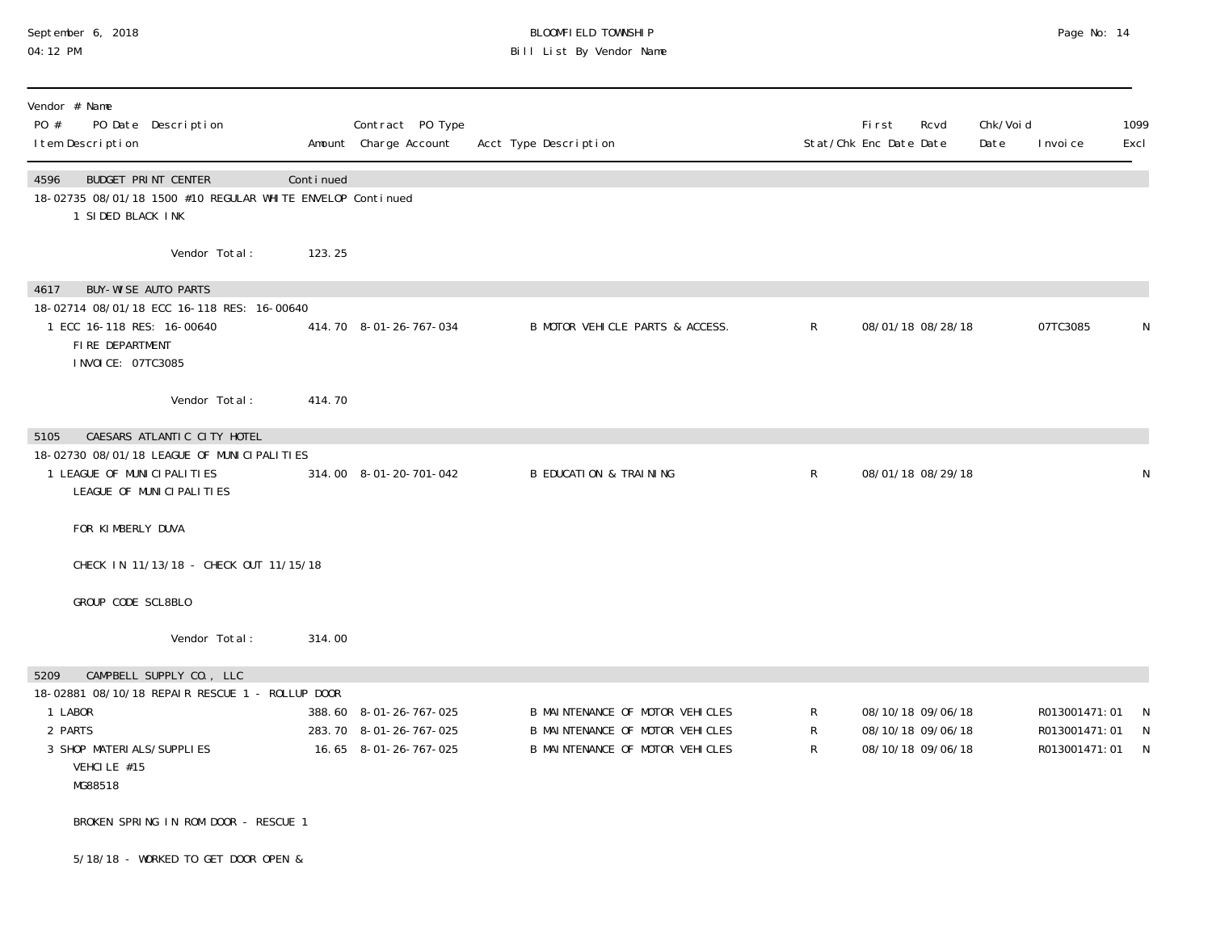| Vendor # Name<br>PO # PO Date Description<br>Item Description | Amount | Contract PO Type<br>Charge Account | Acct Type Description | Stat/Chk | First Enc Date | Rcvd Date | Chk/Void Date | Invoice | 1099 Excl |
|---|---|---|---|---|---|---|---|---|---|
| **4596 BUDGET PRINT CENTER** | Continued | | | | | | | | |
| 18-02735 08/01/18 1500 #10 REGULAR WHITE ENVELOP Continued | | | | | | | | | |
| 1 SIDED BLACK INK | | | | | | | | | |
| Vendor Total: | 123.25 | | | | | | | | |
| **4617 BUY-WISE AUTO PARTS** | | | | | | | | | |
| 18-02714 08/01/18 ECC 16-118 RES: 16-00640 | | | | | | | | | |
| 1 ECC 16-118 RES: 16-00640<br>FIRE DEPARTMENT<br>INVOICE: 07TC3085 | 414.70 | 8-01-26-767-034 | B MOTOR VEHICLE PARTS & ACCESS. | R | 08/01/18 | 08/28/18 | | 07TC3085 | N |
| Vendor Total: | 414.70 | | | | | | | | |
| **5105 CAESARS ATLANTIC CITY HOTEL** | | | | | | | | | |
| 18-02730 08/01/18 LEAGUE OF MUNICIPALITIES | | | | | | | | | |
| 1 LEAGUE OF MUNICIPALITIES<br>LEAGUE OF MUNICIPALITIES<br><br>FOR KIMBERLY DUVA<br><br>CHECK IN 11/13/18 - CHECK OUT 11/15/18<br><br>GROUP CODE SCL8BLO | 314.00 | 8-01-20-701-042 | B EDUCATION & TRAINING | R | 08/01/18 | 08/29/18 | | | N |
| Vendor Total: | 314.00 | | | | | | | | |
| **5209 CAMPBELL SUPPLY CO., LLC** | | | | | | | | | |
| 18-02881 08/10/18 REPAIR RESCUE 1 - ROLLUP DOOR | | | | | | | | | |
| 1 LABOR | 388.60 | 8-01-26-767-025 | B MAINTENANCE OF MOTOR VEHICLES | R | 08/10/18 | 09/06/18 | | R013001471:01 | N |
| 2 PARTS | 283.70 | 8-01-26-767-025 | B MAINTENANCE OF MOTOR VEHICLES | R | 08/10/18 | 09/06/18 | | R013001471:01 | N |
| 3 SHOP MATERIALS/SUPPLIES<br>VEHCILE #15<br>MG88518<br><br>BROKEN SPRING IN ROM DOOR - RESCUE 1<br><br>5/18/18 - WORKED TO GET DOOR OPEN & | 16.65 | 8-01-26-767-025 | B MAINTENANCE OF MOTOR VEHICLES | R | 08/10/18 | 09/06/18 | | R013001471:01 | N |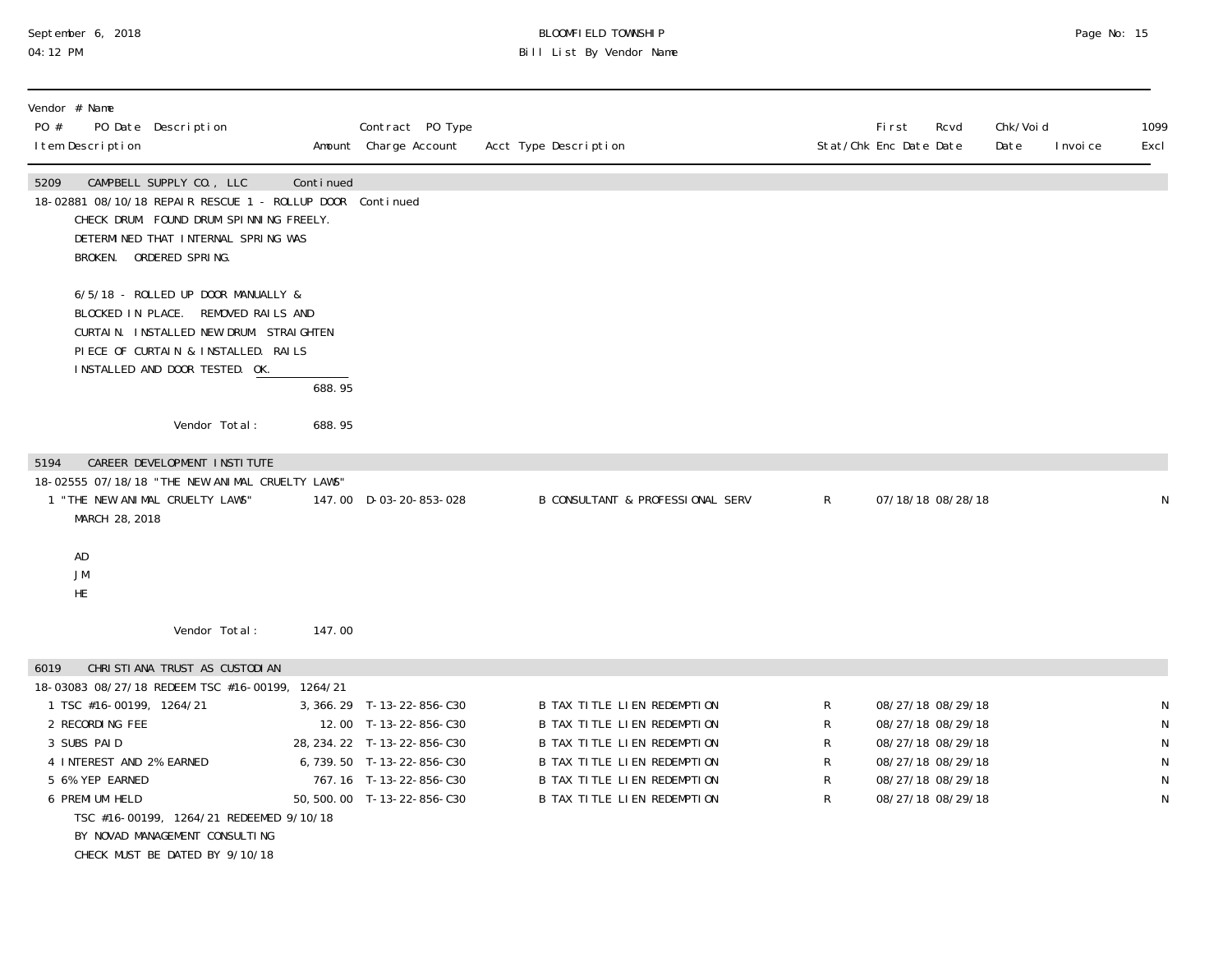| Vendor # Name | | | | | | | | | | |
|---|---|---|---|---|---|---|---|---|---|---|
| PO # PO Date Description | | Contract PO Type | | | | First | Rcvd | Chk/Void | | 1099 |
| Item Description | Amount | Charge Account | Acct Type Description | Stat/Chk | | Enc Date | Date | Date | Invoice | Excl |
| **5209 CAMPBELL SUPPLY CO., LLC** | Continued | | | | | | | | | |
| 18-02881 08/10/18 REPAIR RESCUE 1 - ROLLUP DOOR | Continued | | | | | | | | | |
| CHECK DRUM. FOUND DRUM SPINNING FREELY. DETERMINED THAT INTERNAL SPRING WAS BROKEN. ORDERED SPRING.<br><br>6/5/18 - ROLLED UP DOOR MANUALLY & BLOCKED IN PLACE. REMOVED RAILS AND CURTAIN. INSTALLED NEW DRUM. STRAIGHTEN PIECE OF CURTAIN & INSTALLED. RAILS INSTALLED AND DOOR TESTED. OK. | | | | | | | | | | |
| | 688.95 | | | | | | | | | |
| Vendor Total: | 688.95 | | | | | | | | | |
| **5194 CAREER DEVELOPMENT INSTITUTE** | | | | | | | | | | |
| 18-02555 07/18/18 "THE NEW ANIMAL CRUELTY LAWS" | | | | | | | | | | |
| 1 "THE NEW ANIMAL CRUELTY LAWS" | 147.00 | D-03-20-853-028 | B CONSULTANT & PROFESSIONAL SERV | R | | 07/18/18 | 08/28/18 | | | N |
| MARCH 28, 2018<br><br>AD<br>JM<br>HE | | | | | | | | | | |
| Vendor Total: | 147.00 | | | | | | | | | |
| **6019 CHRISTIANA TRUST AS CUSTODIAN** | | | | | | | | | | |
| 18-03083 08/27/18 REDEEM TSC #16-00199, 1264/21 | | | | | | | | | | |
| 1 TSC #16-00199, 1264/21 | 3,366.29 | T-13-22-856-C30 | B TAX TITLE LIEN REDEMPTION | R | | 08/27/18 | 08/29/18 | | | N |
| 2 RECORDING FEE | 12.00 | T-13-22-856-C30 | B TAX TITLE LIEN REDEMPTION | R | | 08/27/18 | 08/29/18 | | | N |
| 3 SUBS PAID | 28,234.22 | T-13-22-856-C30 | B TAX TITLE LIEN REDEMPTION | R | | 08/27/18 | 08/29/18 | | | N |
| 4 INTEREST AND 2% EARNED | 6,739.50 | T-13-22-856-C30 | B TAX TITLE LIEN REDEMPTION | R | | 08/27/18 | 08/29/18 | | | N |
| 5 6% YEP EARNED | 767.16 | T-13-22-856-C30 | B TAX TITLE LIEN REDEMPTION | R | | 08/27/18 | 08/29/18 | | | N |
| 6 PREMIUM HELD | 50,500.00 | T-13-22-856-C30 | B TAX TITLE LIEN REDEMPTION | R | | 08/27/18 | 08/29/18 | | | N |
| TSC #16-00199, 1264/21 REDEEMED 9/10/18 BY NOVAD MANAGEMENT CONSULTING CHECK MUST BE DATED BY 9/10/18 | | | | | | | | | | |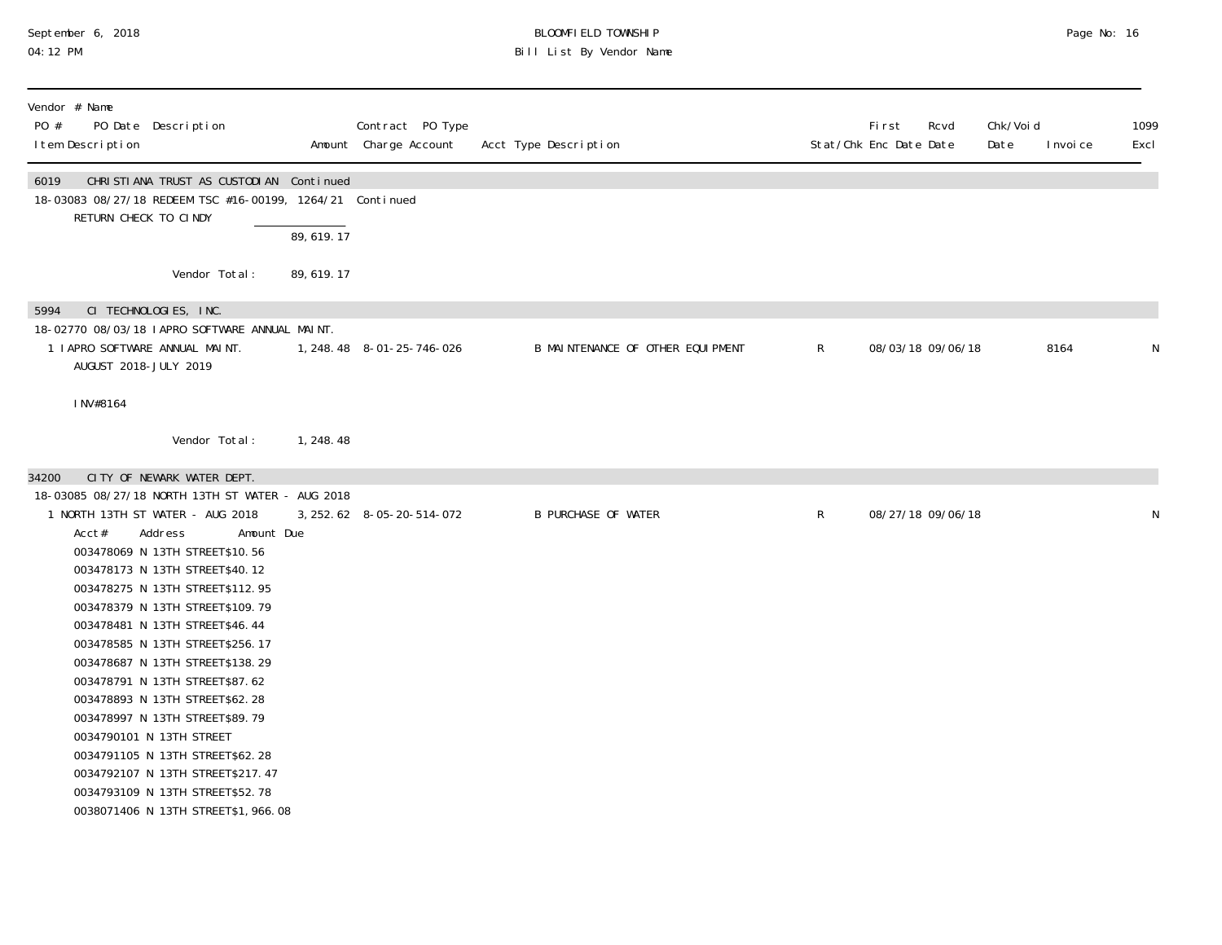| Vendor # Name PO # PO Date Description Item Description | Amount | Contract PO Type Charge Account | Acct Type Description | Stat/Chk | First Enc Date | Rcvd Date | Chk/Void Date | Invoice | 1099 Excl |
|---|---|---|---|---|---|---|---|---|---|
| 6019 CHRISTIANA TRUST AS CUSTODIAN Continued | | | | | | | | | |
| 18-03083 08/27/18 REDEEM TSC #16-00199, 1264/21 Continued | | | | | | | | | |
| RETURN CHECK TO CINDY | | | | | | | | | |
| | 89,619.17 | | | | | | | | |
| Vendor Total: | 89,619.17 | | | | | | | | |
| 5994 CI TECHNOLOGIES, INC. | | | | | | | | | |
| 18-02770 08/03/18 IAPRO SOFTWARE ANNUAL MAINT. | | | | | | | | | |
| 1 IAPRO SOFTWARE ANNUAL MAINT. AUGUST 2018-JULY 2019<br><br>INV#8164 | 1,248.48 | 8-01-25-746-026 | B MAINTENANCE OF OTHER EQUIPMENT | R | 08/03/18 | 09/06/18 | | 8164 | N |
| Vendor Total: | 1,248.48 | | | | | | | | |
| 34200 CITY OF NEWARK WATER DEPT. | | | | | | | | | |
| 18-03085 08/27/18 NORTH 13TH ST WATER - AUG 2018 | | | | | | | | | |
| 1 NORTH 13TH ST WATER - AUG 2018<br>Acct# Address Amount Due<br>003478069 N 13TH STREET$10.56<br>003478173 N 13TH STREET$40.12<br>003478275 N 13TH STREET$112.95<br>003478379 N 13TH STREET$109.79<br>003478481 N 13TH STREET$46.44<br>003478585 N 13TH STREET$256.17<br>003478687 N 13TH STREET$138.29<br>003478791 N 13TH STREET$87.62<br>003478893 N 13TH STREET$62.28<br>003478997 N 13TH STREET$89.79<br>0034790101 N 13TH STREET<br>0034791105 N 13TH STREET$62.28<br>0034792107 N 13TH STREET$217.47<br>0034793109 N 13TH STREET$52.78<br>0038071406 N 13TH STREET$1,966.08 | 3,252.62 | 8-05-20-514-072 | B PURCHASE OF WATER | R | 08/27/18 | 09/06/18 | | | N |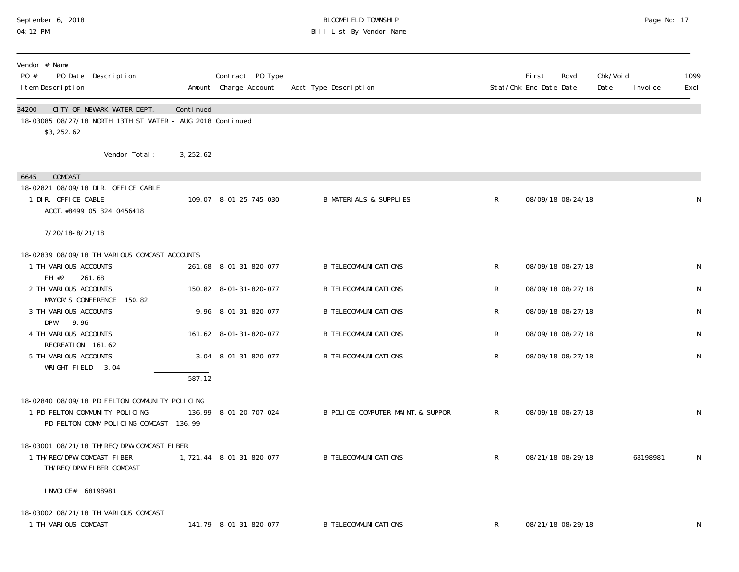| Vendor # Name PO # PO Date Description Item Description | Amount | Contract PO Type Charge Account | Acct Type Description | Stat/Chk | First Enc Date | Rcvd Date | Chk/Void Date | Invoice | 1099 Excl |
|---|---|---|---|---|---|---|---|---|---|
| **34200 CITY OF NEWARK WATER DEPT.** | Continued | | | | | | | | |
| 18-03085 08/27/18 NORTH 13TH ST WATER - AUG 2018 Continued | | | | | | | | | |
| $3,252.62 | | | | | | | | | |
| Vendor Total: | 3,252.62 | | | | | | | | |
| **6645 COMCAST** | | | | | | | | | |
| 18-02821 08/09/18 DIR. OFFICE CABLE | | | | | | | | | |
| 1 DIR. OFFICE CABLE ACCT.#8499 05 324 0456418 7/20/18-8/21/18 | 109.07 | 8-01-25-745-030 | B MATERIALS & SUPPLIES | R | 08/09/18 | 08/24/18 | | | N |
| 18-02839 08/09/18 TH VARIOUS COMCAST ACCOUNTS | | | | | | | | | |
| 1 TH VARIOUS ACCOUNTS FH #2 261.68 | 261.68 | 8-01-31-820-077 | B TELECOMMUNICATIONS | R | 08/09/18 | 08/27/18 | | | N |
| 2 TH VARIOUS ACCOUNTS MAYOR'S CONFERENCE 150.82 | 150.82 | 8-01-31-820-077 | B TELECOMMUNICATIONS | R | 08/09/18 | 08/27/18 | | | N |
| 3 TH VARIOUS ACCOUNTS DPW 9.96 | 9.96 | 8-01-31-820-077 | B TELECOMMUNICATIONS | R | 08/09/18 | 08/27/18 | | | N |
| 4 TH VARIOUS ACCOUNTS RECREATION 161.62 | 161.62 | 8-01-31-820-077 | B TELECOMMUNICATIONS | R | 08/09/18 | 08/27/18 | | | N |
| 5 TH VARIOUS ACCOUNTS WRIGHT FIELD 3.04 | 3.04 | 8-01-31-820-077 | B TELECOMMUNICATIONS | R | 08/09/18 | 08/27/18 | | | N |
| | 587.12 | | | | | | | | |
| 18-02840 08/09/18 PD FELTON COMMUNITY POLICING | | | | | | | | | |
| 1 PD FELTON COMMUNITY POLICING PD FELTON COMM POLICING COMCAST 136.99 | 136.99 | 8-01-20-707-024 | B POLICE COMPUTER MAINT.& SUPPOR | R | 08/09/18 | 08/27/18 | | | N |
| 18-03001 08/21/18 TH/REC/DPW COMCAST FIBER | | | | | | | | | |
| 1 TH/REC/DPW COMCAST FIBER TH/REC/DPW FIBER COMCAST INVOICE# 68198981 | 1,721.44 | 8-01-31-820-077 | B TELECOMMUNICATIONS | R | 08/21/18 | 08/29/18 | | 68198981 | N |
| 18-03002 08/21/18 TH VARIOUS COMCAST | | | | | | | | | |
| 1 TH VARIOUS COMCAST | 141.79 | 8-01-31-820-077 | B TELECOMMUNICATIONS | R | 08/21/18 | 08/29/18 | | | N |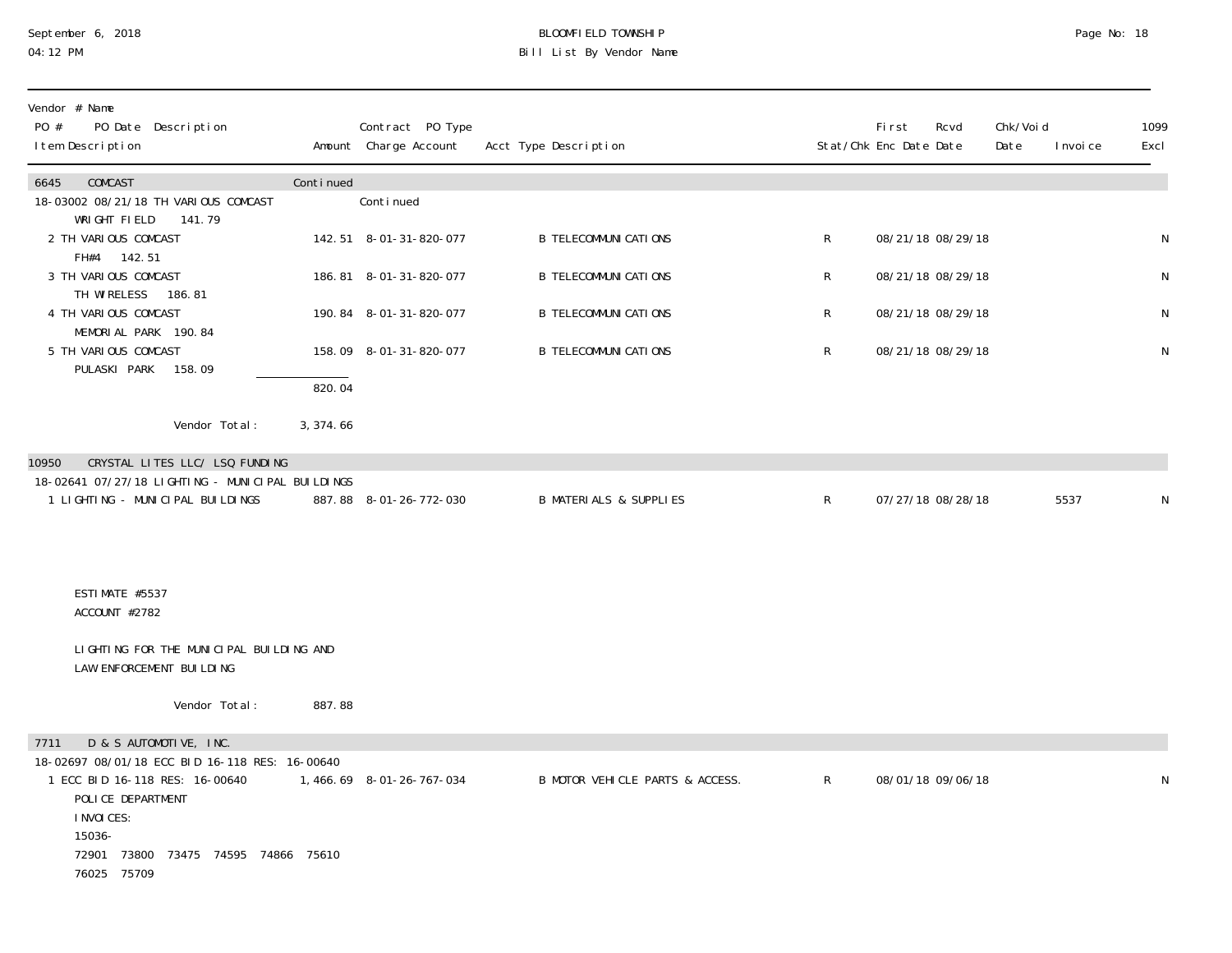| Vendor # Name<br>PO # PO Date Description<br>Item Description | Amount | Contract PO Type<br>Charge Account | Acct Type Description | Stat/Chk | First Enc Date | Rcvd Date | Chk/Void Date | Invoice | 1099 Excl |
|---|---|---|---|---|---|---|---|---|---|
| 6645 COMCAST | Continued | | | | | | | | |
| 18-03002 08/21/18 TH VARIOUS COMCAST<br>WRIGHT FIELD 141.79 | | Continued | | | | | | | |
| 2 TH VARIOUS COMCAST<br>FH#4 142.51 | 142.51 | 8-01-31-820-077 | B TELECOMMUNICATIONS | R | 08/21/18 | 08/29/18 | | | N |
| 3 TH VARIOUS COMCAST<br>TH WIRELESS 186.81 | 186.81 | 8-01-31-820-077 | B TELECOMMUNICATIONS | R | 08/21/18 | 08/29/18 | | | N |
| 4 TH VARIOUS COMCAST<br>MEMORIAL PARK 190.84 | 190.84 | 8-01-31-820-077 | B TELECOMMUNICATIONS | R | 08/21/18 | 08/29/18 | | | N |
| 5 TH VARIOUS COMCAST<br>PULASKI PARK 158.09 | 158.09 | 8-01-31-820-077 | B TELECOMMUNICATIONS | R | 08/21/18 | 08/29/18 | | | N |
| | 820.04 | | | | | | | | |
| Vendor Total: | 3,374.66 | | | | | | | | |
| 10950 CRYSTAL LITES LLC/ LSQ FUNDING | | | | | | | | | |
| 18-02641 07/27/18 LIGHTING - MUNICIPAL BUILDINGS | | | | | | | | | |
| 1 LIGHTING - MUNICIPAL BUILDINGS | 887.88 | 8-01-26-772-030 | B MATERIALS & SUPPLIES | R | 07/27/18 | 08/28/18 | | 5537 | N |
| ESTIMATE #5537<br>ACCOUNT #2782<br><br>LIGHTING FOR THE MUNICIPAL BUILDING AND<br>LAW ENFORCEMENT BUILDING | | | | | | | | | |
| Vendor Total: | 887.88 | | | | | | | | |
| 7711 D & S AUTOMOTIVE, INC. | | | | | | | | | |
| 18-02697 08/01/18 ECC BID 16-118 RES: 16-00640 | | | | | | | | | |
| 1 ECC BID 16-118 RES: 16-00640<br>POLICE DEPARTMENT<br>INVOICES:<br>15036-<br>72901 73800 73475 74595 74866 75610<br>76025 75709 | 1,466.69 | 8-01-26-767-034 | B MOTOR VEHICLE PARTS & ACCESS. | R | 08/01/18 | 09/06/18 | | | N |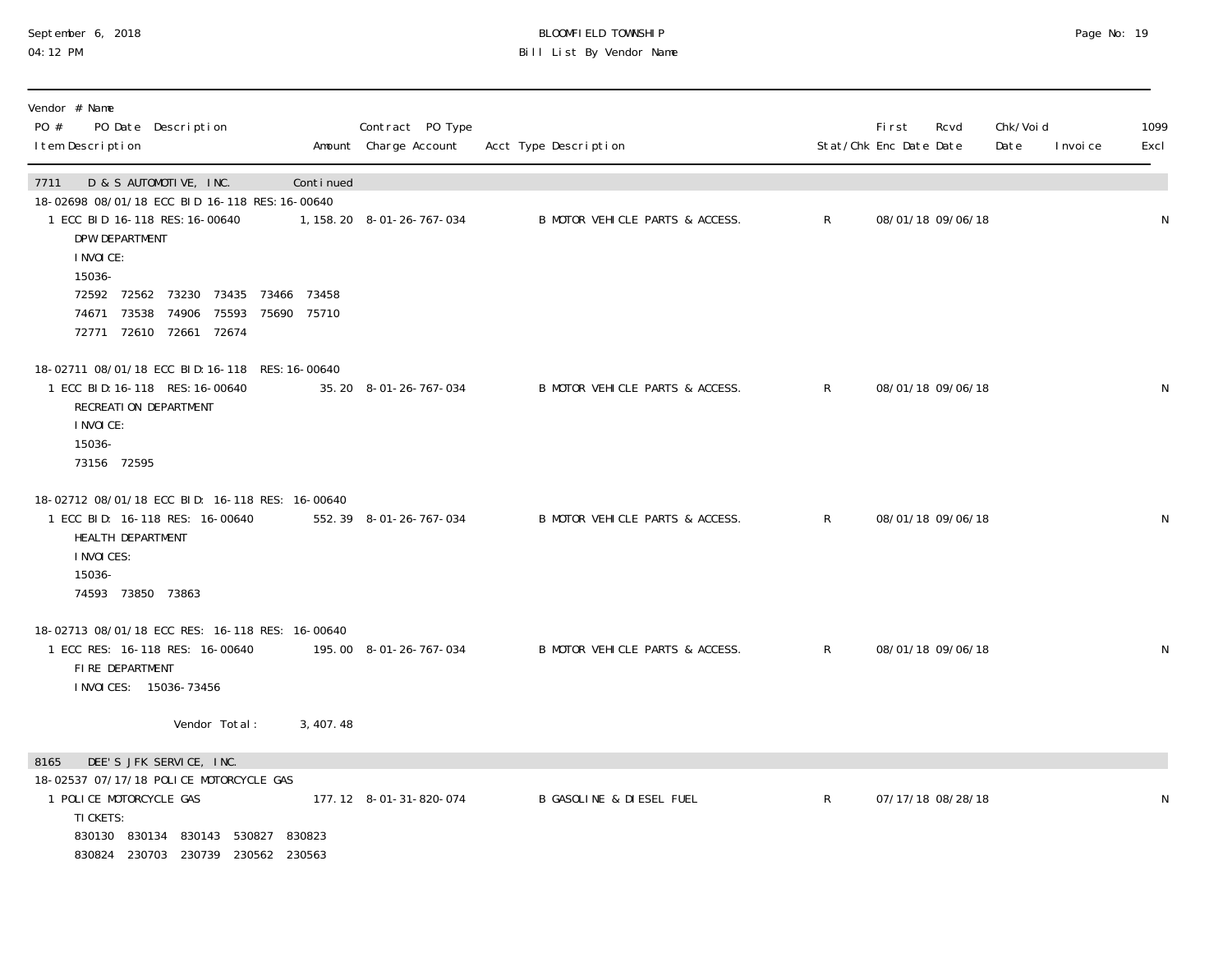BLOOMFIELD TOWNSHIP
Bill List By Vendor Name

September 6, 2018
04:12 PM

| Vendor # Name<br>PO # PO Date Description<br>Item Description | Amount | Contract PO Type<br>Charge Account | Acct Type Description | Stat/Chk | First Enc Date | Rcvd Date | Chk/Void Date | Invoice | 1099 Excl |
|---|---|---|---|---|---|---|---|---|---|
| **7711 D & S AUTOMOTIVE, INC.** | Continued | | | | | | | | |
| 18-02698 08/01/18 ECC BID 16-118 RES:16-00640 | | | | | | | | | |
| 1 ECC BID 16-118 RES:16-00640<br>DPW DEPARTMENT<br>INVOICE:<br>15036-<br>72592 72562 73230 73435 73466 73458<br>74671 73538 74906 75593 75690 75710<br>72771 72610 72661 72674 | 1,158.20 | 8-01-26-767-034 | B MOTOR VEHICLE PARTS & ACCESS. | R | 08/01/18 | 09/06/18 | | | N |
| 18-02711 08/01/18 ECC BID:16-118 RES:16-00640 | | | | | | | | | |
| 1 ECC BID:16-118 RES:16-00640<br>RECREATION DEPARTMENT<br>INVOICE:<br>15036-<br>73156 72595 | 35.20 | 8-01-26-767-034 | B MOTOR VEHICLE PARTS & ACCESS. | R | 08/01/18 | 09/06/18 | | | N |
| 18-02712 08/01/18 ECC BID: 16-118 RES: 16-00640 | | | | | | | | | |
| 1 ECC BID: 16-118 RES: 16-00640<br>HEALTH DEPARTMENT<br>INVOICES:<br>15036-<br>74593 73850 73863 | 552.39 | 8-01-26-767-034 | B MOTOR VEHICLE PARTS & ACCESS. | R | 08/01/18 | 09/06/18 | | | N |
| 18-02713 08/01/18 ECC RES: 16-118 RES: 16-00640 | | | | | | | | | |
| 1 ECC RES: 16-118 RES: 16-00640<br>FIRE DEPARTMENT<br>INVOICES: 15036-73456 | 195.00 | 8-01-26-767-034 | B MOTOR VEHICLE PARTS & ACCESS. | R | 08/01/18 | 09/06/18 | | | N |
| Vendor Total: | 3,407.48 | | | | | | | | |
| **8165 DEE'S JFK SERVICE, INC.** | | | | | | | | | |
| 18-02537 07/17/18 POLICE MOTORCYCLE GAS | | | | | | | | | |
| 1 POLICE MOTORCYCLE GAS<br>TICKETS:<br>830130 830134 830143 530827 830823<br>830824 230703 230739 230562 230563 | 177.12 | 8-01-31-820-074 | B GASOLINE & DIESEL FUEL | R | 07/17/18 | 08/28/18 | | | N |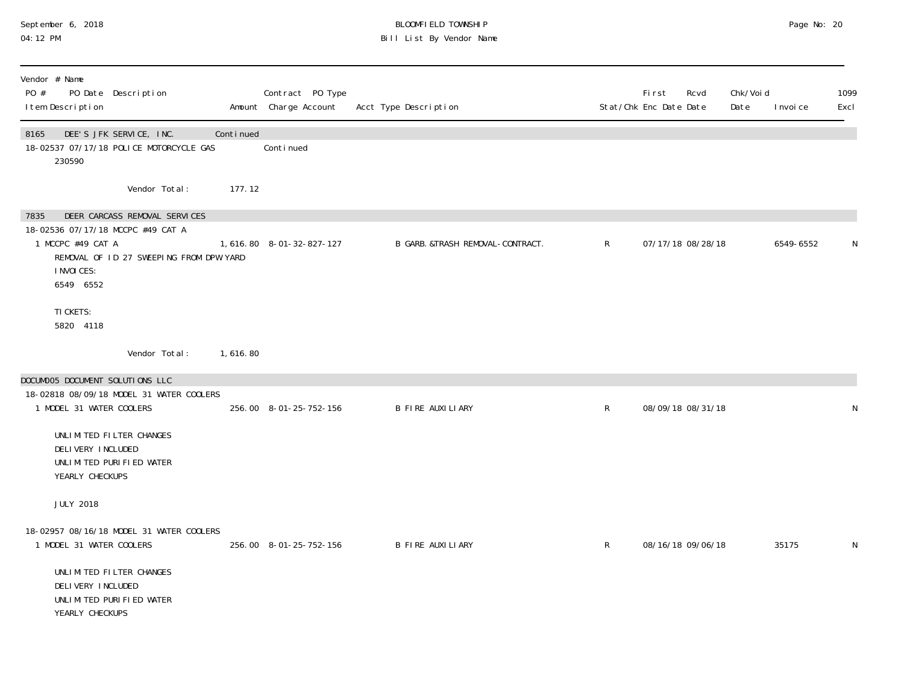| Vendor # Name<br>PO # PO Date Description<br>Item Description | Amount | Contract PO Type<br>Charge Account | Acct Type Description | Stat/Chk | First<br>Enc Date | Rcvd<br>Date | Chk/Void<br>Date | Invoice | 1099<br>Excl |
|---|---|---|---|---|---|---|---|---|---|
| 8165 DEE'S JFK SERVICE, INC. | Continued | | | | | | | | |
| 18-02537 07/17/18 POLICE MOTORCYCLE GAS | | Continued | | | | | | | |
| 230590 | | | | | | | | | |
| Vendor Total: | 177.12 | | | | | | | | |
| 7835 DEER CARCASS REMOVAL SERVICES | | | | | | | | | |
| 18-02536 07/17/18 MCCPC #49 CAT A | | | | | | | | | |
| 1 MCCPC #49 CAT A<br>REMOVAL OF ID 27 SWEEPING FROM DPW YARD<br>INVOICES:<br>6549 6552<br><br>TICKETS:<br>5820 4118 | 1,616.80 | 8-01-32-827-127 | B GARB.&TRASH REMOVAL-CONTRACT. | R | 07/17/18 | 08/28/18 | | 6549-6552 | N |
| Vendor Total: | 1,616.80 | | | | | | | | |
| DOCUM005 DOCUMENT SOLUTIONS LLC | | | | | | | | | |
| 18-02818 08/09/18 MODEL 31 WATER COOLERS | | | | | | | | | |
| 1 MODEL 31 WATER COOLERS<br><br>UNLIMITED FILTER CHANGES<br>DELIVERY INCLUDED<br>UNLIMITED PURIFIED WATER<br>YEARLY CHECKUPS<br><br>JULY 2018 | 256.00 | 8-01-25-752-156 | B FIRE AUXILIARY | R | 08/09/18 | 08/31/18 | | | N |
| 18-02957 08/16/18 MODEL 31 WATER COOLERS | | | | | | | | | |
| 1 MODEL 31 WATER COOLERS<br><br>UNLIMITED FILTER CHANGES<br>DELIVERY INCLUDED<br>UNLIMITED PURIFIED WATER<br>YEARLY CHECKUPS | 256.00 | 8-01-25-752-156 | B FIRE AUXILIARY | R | 08/16/18 | 09/06/18 | | 35175 | N |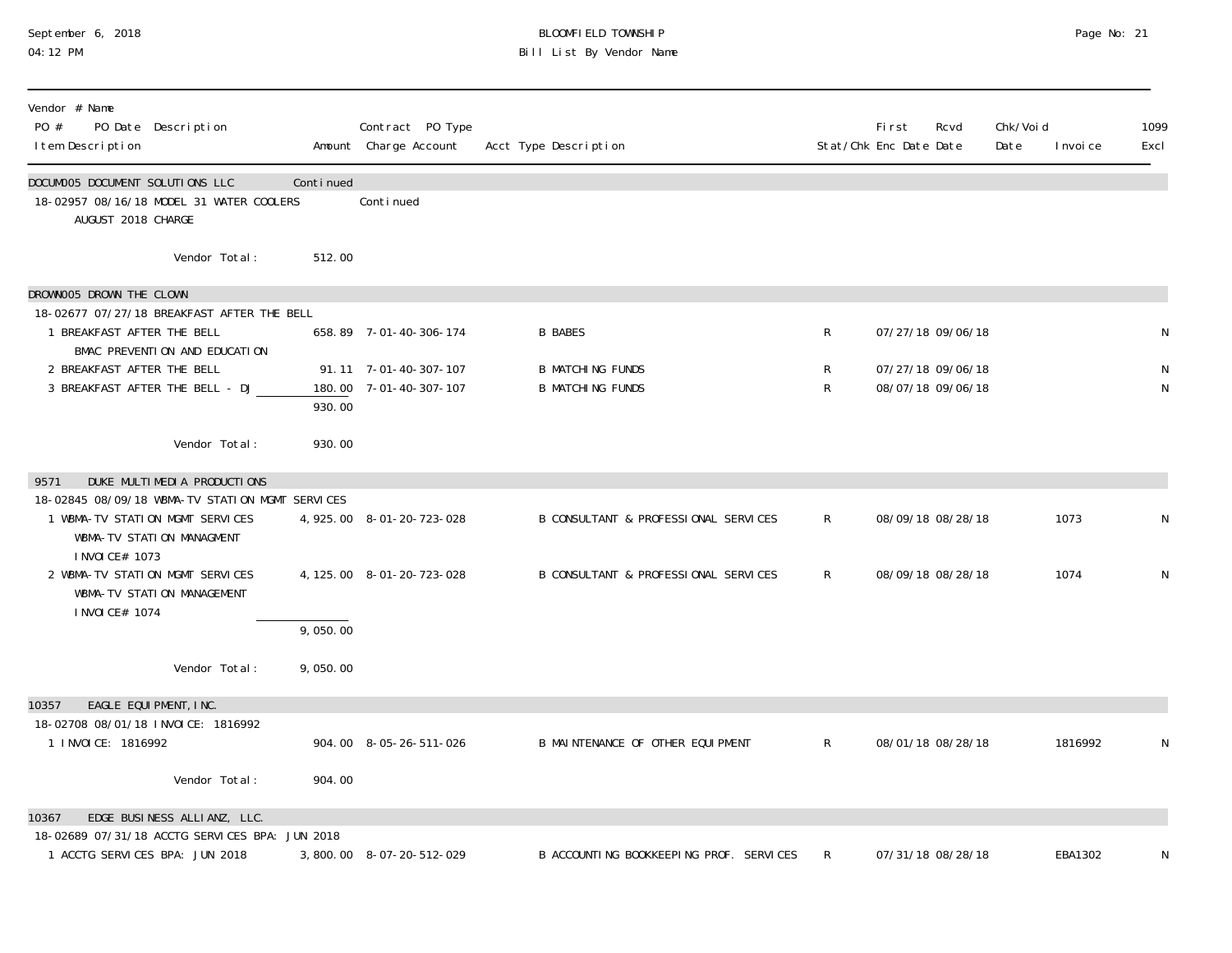# BLOOMFIELD TOWNSHIP
## Bill List By Vendor Name

September 6, 2018
04:12 PM

| Vendor # Name / PO # PO Date Description / Item Description | Amount | Contract PO Type / Charge Account | Acct Type Description | Stat/Chk | First Enc Date | Rcvd Date | Chk/Void Date | Invoice | 1099 Excl |
|---|---|---|---|---|---|---|---|---|---|
| **DOCUM005 DOCUMENT SOLUTIONS LLC** | Continued | | | | | | | | |
| 18-02957 08/16/18 MODEL 31 WATER COOLERS | | Continued | | | | | | | |
| AUGUST 2018 CHARGE | | | | | | | | | |
| Vendor Total: | 512.00 | | | | | | | | |
| **DROWN005 DROWN THE CLOWN** | | | | | | | | | |
| 18-02677 07/27/18 BREAKFAST AFTER THE BELL | | | | | | | | | |
| 1 BREAKFAST AFTER THE BELL BMAC PREVENTION AND EDUCATION | 658.89 | 7-01-40-306-174 | B BABES | R | 07/27/18 | 09/06/18 | | | N |
| 2 BREAKFAST AFTER THE BELL | 91.11 | 7-01-40-307-107 | B MATCHING FUNDS | R | 07/27/18 | 09/06/18 | | | N |
| 3 BREAKFAST AFTER THE BELL - DJ | 180.00 | 7-01-40-307-107 | B MATCHING FUNDS | R | 08/07/18 | 09/06/18 | | | N |
| | 930.00 | | | | | | | | |
| Vendor Total: | 930.00 | | | | | | | | |
| **9571 DUKE MULTIMEDIA PRODUCTIONS** | | | | | | | | | |
| 18-02845 08/09/18 WBMA-TV STATION MGMT SERVICES | | | | | | | | | |
| 1 WBMA-TV STATION MGMT SERVICES WBMA-TV STATION MANAGMENT INVOICE# 1073 | 4,925.00 | 8-01-20-723-028 | B CONSULTANT & PROFESSIONAL SERVICES | R | 08/09/18 | 08/28/18 | | 1073 | N |
| 2 WBMA-TV STATION MGMT SERVICES WBMA-TV STATION MANAGEMENT INVOICE# 1074 | 4,125.00 | 8-01-20-723-028 | B CONSULTANT & PROFESSIONAL SERVICES | R | 08/09/18 | 08/28/18 | | 1074 | N |
| | 9,050.00 | | | | | | | | |
| Vendor Total: | 9,050.00 | | | | | | | | |
| **10357 EAGLE EQUIPMENT, INC.** | | | | | | | | | |
| 18-02708 08/01/18 INVOICE: 1816992 | | | | | | | | | |
| 1 INVOICE: 1816992 | 904.00 | 8-05-26-511-026 | B MAINTENANCE OF OTHER EQUIPMENT | R | 08/01/18 | 08/28/18 | | 1816992 | N |
| Vendor Total: | 904.00 | | | | | | | | |
| **10367 EDGE BUSINESS ALLIANZ, LLC.** | | | | | | | | | |
| 18-02689 07/31/18 ACCTG SERVICES BPA: JUN 2018 | | | | | | | | | |
| 1 ACCTG SERVICES BPA: JUN 2018 | 3,800.00 | 8-07-20-512-029 | B ACCOUNTING BOOKKEEPING PROF. SERVICES | R | 07/31/18 | 08/28/18 | | EBA1302 | N |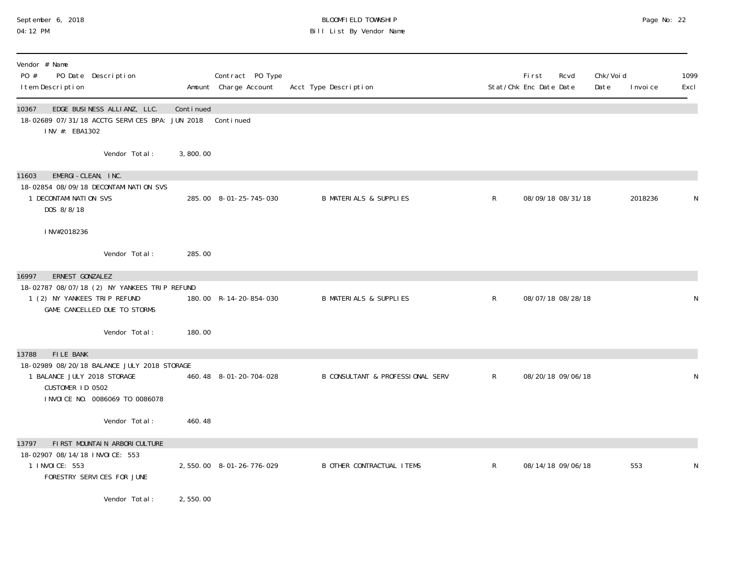| Vendor # Name<br>PO # PO Date Description<br>Item Description | Amount | Contract PO Type<br>Charge Account | Acct Type Description | Stat/Chk | First Enc Date | Rcvd Date | Chk/Void Date | Invoice | 1099 Excl |
|---|---|---|---|---|---|---|---|---|---|
| 10367 EDGE BUSINESS ALLIANZ, LLC. | Continued | | | | | | | | |
| 18-02689 07/31/18 ACCTG SERVICES BPA: JUN 2018 | | Continued | | | | | | | |
| INV #: EBA1302 | | | | | | | | | |
| Vendor Total: | 3,800.00 | | | | | | | | |
| 11603 EMERGI-CLEAN, INC. | | | | | | | | | |
| 18-02854 08/09/18 DECONTAMINATION SVS | | | | | | | | | |
| 1 DECONTAMINATION SVS<br>DOS 8/8/18<br><br>INV#2018236 | 285.00 | 8-01-25-745-030 | B MATERIALS & SUPPLIES | R | 08/09/18 | 08/31/18 | | 2018236 | N |
| Vendor Total: | 285.00 | | | | | | | | |
| 16997 ERNEST GONZALEZ | | | | | | | | | |
| 18-02787 08/07/18 (2) NY YANKEES TRIP REFUND | | | | | | | | | |
| 1 (2) NY YANKEES TRIP REFUND<br>GAME CANCELLED DUE TO STORMS | 180.00 | R-14-20-854-030 | B MATERIALS & SUPPLIES | R | 08/07/18 | 08/28/18 | | | N |
| Vendor Total: | 180.00 | | | | | | | | |
| 13788 FILE BANK | | | | | | | | | |
| 18-02989 08/20/18 BALANCE JULY 2018 STORAGE | | | | | | | | | |
| 1 BALANCE JULY 2018 STORAGE<br>CUSTOMER ID 0502<br>INVOICE NO. 0086069 TO 0086078 | 460.48 | 8-01-20-704-028 | B CONSULTANT & PROFESSIONAL SERV | R | 08/20/18 | 09/06/18 | | | N |
| Vendor Total: | 460.48 | | | | | | | | |
| 13797 FIRST MOUNTAIN ARBORICULTURE | | | | | | | | | |
| 18-02907 08/14/18 INVOICE: 553 | | | | | | | | | |
| 1 INVOICE: 553<br>FORESTRY SERVICES FOR JUNE | 2,550.00 | 8-01-26-776-029 | B OTHER CONTRACTUAL ITEMS | R | 08/14/18 | 09/06/18 | | 553 | N |
| Vendor Total: | 2,550.00 | | | | | | | | |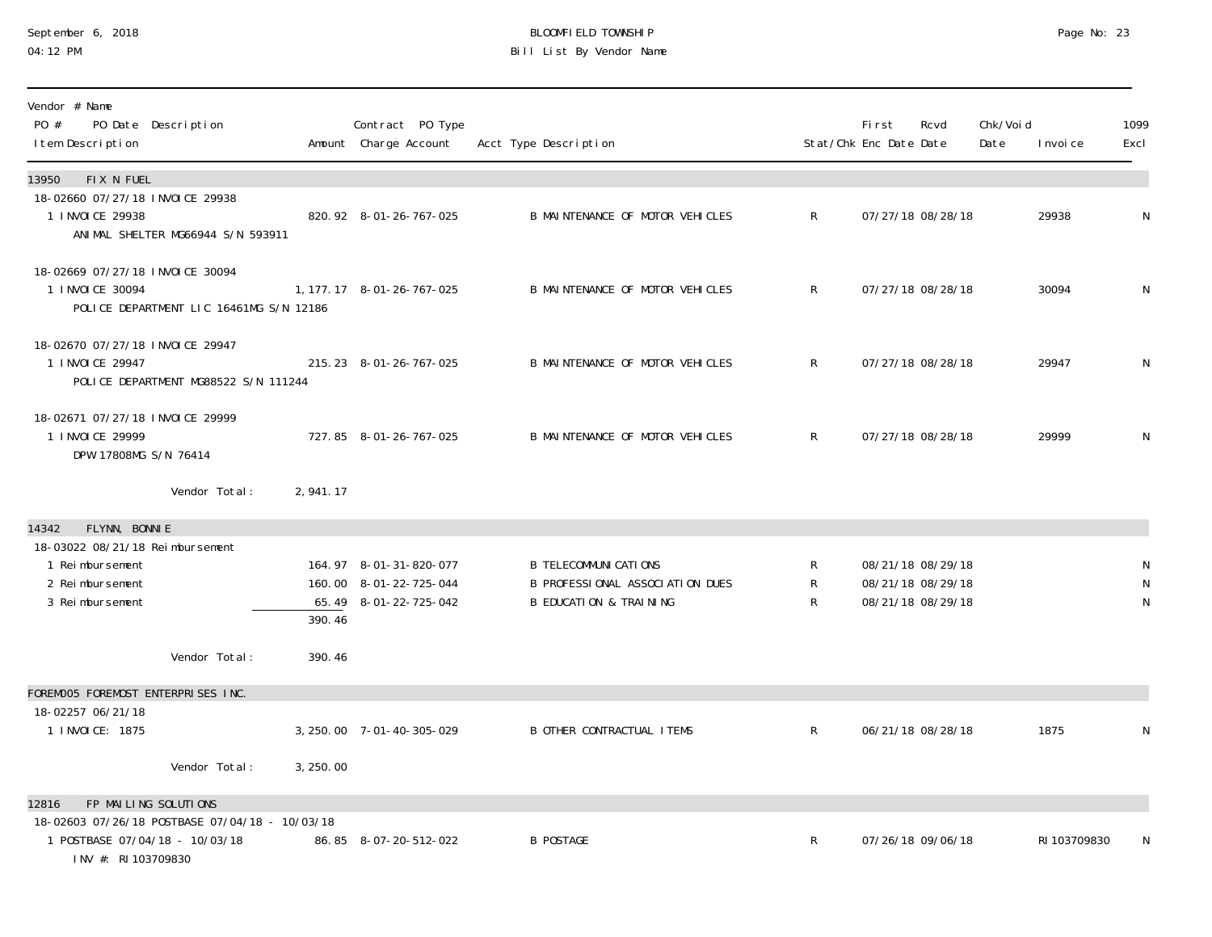September 6, 2018
04:12 PM

BLOOMFIELD TOWNSHIP
Bill List By Vendor Name

| Vendor # Name / PO # PO Date Description / Item Description | Amount | Contract PO Type Charge Account | Acct Type Description | Stat/Chk | First Enc Date | Rcvd Date | Chk/Void Date | Invoice | 1099 Excl |
|---|---|---|---|---|---|---|---|---|---|
| **13950 FIX N FUEL** | | | | | | | | | |
| 18-02660 07/27/18 INVOICE 29938 | | | | | | | | | |
| 1 INVOICE 29938 ANIMAL SHELTER MG66944 S/N 593911 | 820.92 | 8-01-26-767-025 | B MAINTENANCE OF MOTOR VEHICLES | R | 07/27/18 | 08/28/18 | | 29938 | N |
| 18-02669 07/27/18 INVOICE 30094 | | | | | | | | | |
| 1 INVOICE 30094 POLICE DEPARTMENT LIC 16461MG S/N 12186 | 1,177.17 | 8-01-26-767-025 | B MAINTENANCE OF MOTOR VEHICLES | R | 07/27/18 | 08/28/18 | | 30094 | N |
| 18-02670 07/27/18 INVOICE 29947 | | | | | | | | | |
| 1 INVOICE 29947 POLICE DEPARTMENT MG88522 S/N 111244 | 215.23 | 8-01-26-767-025 | B MAINTENANCE OF MOTOR VEHICLES | R | 07/27/18 | 08/28/18 | | 29947 | N |
| 18-02671 07/27/18 INVOICE 29999 | | | | | | | | | |
| 1 INVOICE 29999 DPW 17808MG S/N 76414 | 727.85 | 8-01-26-767-025 | B MAINTENANCE OF MOTOR VEHICLES | R | 07/27/18 | 08/28/18 | | 29999 | N |
| Vendor Total: | 2,941.17 | | | | | | | | |
| **14342 FLYNN, BONNIE** | | | | | | | | | |
| 18-03022 08/21/18 Reimbursement | | | | | | | | | |
| 1 Reimbursement | 164.97 | 8-01-31-820-077 | B TELECOMMUNICATIONS | R | 08/21/18 | 08/29/18 | | | N |
| 2 Reimbursement | 160.00 | 8-01-22-725-044 | B PROFESSIONAL ASSOCIATION DUES | R | 08/21/18 | 08/29/18 | | | N |
| 3 Reimbursement | 65.49 | 8-01-22-725-042 | B EDUCATION & TRAINING | R | 08/21/18 | 08/29/18 | | | N |
| | 390.46 | | | | | | | | |
| Vendor Total: | 390.46 | | | | | | | | |
| **FOREM005 FOREMOST ENTERPRISES INC.** | | | | | | | | | |
| 18-02257 06/21/18 | | | | | | | | | |
| 1 INVOICE: 1875 | 3,250.00 | 7-01-40-305-029 | B OTHER CONTRACTUAL ITEMS | R | 06/21/18 | 08/28/18 | | 1875 | N |
| Vendor Total: | 3,250.00 | | | | | | | | |
| **12816 FP MAILING SOLUTIONS** | | | | | | | | | |
| 18-02603 07/26/18 POSTBASE 07/04/18 - 10/03/18 | | | | | | | | | |
| 1 POSTBASE 07/04/18 - 10/03/18 INV #: RI103709830 | 86.85 | 8-07-20-512-022 | B POSTAGE | R | 07/26/18 | 09/06/18 | | RI103709830 | N |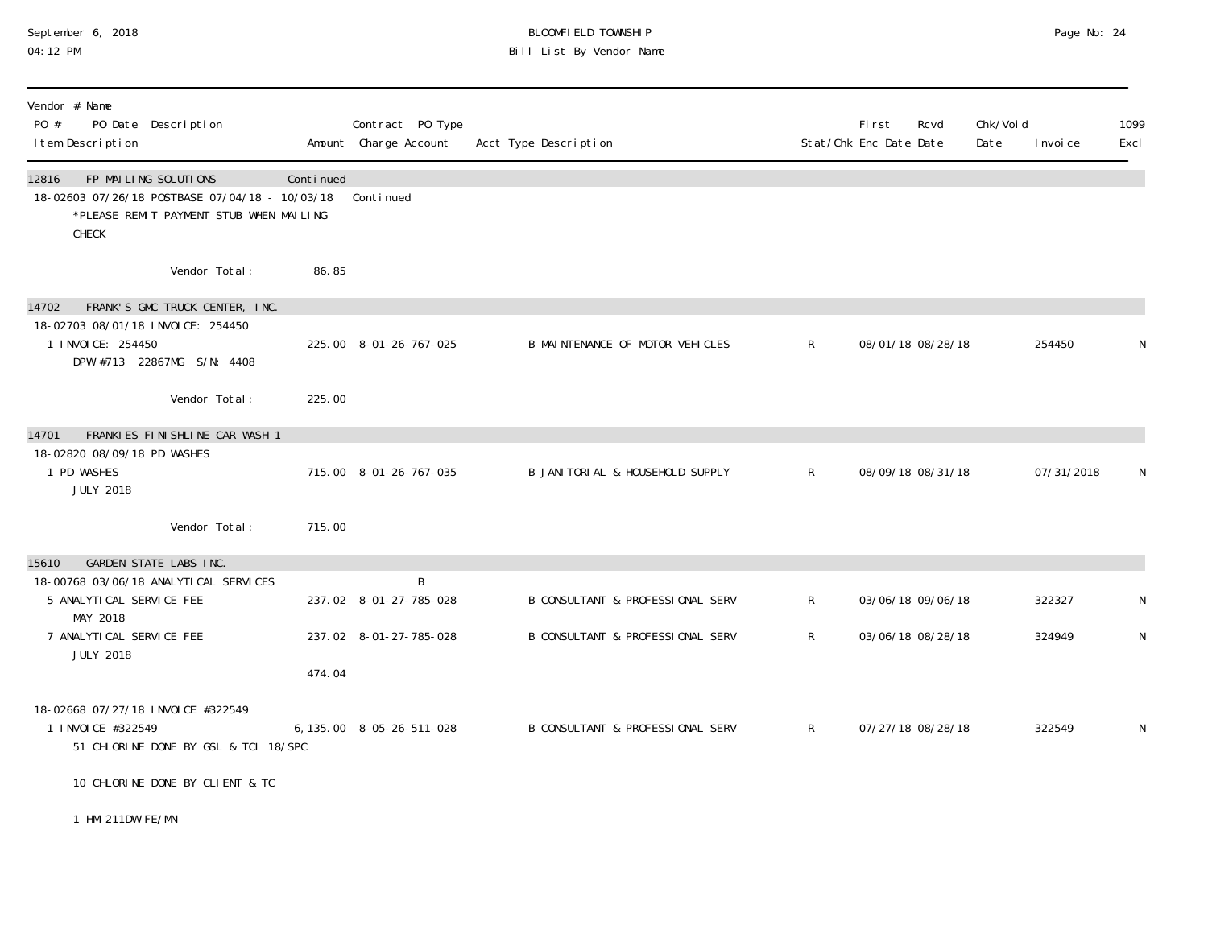| Vendor # Name PO # PO Date Description Item Description | Amount | Contract PO Type Charge Account | Acct Type Description | Stat/Chk | First Enc Date | Rcvd Date | Chk/Void Date | Invoice | 1099 Excl |
|---|---|---|---|---|---|---|---|---|---|
| **12816 FP MAILING SOLUTIONS** | Continued | | | | | | | | |
| 18-02603 07/26/18 POSTBASE 07/04/18 - 10/03/18 | | Continued | | | | | | | |
| *PLEASE REMIT PAYMENT STUB WHEN MAILING CHECK | | | | | | | | | |
| Vendor Total: | 86.85 | | | | | | | | |
| **14702 FRANK'S GMC TRUCK CENTER, INC.** | | | | | | | | | |
| 18-02703 08/01/18 INVOICE: 254450 | | | | | | | | | |
| 1 INVOICE: 254450 DPW #713 22867MG S/N: 4408 | 225.00 | 8-01-26-767-025 | B MAINTENANCE OF MOTOR VEHICLES | R | 08/01/18 | 08/28/18 | | 254450 | N |
| Vendor Total: | 225.00 | | | | | | | | |
| **14701 FRANKIES FINISHLINE CAR WASH 1** | | | | | | | | | |
| 18-02820 08/09/18 PD WASHES | | | | | | | | | |
| 1 PD WASHES JULY 2018 | 715.00 | 8-01-26-767-035 | B JANITORIAL & HOUSEHOLD SUPPLY | R | 08/09/18 | 08/31/18 | | 07/31/2018 | N |
| Vendor Total: | 715.00 | | | | | | | | |
| **15610 GARDEN STATE LABS INC.** | | | | | | | | | |
| 18-00768 03/06/18 ANALYTICAL SERVICES | | B | | | | | | | |
| 5 ANALYTICAL SERVICE FEE MAY 2018 | 237.02 | 8-01-27-785-028 | B CONSULTANT & PROFESSIONAL SERV | R | 03/06/18 | 09/06/18 | | 322327 | N |
| 7 ANALYTICAL SERVICE FEE JULY 2018 | 237.02 | 8-01-27-785-028 | B CONSULTANT & PROFESSIONAL SERV | R | 03/06/18 | 08/28/18 | | 324949 | N |
| | 474.04 | | | | | | | | |
| 18-02668 07/27/18 INVOICE #322549 | | | | | | | | | |
| 1 INVOICE #322549 51 CHLORINE DONE BY GSL & TCI 18/SPC 10 CHLORINE DONE BY CLIENT & TC 1 HM-211DW-FE/MN | 6,135.00 | 8-05-26-511-028 | B CONSULTANT & PROFESSIONAL SERV | R | 07/27/18 | 08/28/18 | | 322549 | N |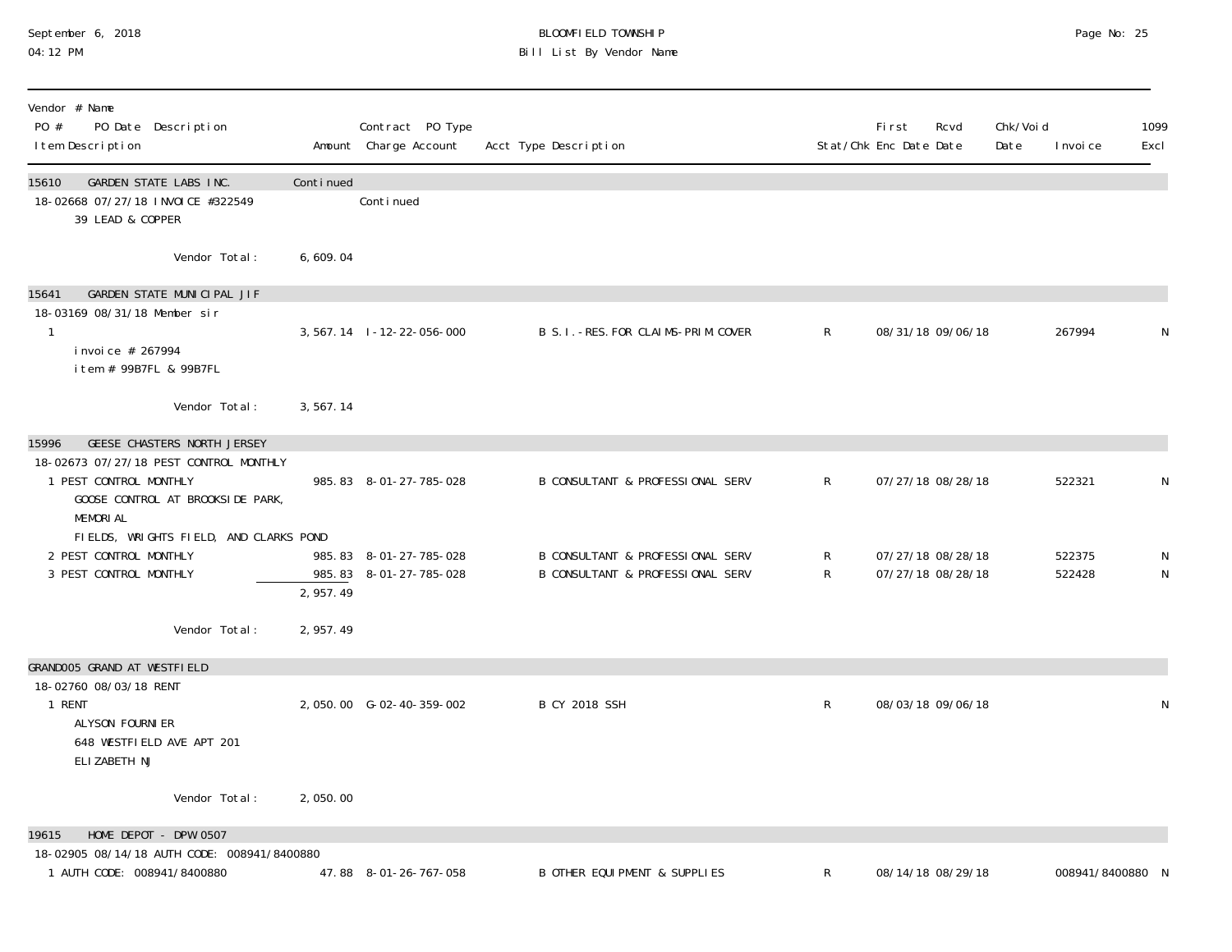September 6, 2018
04:12 PM

# BLOOMFIELD TOWNSHIP
## Bill List By Vendor Name

| Vendor # Name / PO # PO Date Description / Item Description | Amount | Contract PO Type / Charge Account | Acct Type Description | Stat/Chk | First Enc Date | Rcvd Date | Chk/Void Date | Invoice | 1099 Excl |
|---|---|---|---|---|---|---|---|---|---|
| 15610 GARDEN STATE LABS INC. | Continued | | | | | | | | |
| 18-02668 07/27/18 INVOICE #322549 | | Continued | | | | | | | |
| 39 LEAD & COPPER | | | | | | | | | |
| Vendor Total: | 6,609.04 | | | | | | | | |
| 15641 GARDEN STATE MUNICIPAL JIF | | | | | | | | | |
| 18-03169 08/31/18 Member sir | | | | | | | | | |
| 1 invoice # 267994 item # 99B7FL & 99B7FL | 3,567.14 | I-12-22-056-000 | B S.I.-RES.FOR CLAIMS-PRIM.COVER | R | 08/31/18 | 09/06/18 | | 267994 | N |
| Vendor Total: | 3,567.14 | | | | | | | | |
| 15996 GEESE CHASTERS NORTH JERSEY | | | | | | | | | |
| 18-02673 07/27/18 PEST CONTROL MONTHLY | | | | | | | | | |
| 1 PEST CONTROL MONTHLY GOOSE CONTROL AT BROOKSIDE PARK, MEMORIAL FIELDS, WRIGHTS FIELD, AND CLARKS POND | 985.83 | 8-01-27-785-028 | B CONSULTANT & PROFESSIONAL SERV | R | 07/27/18 | 08/28/18 | | 522321 | N |
| 2 PEST CONTROL MONTHLY | 985.83 | 8-01-27-785-028 | B CONSULTANT & PROFESSIONAL SERV | R | 07/27/18 | 08/28/18 | | 522375 | N |
| 3 PEST CONTROL MONTHLY | 985.83 | 8-01-27-785-028 | B CONSULTANT & PROFESSIONAL SERV | R | 07/27/18 | 08/28/18 | | 522428 | N |
| | 2,957.49 | | | | | | | | |
| Vendor Total: | 2,957.49 | | | | | | | | |
| GRAND005 GRAND AT WESTFIELD | | | | | | | | | |
| 18-02760 08/03/18 RENT | | | | | | | | | |
| 1 RENT ALYSON FOURNIER 648 WESTFIELD AVE APT 201 ELIZABETH NJ | 2,050.00 | G-02-40-359-002 | B CY 2018 SSH | R | 08/03/18 | 09/06/18 | | | N |
| Vendor Total: | 2,050.00 | | | | | | | | |
| 19615 HOME DEPOT - DPW 0507 | | | | | | | | | |
| 18-02905 08/14/18 AUTH CODE: 008941/8400880 | | | | | | | | | |
| 1 AUTH CODE: 008941/8400880 | 47.88 | 8-01-26-767-058 | B OTHER EQUIPMENT & SUPPLIES | R | 08/14/18 | 08/29/18 | | 008941/8400880 | N |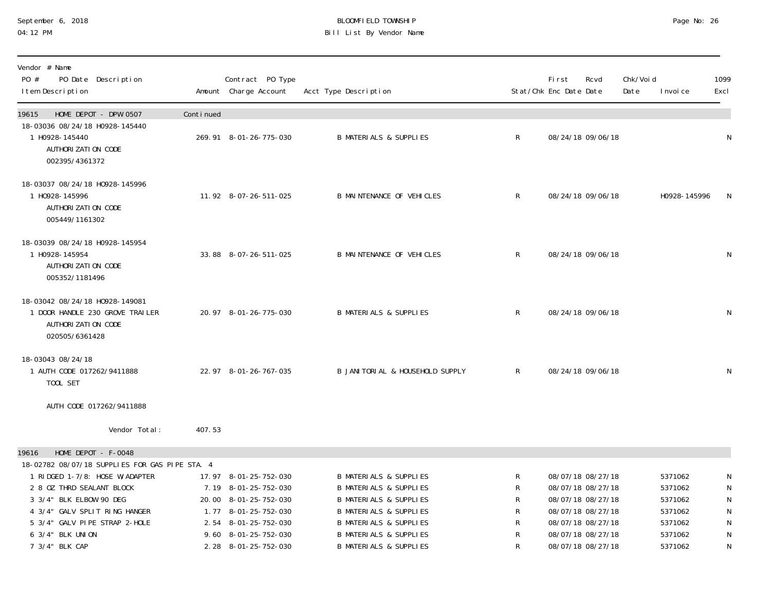September 6, 2018
04:12 PM

BLOOMFIELD TOWNSHIP
Bill List By Vendor Name

| Vendor # Name / PO # PO Date Description / Item Description | Amount | Contract PO Type / Charge Account | Acct Type Description | Stat/Chk | First Enc Date | Rcvd Date | Chk/Void Date | Invoice | 1099 Excl |
|---|---|---|---|---|---|---|---|---|---|
| **19615 HOME DEPOT - DPW 0507** | Continued | | | | | | | | |
| 18-03036 08/24/18 H0928-145440 | | | | | | | | | |
| 1 H0928-145440 AUTHORIZATION CODE 002395/4361372 | 269.91 | 8-01-26-775-030 | B MATERIALS & SUPPLIES | R | 08/24/18 | 09/06/18 | | | N |
| 18-03037 08/24/18 HO928-145996 | | | | | | | | | |
| 1 HO928-145996 AUTHORIZATION CODE 005449/1161302 | 11.92 | 8-07-26-511-025 | B MAINTENANCE OF VEHICLES | R | 08/24/18 | 09/06/18 | | H0928-145996 | N |
| 18-03039 08/24/18 H0928-145954 | | | | | | | | | |
| 1 H0928-145954 AUTHORIZATION CODE 005352/1181496 | 33.88 | 8-07-26-511-025 | B MAINTENANCE OF VEHICLES | R | 08/24/18 | 09/06/18 | | | N |
| 18-03042 08/24/18 HO928-149081 | | | | | | | | | |
| 1 DOOR HANDLE 230 GROVE TRAILER AUTHORIZATION CODE 020505/6361428 | 20.97 | 8-01-26-775-030 | B MATERIALS & SUPPLIES | R | 08/24/18 | 09/06/18 | | | N |
| 18-03043 08/24/18 | | | | | | | | | |
| 1 AUTH CODE 017262/9411888 TOOL SET AUTH CODE 017262/9411888 | 22.97 | 8-01-26-767-035 | B JANITORIAL & HOUSEHOLD SUPPLY | R | 08/24/18 | 09/06/18 | | | N |
| Vendor Total: | 407.53 | | | | | | | | |
| **19616 HOME DEPOT - F-0048** | | | | | | | | | |
| 18-02782 08/07/18 SUPPLIES FOR GAS PIPE STA. 4 | | | | | | | | | |
| 1 RIDGED 1-7/8: HOSE W/ADAPTER | 17.97 | 8-01-25-752-030 | B MATERIALS & SUPPLIES | R | 08/07/18 | 08/27/18 | | 5371062 | N |
| 2 8 OZ THRD SEALANT BLOCK | 7.19 | 8-01-25-752-030 | B MATERIALS & SUPPLIES | R | 08/07/18 | 08/27/18 | | 5371062 | N |
| 3 3/4" BLK ELBOW 90 DEG | 20.00 | 8-01-25-752-030 | B MATERIALS & SUPPLIES | R | 08/07/18 | 08/27/18 | | 5371062 | N |
| 4 3/4" GALV SPLIT RING HANGER | 1.77 | 8-01-25-752-030 | B MATERIALS & SUPPLIES | R | 08/07/18 | 08/27/18 | | 5371062 | N |
| 5 3/4" GALV PIPE STRAP 2-HOLE | 2.54 | 8-01-25-752-030 | B MATERIALS & SUPPLIES | R | 08/07/18 | 08/27/18 | | 5371062 | N |
| 6 3/4" BLK UNION | 9.60 | 8-01-25-752-030 | B MATERIALS & SUPPLIES | R | 08/07/18 | 08/27/18 | | 5371062 | N |
| 7 3/4" BLK CAP | 2.28 | 8-01-25-752-030 | B MATERIALS & SUPPLIES | R | 08/07/18 | 08/27/18 | | 5371062 | N |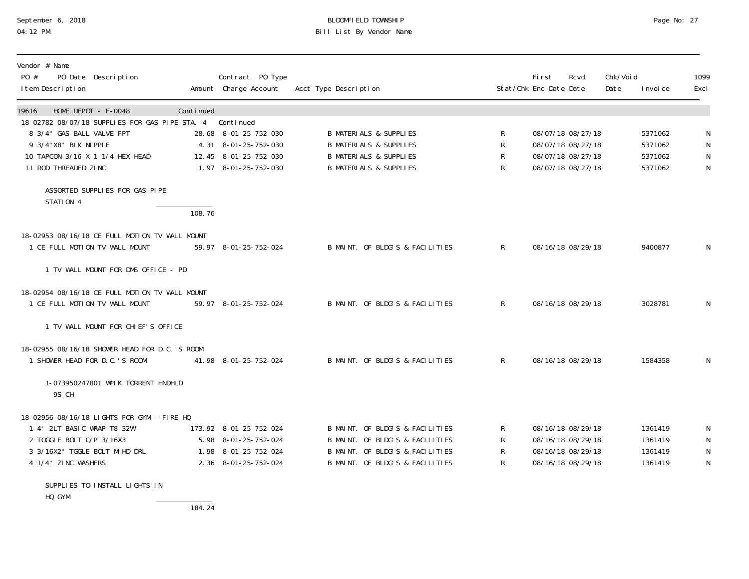# BLOOMFIELD TOWNSHIP
## Bill List By Vendor Name

September 6, 2018
04:12 PM

| Vendor # Name<br>PO # PO Date Description<br>Item Description | Amount | Contract PO Type<br>Charge Account | Acct Type Description | Stat/Chk | First Enc Date | Rcvd Date | Chk/Void Date | Invoice | 1099 Excl |
|---|---|---|---|---|---|---|---|---|---|
| 19616 HOME DEPOT - F-0048 | Continued | | | | | | | | |
| 18-02782 08/07/18 SUPPLIES FOR GAS PIPE STA. 4 | | Continued | | | | | | | |
| 8 3/4" GAS BALL VALVE FPT | 28.68 | 8-01-25-752-030 | B MATERIALS & SUPPLIES | R | 08/07/18 | 08/27/18 | | 5371062 | N |
| 9 3/4"X8" BLK NIPPLE | 4.31 | 8-01-25-752-030 | B MATERIALS & SUPPLIES | R | 08/07/18 | 08/27/18 | | 5371062 | N |
| 10 TAPCON 3/16 X 1-1/4 HEX HEAD | 12.45 | 8-01-25-752-030 | B MATERIALS & SUPPLIES | R | 08/07/18 | 08/27/18 | | 5371062 | N |
| 11 ROD THREADED ZINC | 1.97 | 8-01-25-752-030 | B MATERIALS & SUPPLIES | R | 08/07/18 | 08/27/18 | | 5371062 | N |
| ASSORTED SUPPLIES FOR GAS PIPE STATION 4 | | | | | | | | | |
| | 108.76 | | | | | | | | |
| 18-02953 08/16/18 CE FULL MOTION TV WALL MOUNT | | | | | | | | | |
| 1 CE FULL MOTION TV WALL MOUNT | 59.97 | 8-01-25-752-024 | B MAINT. OF BLDG'S & FACILITIES | R | 08/16/18 | 08/29/18 | | 9400877 | N |
| 1 TV WALL MOUNT FOR DMS OFFICE - PD | | | | | | | | | |
| 18-02954 08/16/18 CE FULL MOTION TV WALL MOUNT | | | | | | | | | |
| 1 CE FULL MOTION TV WALL MOUNT | 59.97 | 8-01-25-752-024 | B MAINT. OF BLDG'S & FACILITIES | R | 08/16/18 | 08/29/18 | | 3028781 | N |
| 1 TV WALL MOUNT FOR CHIEF'S OFFICE | | | | | | | | | |
| 18-02955 08/16/18 SHOWER HEAD FOR D.C.'S ROOM | | | | | | | | | |
| 1 SHOWER HEAD FOR D.C.'S ROOM | 41.98 | 8-01-25-752-024 | B MAINT. OF BLDG'S & FACILITIES | R | 08/16/18 | 08/29/18 | | 1584358 | N |
| 1-073950247801 WPIK TORRENT HNDHLD 9S CH | | | | | | | | | |
| 18-02956 08/16/18 LIGHTS FOR GYM - FIRE HQ | | | | | | | | | |
| 1 4' 2LT BASIC WRAP T8 32W | 173.92 | 8-01-25-752-024 | B MAINT. OF BLDG'S & FACILITIES | R | 08/16/18 | 08/29/18 | | 1361419 | N |
| 2 TOGGLE BOLT C/P 3/16X3 | 5.98 | 8-01-25-752-024 | B MAINT. OF BLDG'S & FACILITIES | R | 08/16/18 | 08/29/18 | | 1361419 | N |
| 3 3/16X2" TGGLE BOLT M-HD DRL | 1.98 | 8-01-25-752-024 | B MAINT. OF BLDG'S & FACILITIES | R | 08/16/18 | 08/29/18 | | 1361419 | N |
| 4 1/4" ZINC WASHERS | 2.36 | 8-01-25-752-024 | B MAINT. OF BLDG'S & FACILITIES | R | 08/16/18 | 08/29/18 | | 1361419 | N |
| SUPPLIES TO INSTALL LIGHTS IN HQ GYM | | | | | | | | | |
| | 184.24 | | | | | | | | |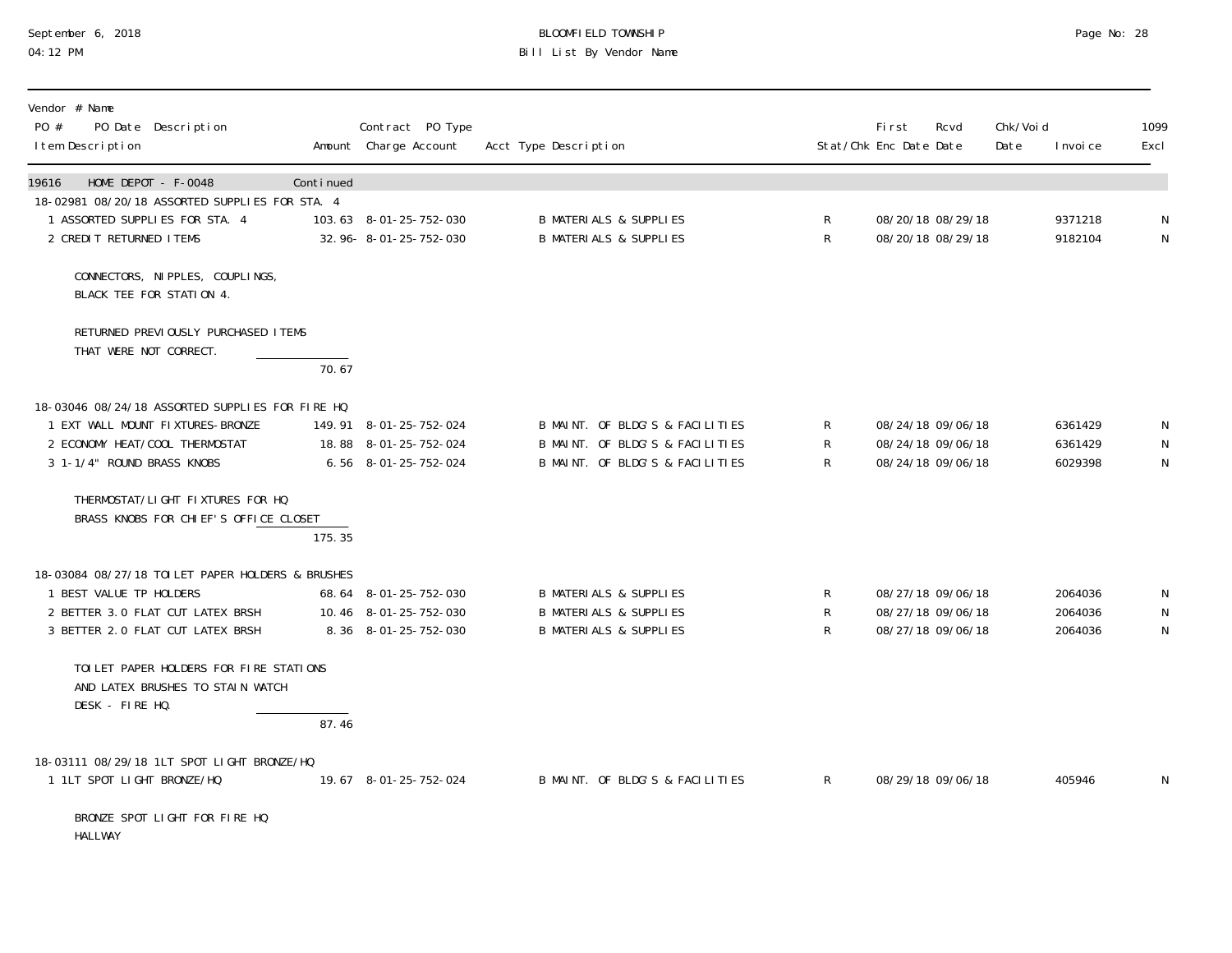# BLOOMFIELD TOWNSHIP
## Bill List By Vendor Name

September 6, 2018
04:12 PM

| Vendor # Name / PO # PO Date Description / Item Description | Amount | Contract PO Type / Charge Account | Acct Type Description | Stat/Chk | First Enc Date | Rcvd Date | Chk/Void Date | Invoice | 1099 Excl |
|---|---|---|---|---|---|---|---|---|---|
| 19616 HOME DEPOT - F-0048 | Continued | | | | | | | | |
| 18-02981 08/20/18 ASSORTED SUPPLIES FOR STA. 4 | | | | | | | | | |
| 1 ASSORTED SUPPLIES FOR STA. 4 | 103.63 | 8-01-25-752-030 | B MATERIALS & SUPPLIES | R | 08/20/18 | 08/29/18 | | 9371218 | N |
| 2 CREDIT RETURNED ITEMS | 32.96- | 8-01-25-752-030 | B MATERIALS & SUPPLIES | R | 08/20/18 | 08/29/18 | | 9182104 | N |
| CONNECTORS, NIPPLES, COUPLINGS, BLACK TEE FOR STATION 4. | | | | | | | | | |
| RETURNED PREVIOUSLY PURCHASED ITEMS THAT WERE NOT CORRECT. | 70.67 | | | | | | | | |
| 18-03046 08/24/18 ASSORTED SUPPLIES FOR FIRE HQ | | | | | | | | | |
| 1 EXT WALL MOUNT FIXTURES-BRONZE | 149.91 | 8-01-25-752-024 | B MAINT. OF BLDG'S & FACILITIES | R | 08/24/18 | 09/06/18 | | 6361429 | N |
| 2 ECONOMY HEAT/COOL THERMOSTAT | 18.88 | 8-01-25-752-024 | B MAINT. OF BLDG'S & FACILITIES | R | 08/24/18 | 09/06/18 | | 6361429 | N |
| 3 1-1/4" ROUND BRASS KNOBS | 6.56 | 8-01-25-752-024 | B MAINT. OF BLDG'S & FACILITIES | R | 08/24/18 | 09/06/18 | | 6029398 | N |
| THERMOSTAT/LIGHT FIXTURES FOR HQ BRASS KNOBS FOR CHIEF'S OFFICE CLOSET | 175.35 | | | | | | | | |
| 18-03084 08/27/18 TOILET PAPER HOLDERS & BRUSHES | | | | | | | | | |
| 1 BEST VALUE TP HOLDERS | 68.64 | 8-01-25-752-030 | B MATERIALS & SUPPLIES | R | 08/27/18 | 09/06/18 | | 2064036 | N |
| 2 BETTER 3.0 FLAT CUT LATEX BRSH | 10.46 | 8-01-25-752-030 | B MATERIALS & SUPPLIES | R | 08/27/18 | 09/06/18 | | 2064036 | N |
| 3 BETTER 2.0 FLAT CUT LATEX BRSH | 8.36 | 8-01-25-752-030 | B MATERIALS & SUPPLIES | R | 08/27/18 | 09/06/18 | | 2064036 | N |
| TOILET PAPER HOLDERS FOR FIRE STATIONS AND LATEX BRUSHES TO STAIN WATCH DESK - FIRE HQ. | 87.46 | | | | | | | | |
| 18-03111 08/29/18 1LT SPOT LIGHT BRONZE/HQ | | | | | | | | | |
| 1 1LT SPOT LIGHT BRONZE/HQ | 19.67 | 8-01-25-752-024 | B MAINT. OF BLDG'S & FACILITIES | R | 08/29/18 | 09/06/18 | | 405946 | N |
| BRONZE SPOT LIGHT FOR FIRE HQ HALLWAY | | | | | | | | | |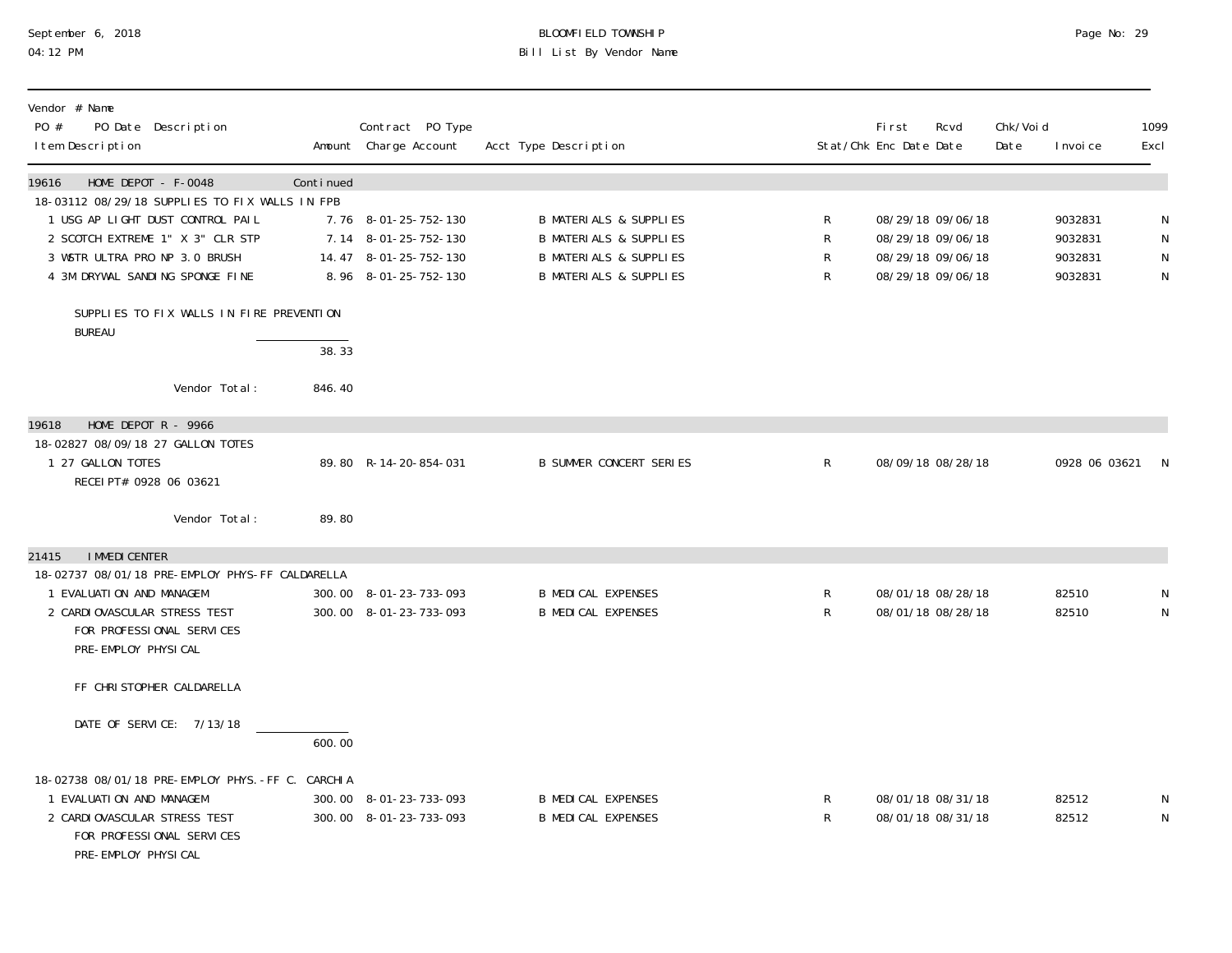# BLOOMFIELD TOWNSHIP
## Bill List By Vendor Name

September 6, 2018
04:12 PM

| Vendor # Name / PO # PO Date Description / Item Description | Amount | Contract PO Type / Charge Account | Acct Type Description | Stat/Chk | First Enc Date | Rcvd Date | Chk/Void Date | Invoice | 1099 Excl |
|---|---|---|---|---|---|---|---|---|---|
| **19616 HOME DEPOT - F-0048** | Continued | | | | | | | | |
| 18-03112 08/29/18 SUPPLIES TO FIX WALLS IN FPB | | | | | | | | | |
| 1 USG AP LIGHT DUST CONTROL PAIL | 7.76 | 8-01-25-752-130 | B MATERIALS & SUPPLIES | R | 08/29/18 | 09/06/18 | | 9032831 | N |
| 2 SCOTCH EXTREME 1" X 3" CLR STP | 7.14 | 8-01-25-752-130 | B MATERIALS & SUPPLIES | R | 08/29/18 | 09/06/18 | | 9032831 | N |
| 3 WSTR ULTRA PRO NP 3.0 BRUSH | 14.47 | 8-01-25-752-130 | B MATERIALS & SUPPLIES | R | 08/29/18 | 09/06/18 | | 9032831 | N |
| 4 3M DRYWAL SANDING SPONGE FINE | 8.96 | 8-01-25-752-130 | B MATERIALS & SUPPLIES | R | 08/29/18 | 09/06/18 | | 9032831 | N |
| SUPPLIES TO FIX WALLS IN FIRE PREVENTION BUREAU | | | | | | | | | |
| | 38.33 | | | | | | | | |
| Vendor Total: | 846.40 | | | | | | | | |
| **19618 HOME DEPOT R - 9966** | | | | | | | | | |
| 18-02827 08/09/18 27 GALLON TOTES | | | | | | | | | |
| 1 27 GALLON TOTES | 89.80 | R-14-20-854-031 | B SUMMER CONCERT SERIES | R | 08/09/18 | 08/28/18 | | 0928 06 03621 | N |
| RECEIPT# 0928 06 03621 | | | | | | | | | |
| Vendor Total: | 89.80 | | | | | | | | |
| **21415 IMMEDICENTER** | | | | | | | | | |
| 18-02737 08/01/18 PRE-EMPLOY PHYS-FF CALDARELLA | | | | | | | | | |
| 1 EVALUATION AND MANAGEM | 300.00 | 8-01-23-733-093 | B MEDICAL EXPENSES | R | 08/01/18 | 08/28/18 | | 82510 | N |
| 2 CARDIOVASCULAR STRESS TEST | 300.00 | 8-01-23-733-093 | B MEDICAL EXPENSES | R | 08/01/18 | 08/28/18 | | 82510 | N |
| FOR PROFESSIONAL SERVICES PRE-EMPLOY PHYSICAL | | | | | | | | | |
| FF CHRISTOPHER CALDARELLA | | | | | | | | | |
| DATE OF SERVICE: 7/13/18 | | | | | | | | | |
| | 600.00 | | | | | | | | |
| 18-02738 08/01/18 PRE-EMPLOY PHYS.-FF C. CARCHIA | | | | | | | | | |
| 1 EVALUATION AND MANAGEM | 300.00 | 8-01-23-733-093 | B MEDICAL EXPENSES | R | 08/01/18 | 08/31/18 | | 82512 | N |
| 2 CARDIOVASCULAR STRESS TEST | 300.00 | 8-01-23-733-093 | B MEDICAL EXPENSES | R | 08/01/18 | 08/31/18 | | 82512 | N |
| FOR PROFESSIONAL SERVICES PRE-EMPLOY PHYSICAL | | | | | | | | | |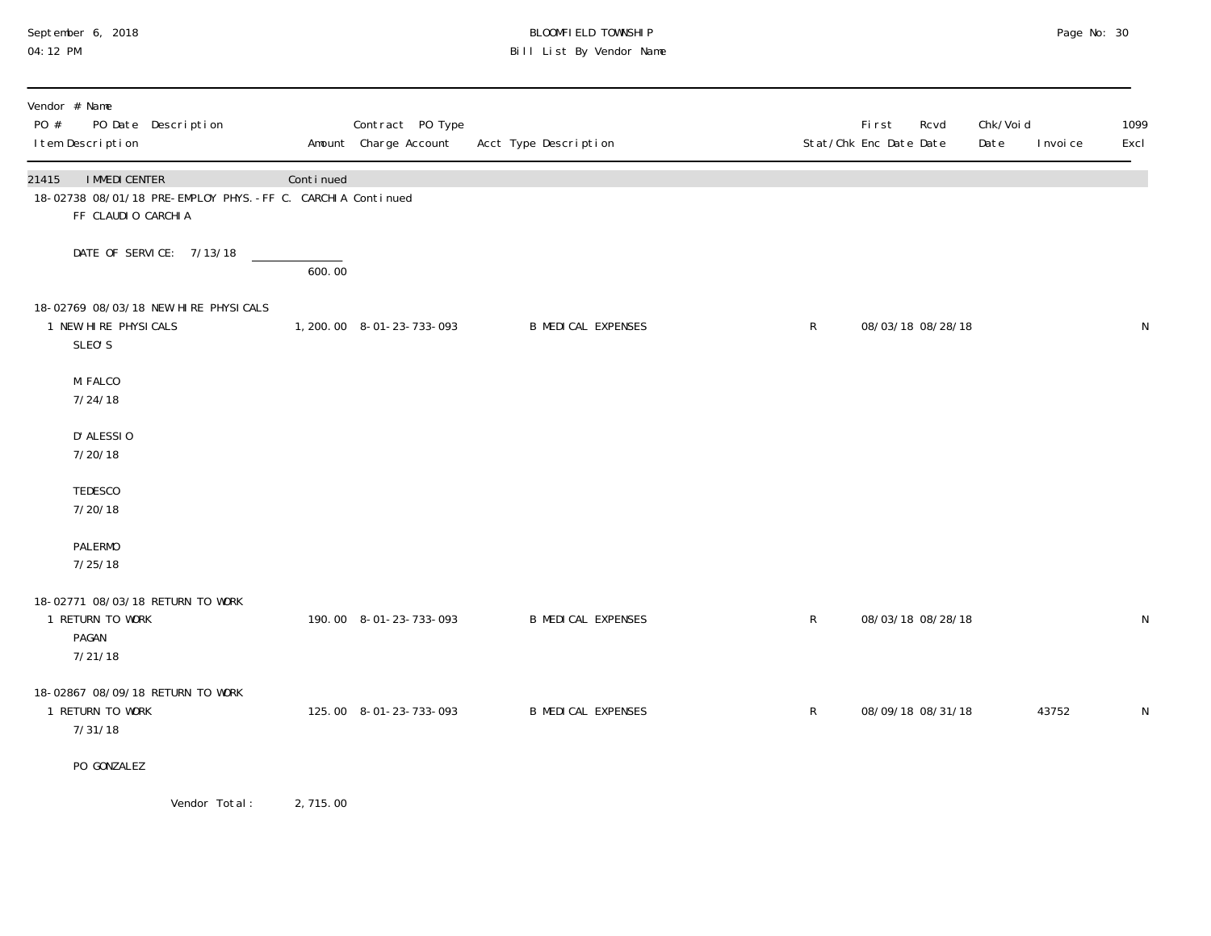BLOOMFIELD TOWNSHIP
Bill List By Vendor Name

September 6, 2018
04:12 PM

| Vendor # Name<br>PO # PO Date Description<br>Item Description | Amount | Contract PO Type<br>Charge Account | Acct Type Description | Stat/Chk | First Enc Date | Rcvd Date | Chk/Void Date | Invoice | 1099 Excl |
|---|---|---|---|---|---|---|---|---|---|
| 21415 IMMEDICENTER | Continued | | | | | | | | |
| 18-02738 08/01/18 PRE-EMPLOY PHYS.-FF C. CARCHIA Continued | | | | | | | | | |
| FF CLAUDIO CARCHIA | | | | | | | | | |
| DATE OF SERVICE: 7/13/18 | | | | | | | | | |
| | 600.00 | | | | | | | | |
| 18-02769 08/03/18 NEW HIRE PHYSICALS | | | | | | | | | |
| 1 NEW HIRE PHYSICALS<br>SLEO'S<br><br>M FALCO<br>7/24/18<br><br>D'ALESSIO<br>7/20/18<br><br>TEDESCO<br>7/20/18<br><br>PALERMO<br>7/25/18 | 1,200.00 | 8-01-23-733-093 | B MEDICAL EXPENSES | R | 08/03/18 | 08/28/18 | | | N |
| 18-02771 08/03/18 RETURN TO WORK | | | | | | | | | |
| 1 RETURN TO WORK<br>PAGAN<br>7/21/18 | 190.00 | 8-01-23-733-093 | B MEDICAL EXPENSES | R | 08/03/18 | 08/28/18 | | | N |
| 18-02867 08/09/18 RETURN TO WORK | | | | | | | | | |
| 1 RETURN TO WORK<br>7/31/18<br><br>PO GONZALEZ | 125.00 | 8-01-23-733-093 | B MEDICAL EXPENSES | R | 08/09/18 | 08/31/18 | | 43752 | N |
| Vendor Total: | 2,715.00 | | | | | | | | |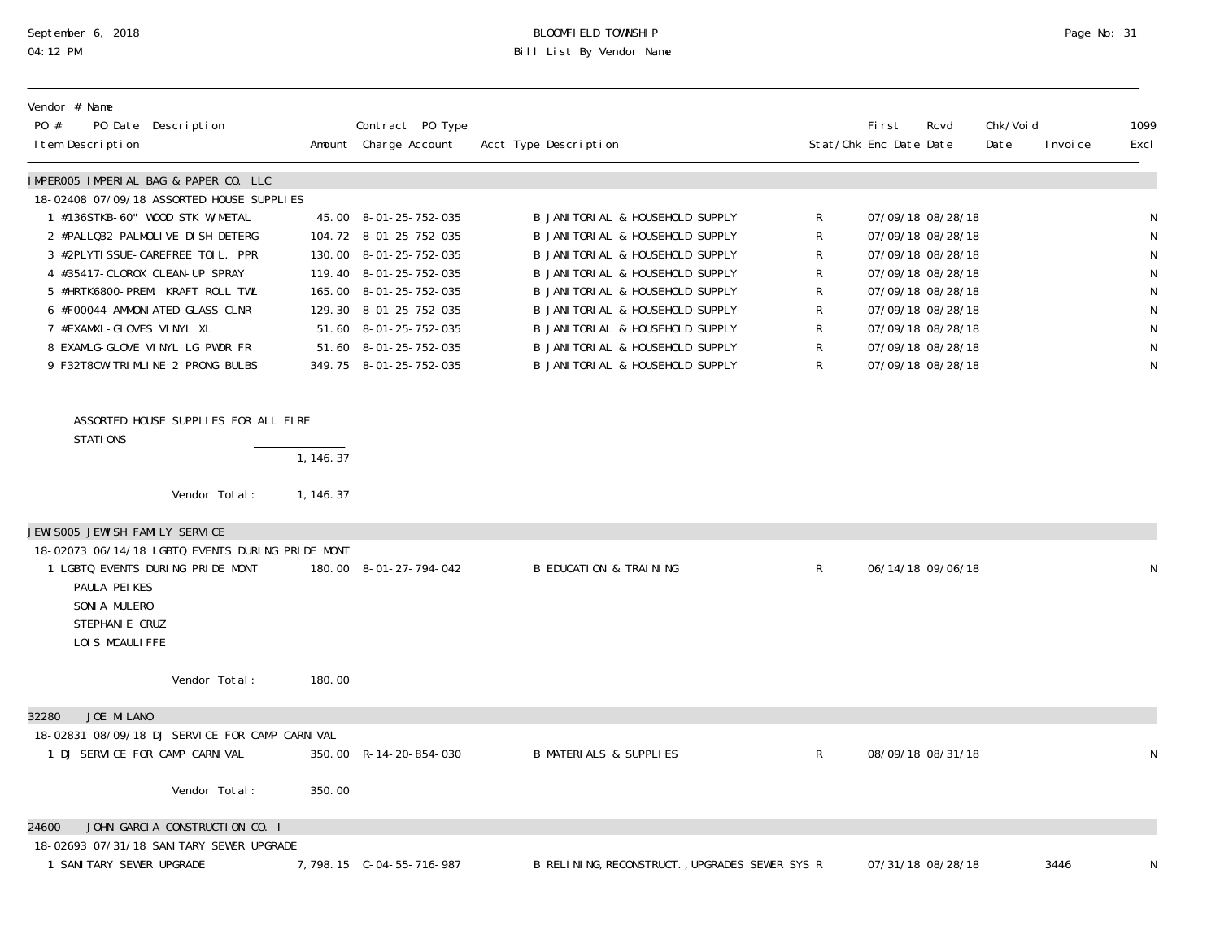# BLOOMFIELD TOWNSHIP

## Bill List By Vendor Name

September 6, 2018
04:12 PM

| Vendor # Name / PO # PO Date Description / Item Description | Amount | Contract PO Type / Charge Account | Acct Type Description | Stat/Chk | First Enc Date | Rcvd Date | Chk/Void Date | Invoice | 1099 Excl |
|---|---|---|---|---|---|---|---|---|---|
| **IMPER005 IMPERIAL BAG & PAPER CO. LLC** | | | | | | | | | |
| 18-02408 07/09/18 ASSORTED HOUSE SUPPLIES | | | | | | | | | |
| 1 #136STKB-60" WOOD STK W/METAL | 45.00 | 8-01-25-752-035 | B JANITORIAL & HOUSEHOLD SUPPLY | R | 07/09/18 | 08/28/18 | | | N |
| 2 #PALLQ32-PALMOLIVE DISH DETERG | 104.72 | 8-01-25-752-035 | B JANITORIAL & HOUSEHOLD SUPPLY | R | 07/09/18 | 08/28/18 | | | N |
| 3 #2PLYTISSUE-CAREFREE TOIL. PPR | 130.00 | 8-01-25-752-035 | B JANITORIAL & HOUSEHOLD SUPPLY | R | 07/09/18 | 08/28/18 | | | N |
| 4 #35417-CLOROX CLEAN-UP SPRAY | 119.40 | 8-01-25-752-035 | B JANITORIAL & HOUSEHOLD SUPPLY | R | 07/09/18 | 08/28/18 | | | N |
| 5 #HRTK6800-PREM. KRAFT ROLL TWL | 165.00 | 8-01-25-752-035 | B JANITORIAL & HOUSEHOLD SUPPLY | R | 07/09/18 | 08/28/18 | | | N |
| 6 #F00044-AMMONIATED GLASS CLNR | 129.30 | 8-01-25-752-035 | B JANITORIAL & HOUSEHOLD SUPPLY | R | 07/09/18 | 08/28/18 | | | N |
| 7 #EXAMXL-GLOVES VINYL XL | 51.60 | 8-01-25-752-035 | B JANITORIAL & HOUSEHOLD SUPPLY | R | 07/09/18 | 08/28/18 | | | N |
| 8 EXAMLG-GLOVE VINYL LG PWDR FR | 51.60 | 8-01-25-752-035 | B JANITORIAL & HOUSEHOLD SUPPLY | R | 07/09/18 | 08/28/18 | | | N |
| 9 F32T8CW-TRIMLINE 2 PRONG BULBS | 349.75 | 8-01-25-752-035 | B JANITORIAL & HOUSEHOLD SUPPLY | R | 07/09/18 | 08/28/18 | | | N |
| ASSORTED HOUSE SUPPLIES FOR ALL FIRE STATIONS | 1,146.37 | | | | | | | | |
| Vendor Total: | 1,146.37 | | | | | | | | |
| **JEWIS005 JEWISH FAMILY SERVICE** | | | | | | | | | |
| 18-02073 06/14/18 LGBTQ EVENTS DURING PRIDE MONT | | | | | | | | | |
| 1 LGBTQ EVENTS DURING PRIDE MONT<br>PAULA PEIKES<br>SONIA MULERO<br>STEPHANIE CRUZ<br>LOIS MCAULIFFE | 180.00 | 8-01-27-794-042 | B EDUCATION & TRAINING | R | 06/14/18 | 09/06/18 | | | N |
| Vendor Total: | 180.00 | | | | | | | | |
| **32280 JOE MILANO** | | | | | | | | | |
| 18-02831 08/09/18 DJ SERVICE FOR CAMP CARNIVAL | | | | | | | | | |
| 1 DJ SERVICE FOR CAMP CARNIVAL | 350.00 | R-14-20-854-030 | B MATERIALS & SUPPLIES | R | 08/09/18 | 08/31/18 | | | N |
| Vendor Total: | 350.00 | | | | | | | | |
| **24600 JOHN GARCIA CONSTRUCTION CO. I** | | | | | | | | | |
| 18-02693 07/31/18 SANITARY SEWER UPGRADE | | | | | | | | | |
| 1 SANITARY SEWER UPGRADE | 7,798.15 | C-04-55-716-987 | B RELINING,RECONSTRUCT.,UPGRADES SEWER SYS | R | 07/31/18 | 08/28/18 | | 3446 | N |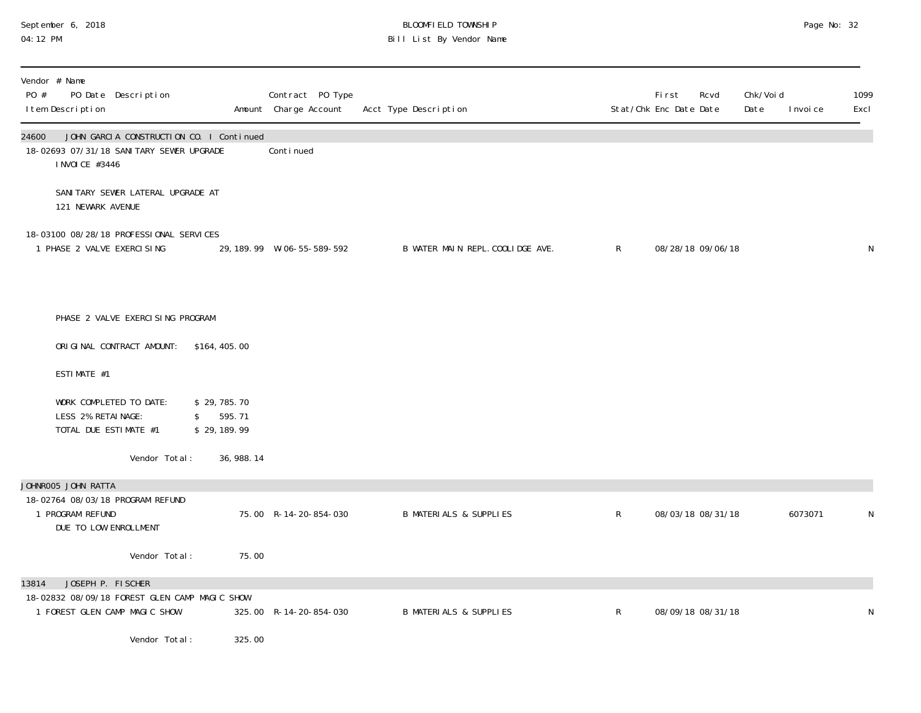BLOOMFIELD TOWNSHIP
Bill List By Vendor Name

September 6, 2018
04:12 PM

| Vendor # Name<br>PO # PO Date Description<br>Item Description | Amount | Contract PO Type<br>Charge Account | Acct Type Description | Stat/Chk | First Enc Date | Rcvd Date | Chk/Void Date | Invoice | 1099 Excl |
|---|---|---|---|---|---|---|---|---|---|
| **24600 JOHN GARCIA CONSTRUCTION CO. I Continued** | | | | | | | | | |
| 18-02693 07/31/18 SANITARY SEWER UPGRADE | | Continued | | | | | | | |
| INVOICE #3446 | | | | | | | | | |
| SANITARY SEWER LATERAL UPGRADE AT 121 NEWARK AVENUE | | | | | | | | | |
| 18-03100 08/28/18 PROFESSIONAL SERVICES | | | | | | | | | |
| 1 PHASE 2 VALVE EXERCISING | 29,189.99 | W-06-55-589-592 | B WATER MAIN REPL.COOLIDGE AVE. | R | 08/28/18 | 09/06/18 | | | N |
| PHASE 2 VALVE EXERCISING PROGRAM | | | | | | | | | |
| ORIGINAL CONTRACT AMOUNT: $164,405.00 | | | | | | | | | |
| ESTIMATE #1 | | | | | | | | | |
| WORK COMPLETED TO DATE: $ 29,785.70 | | | | | | | | | |
| LESS 2% RETAINAGE: $ 595.71 | | | | | | | | | |
| TOTAL DUE ESTIMATE #1 $ 29,189.99 | | | | | | | | | |
| Vendor Total: | 36,988.14 | | | | | | | | |
| **JOHNR005 JOHN RATTA** | | | | | | | | | |
| 18-02764 08/03/18 PROGRAM REFUND | | | | | | | | | |
| 1 PROGRAM REFUND<br>DUE TO LOW ENROLLMENT | 75.00 | R-14-20-854-030 | B MATERIALS & SUPPLIES | R | 08/03/18 | 08/31/18 | | 6073071 | N |
| Vendor Total: | 75.00 | | | | | | | | |
| **13814 JOSEPH P. FISCHER** | | | | | | | | | |
| 18-02832 08/09/18 FOREST GLEN CAMP MAGIC SHOW | | | | | | | | | |
| 1 FOREST GLEN CAMP MAGIC SHOW | 325.00 | R-14-20-854-030 | B MATERIALS & SUPPLIES | R | 08/09/18 | 08/31/18 | | | N |
| Vendor Total: | 325.00 | | | | | | | | |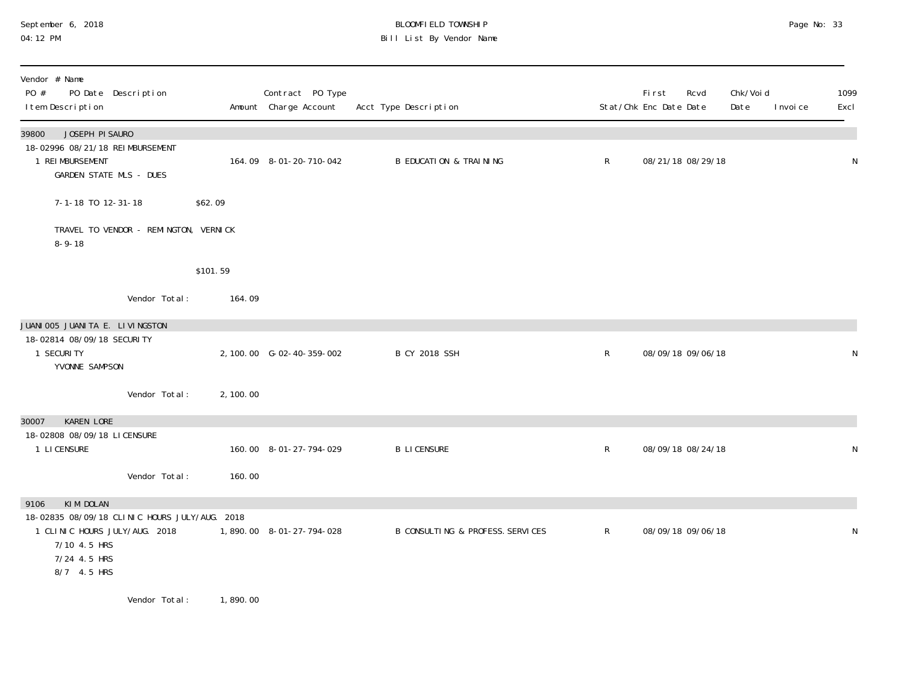BLOOMFIELD TOWNSHIP
Bill List By Vendor Name

September 6, 2018
04:12 PM

| Vendor # Name<br>PO # PO Date Description<br>Item Description | Amount | Contract PO Type<br>Charge Account | Acct Type Description | Stat/Chk | First<br>Enc Date | Rcvd<br>Date | Chk/Void<br>Date | Invoice | 1099<br>Excl |
|---|---|---|---|---|---|---|---|---|---|
| **39800 JOSEPH PISAURO** | | | | | | | | | |
| 18-02996 08/21/18 REIMBURSEMENT | | | | | | | | | |
| 1 REIMBURSEMENT<br>GARDEN STATE MLS - DUES<br><br>7-1-18 TO 12-31-18 $62.09<br><br>TRAVEL TO VENDOR - REMINGTON, VERNICK<br>8-9-18<br><br>$101.59 | 164.09 | 8-01-20-710-042 | B EDUCATION & TRAINING | R | 08/21/18 | 08/29/18 | | | N |
| Vendor Total: | 164.09 | | | | | | | | |
| **JUANI005 JUANITA E. LIVINGSTON** | | | | | | | | | |
| 18-02814 08/09/18 SECURITY | | | | | | | | | |
| 1 SECURITY<br>YVONNE SAMPSON | 2,100.00 | G-02-40-359-002 | B CY 2018 SSH | R | 08/09/18 | 09/06/18 | | | N |
| Vendor Total: | 2,100.00 | | | | | | | | |
| **30007 KAREN LORE** | | | | | | | | | |
| 18-02808 08/09/18 LICENSURE | | | | | | | | | |
| 1 LICENSURE | 160.00 | 8-01-27-794-029 | B LICENSURE | R | 08/09/18 | 08/24/18 | | | N |
| Vendor Total: | 160.00 | | | | | | | | |
| **9106 KIM DOLAN** | | | | | | | | | |
| 18-02835 08/09/18 CLINIC HOURS JULY/AUG. 2018 | | | | | | | | | |
| 1 CLINIC HOURS JULY/AUG. 2018<br>7/10 4.5 HRS<br>7/24 4.5 HRS<br>8/7 4.5 HRS | 1,890.00 | 8-01-27-794-028 | B CONSULTING & PROFESS. SERVICES | R | 08/09/18 | 09/06/18 | | | N |
| Vendor Total: | 1,890.00 | | | | | | | | |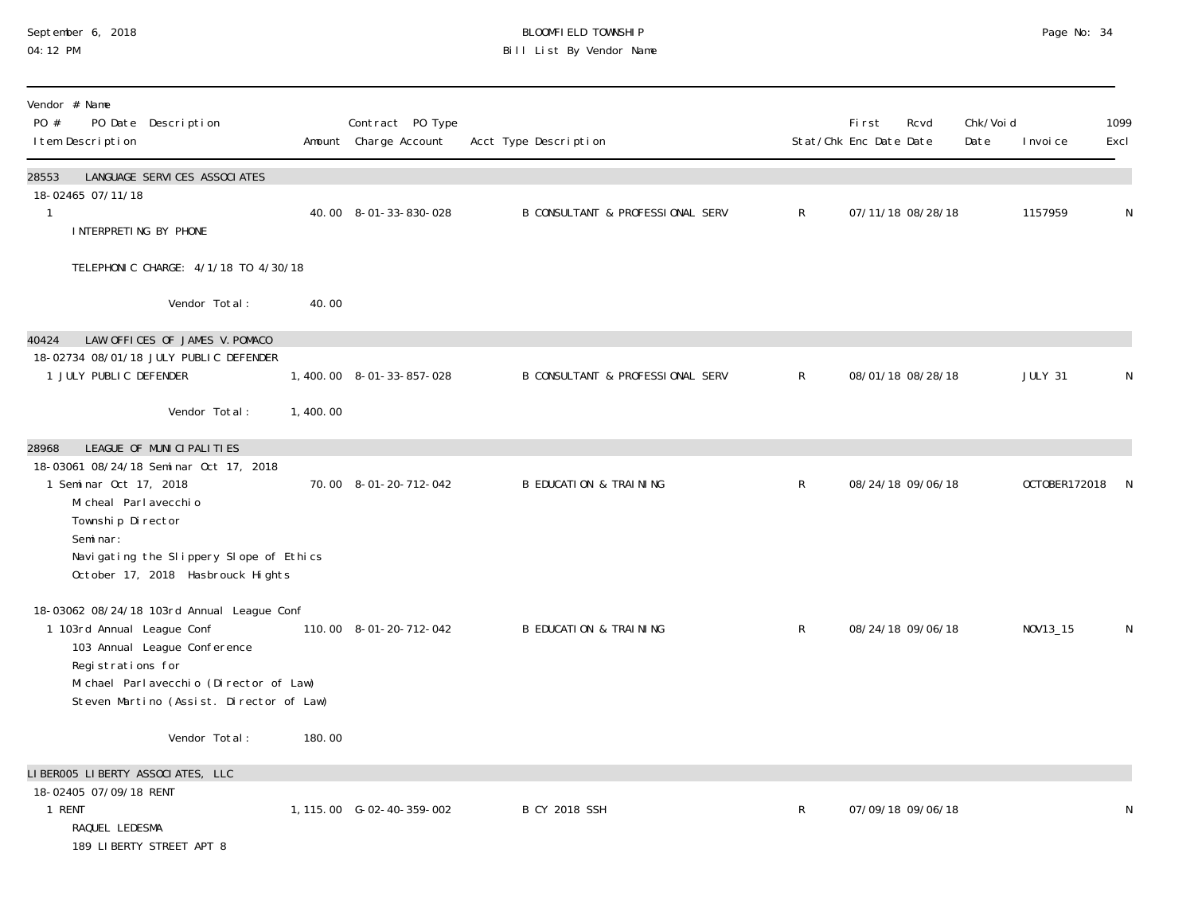| Vendor # Name<br>PO # PO Date Description<br>Item Description | Amount | Contract PO Type<br>Charge Account | Acct Type Description | Stat/Chk | First Enc Date | Rcvd Date | Chk/Void Date | Invoice | 1099 Excl |
|---|---|---|---|---|---|---|---|---|---|
| **28553 LANGUAGE SERVICES ASSOCIATES** | | | | | | | | | |
| 18-02465 07/11/18 | | | | | | | | | |
| 1<br>INTERPRETING BY PHONE<br><br>TELEPHONIC CHARGE: 4/1/18 TO 4/30/18 | 40.00 | 8-01-33-830-028 | B CONSULTANT & PROFESSIONAL SERV | R | 07/11/18 | 08/28/18 | | 1157959 | N |
| Vendor Total: | 40.00 | | | | | | | | |
| **40424 LAW OFFICES OF JAMES V. POMACO** | | | | | | | | | |
| 18-02734 08/01/18 JULY PUBLIC DEFENDER | | | | | | | | | |
| 1 JULY PUBLIC DEFENDER | 1,400.00 | 8-01-33-857-028 | B CONSULTANT & PROFESSIONAL SERV | R | 08/01/18 | 08/28/18 | | JULY 31 | N |
| Vendor Total: | 1,400.00 | | | | | | | | |
| **28968 LEAGUE OF MUNICIPALITIES** | | | | | | | | | |
| 18-03061 08/24/18 Seminar Oct 17, 2018 | | | | | | | | | |
| 1 Seminar Oct 17, 2018<br>Micheal Parlavecchio<br>Township Director<br>Seminar:<br>Navigating the Slippery Slope of Ethics<br>October 17, 2018 Hasbrouck Hights | 70.00 | 8-01-20-712-042 | B EDUCATION & TRAINING | R | 08/24/18 | 09/06/18 | | OCTOBER172018 | N |
| 18-03062 08/24/18 103rd Annual League Conf | | | | | | | | | |
| 1 103rd Annual League Conf<br>103 Annual League Conference<br>Registrations for<br>Michael Parlavecchio (Director of Law)<br>Steven Martino (Assist. Director of Law) | 110.00 | 8-01-20-712-042 | B EDUCATION & TRAINING | R | 08/24/18 | 09/06/18 | | NOV13_15 | N |
| Vendor Total: | 180.00 | | | | | | | | |
| **LIBER005 LIBERTY ASSOCIATES, LLC** | | | | | | | | | |
| 18-02405 07/09/18 RENT | | | | | | | | | |
| 1 RENT<br>RAQUEL LEDESMA<br>189 LIBERTY STREET APT 8 | 1,115.00 | G-02-40-359-002 | B CY 2018 SSH | R | 07/09/18 | 09/06/18 | | | N |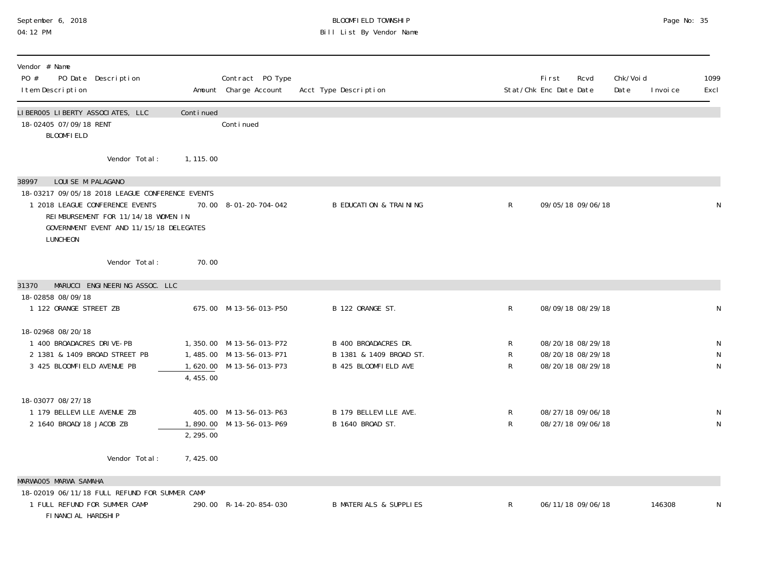| Vendor # Name<br>PO # PO Date Description<br>Item Description | Amount | Contract PO Type<br>Charge Account | Acct Type Description | Stat/Chk | First Enc Date | Rcvd Date | Chk/Void Date | Invoice | 1099 Excl |
|---|---|---|---|---|---|---|---|---|---|
| LIBER005 LIBERTY ASSOCIATES, LLC | Continued | | | | | | | | |
| 18-02405 07/09/18 RENT<br>BLOOMFIELD | | Continued | | | | | | | |
| Vendor Total: | 1,115.00 | | | | | | | | |
| 38997 LOUISE M PALAGANO | | | | | | | | | |
| 18-03217 09/05/18 2018 LEAGUE CONFERENCE EVENTS | | | | | | | | | |
| 1 2018 LEAGUE CONFERENCE EVENTS<br>REIMBURSEMENT FOR 11/14/18 WOMEN IN GOVERNMENT EVENT AND 11/15/18 DELEGATES LUNCHEON | 70.00 | 8-01-20-704-042 | B EDUCATION & TRAINING | R | 09/05/18 | 09/06/18 | | | N |
| Vendor Total: | 70.00 | | | | | | | | |
| 31370 MARUCCI ENGINEERING ASSOC. LLC | | | | | | | | | |
| 18-02858 08/09/18 | | | | | | | | | |
| 1 122 ORANGE STREET ZB | 675.00 | M-13-56-013-P50 | B 122 ORANGE ST. | R | 08/09/18 | 08/29/18 | | | N |
| 18-02968 08/20/18 | | | | | | | | | |
| 1 400 BROADACRES DRIVE-PB | 1,350.00 | M-13-56-013-P72 | B 400 BROADACRES DR. | R | 08/20/18 | 08/29/18 | | | N |
| 2 1381 & 1409 BROAD STREET PB | 1,485.00 | M-13-56-013-P71 | B 1381 & 1409 BROAD ST. | R | 08/20/18 | 08/29/18 | | | N |
| 3 425 BLOOMFIELD AVENUE PB | 1,620.00 | M-13-56-013-P73 | B 425 BLOOMFIELD AVE | R | 08/20/18 | 08/29/18 | | | N |
| | 4,455.00 | | | | | | | | |
| 18-03077 08/27/18 | | | | | | | | | |
| 1 179 BELLEVILLE AVENUE ZB | 405.00 | M-13-56-013-P63 | B 179 BELLEVILLE AVE. | R | 08/27/18 | 09/06/18 | | | N |
| 2 1640 BROAD/18 JACOB ZB | 1,890.00 | M-13-56-013-P69 | B 1640 BROAD ST. | R | 08/27/18 | 09/06/18 | | | N |
| | 2,295.00 | | | | | | | | |
| Vendor Total: | 7,425.00 | | | | | | | | |
| MARWA005 MARWA SAMAHA | | | | | | | | | |
| 18-02019 06/11/18 FULL REFUND FOR SUMMER CAMP | | | | | | | | | |
| 1 FULL REFUND FOR SUMMER CAMP<br>FINANCIAL HARDSHIP | 290.00 | R-14-20-854-030 | B MATERIALS & SUPPLIES | R | 06/11/18 | 09/06/18 | | 146308 | N |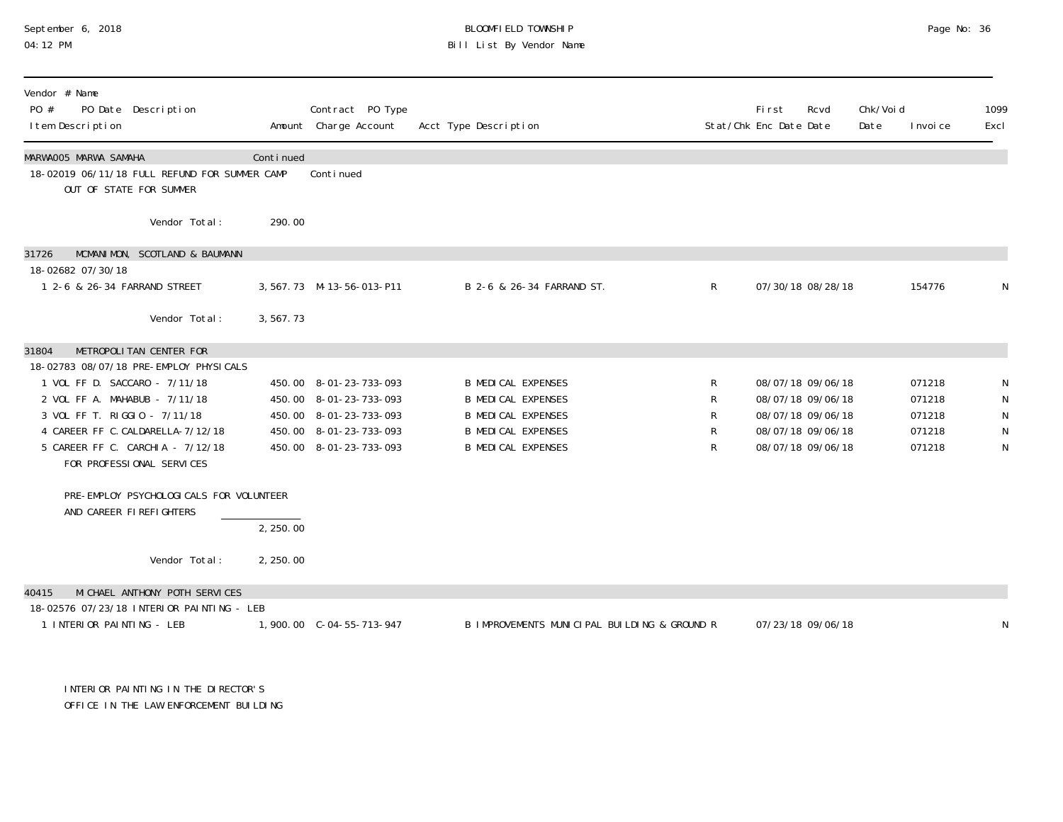# BLOOMFIELD TOWNSHIP
## Bill List By Vendor Name

| Vendor # Name<br>PO # PO Date Description<br>Item Description | Amount | Contract PO Type<br>Charge Account | Acct Type Description | Stat/Chk | First Enc Date | Rcvd Date | Chk/Void Date | Invoice | 1099 Excl |
|---|---|---|---|---|---|---|---|---|---|
| MARWA005 MARWA SAMAHA | Continued | | | | | | | | |
| 18-02019 06/11/18 FULL REFUND FOR SUMMER CAMP | | Continued | | | | | | | |
| OUT OF STATE FOR SUMMER | | | | | | | | | |
| Vendor Total: | 290.00 | | | | | | | | |
| 31726 MCMANIMON, SCOTLAND & BAUMANN | | | | | | | | | |
| 18-02682 07/30/18 | | | | | | | | | |
| 1 2-6 & 26-34 FARRAND STREET | 3,567.73 | M-13-56-013-P11 | B 2-6 & 26-34 FARRAND ST. | R | 07/30/18 | 08/28/18 | | 154776 | N |
| Vendor Total: | 3,567.73 | | | | | | | | |
| 31804 METROPOLITAN CENTER FOR | | | | | | | | | |
| 18-02783 08/07/18 PRE-EMPLOY PHYSICALS | | | | | | | | | |
| 1 VOL FF D. SACCARO - 7/11/18 | 450.00 | 8-01-23-733-093 | B MEDICAL EXPENSES | R | 08/07/18 | 09/06/18 | | 071218 | N |
| 2 VOL FF A. MAHABUB - 7/11/18 | 450.00 | 8-01-23-733-093 | B MEDICAL EXPENSES | R | 08/07/18 | 09/06/18 | | 071218 | N |
| 3 VOL FF T. RIGGIO - 7/11/18 | 450.00 | 8-01-23-733-093 | B MEDICAL EXPENSES | R | 08/07/18 | 09/06/18 | | 071218 | N |
| 4 CAREER FF C.CALDARELLA-7/12/18 | 450.00 | 8-01-23-733-093 | B MEDICAL EXPENSES | R | 08/07/18 | 09/06/18 | | 071218 | N |
| 5 CAREER FF C. CARCHIA - 7/12/18 | 450.00 | 8-01-23-733-093 | B MEDICAL EXPENSES | R | 08/07/18 | 09/06/18 | | 071218 | N |
| FOR PROFESSIONAL SERVICES | | | | | | | | | |
| PRE-EMPLOY PSYCHOLOGICALS FOR VOLUNTEER AND CAREER FIREFIGHTERS | | | | | | | | | |
| | 2,250.00 | | | | | | | | |
| Vendor Total: | 2,250.00 | | | | | | | | |
| 40415 MICHAEL ANTHONY POTH SERVICES | | | | | | | | | |
| 18-02576 07/23/18 INTERIOR PAINTING - LEB | | | | | | | | | |
| 1 INTERIOR PAINTING - LEB | 1,900.00 | C-04-55-713-947 | B IMPROVEMENTS MUNICIPAL BUILDING & GROUND | R | 07/23/18 | 09/06/18 | | | N |
| INTERIOR PAINTING IN THE DIRECTOR'S OFFICE IN THE LAW ENFORCEMENT BUILDING | | | | | | | | | |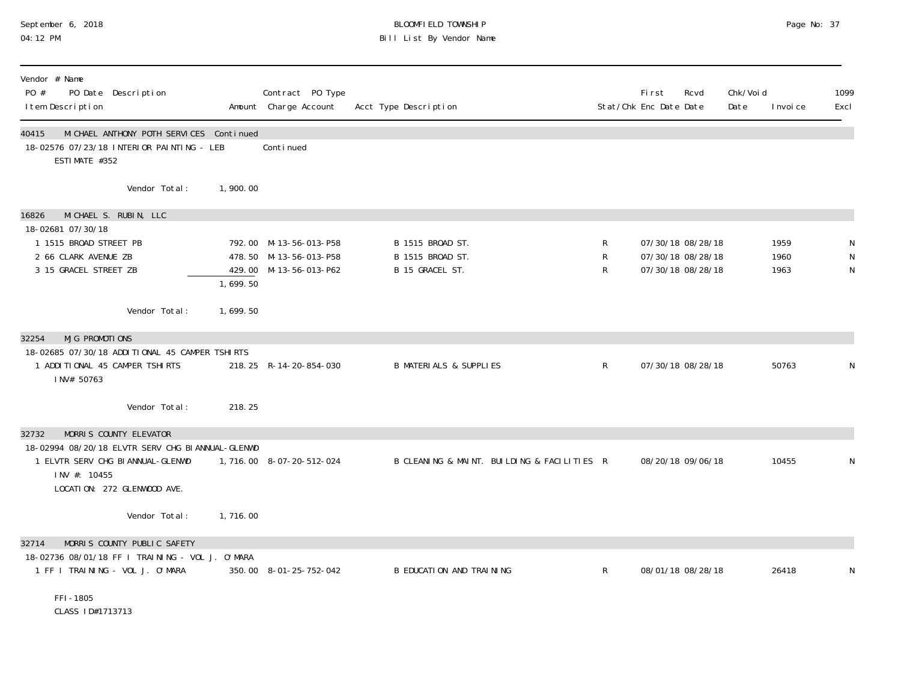BLOOMFIELD TOWNSHIP

Bill List By Vendor Name

September 6, 2018
04:12 PM

| Vendor # Name / PO # PO Date Description / Item Description | Amount | Contract PO Type / Charge Account | Acct Type Description | Stat/Chk | First Enc Date | Rcvd Date | Chk/Void Date | Invoice | 1099 Excl |
|---|---|---|---|---|---|---|---|---|---|
| **40415 MICHAEL ANTHONY POTH SERVICES Continued** | | | | | | | | | |
| 18-02576 07/23/18 INTERIOR PAINTING - LEB | | Continued | | | | | | | |
| ESTIMATE #352 | | | | | | | | | |
| Vendor Total: | 1,900.00 | | | | | | | | |
| **16826 MICHAEL S. RUBIN, LLC** | | | | | | | | | |
| 18-02681 07/30/18 | | | | | | | | | |
| 1 1515 BROAD STREET PB | 792.00 | M-13-56-013-P58 | B 1515 BROAD ST. | R | 07/30/18 | 08/28/18 | | 1959 | N |
| 2 66 CLARK AVENUE ZB | 478.50 | M-13-56-013-P58 | B 1515 BROAD ST. | R | 07/30/18 | 08/28/18 | | 1960 | N |
| 3 15 GRACEL STREET ZB | 429.00 | M-13-56-013-P62 | B 15 GRACEL ST. | R | 07/30/18 | 08/28/18 | | 1963 | N |
| | 1,699.50 | | | | | | | | |
| Vendor Total: | 1,699.50 | | | | | | | | |
| **32254 MJG PROMOTIONS** | | | | | | | | | |
| 18-02685 07/30/18 ADDITIONAL 45 CAMPER TSHIRTS | | | | | | | | | |
| 1 ADDITIONAL 45 CAMPER TSHIRTS | 218.25 | R-14-20-854-030 | B MATERIALS & SUPPLIES | R | 07/30/18 | 08/28/18 | | 50763 | N |
| INV# 50763 | | | | | | | | | |
| Vendor Total: | 218.25 | | | | | | | | |
| **32732 MORRIS COUNTY ELEVATOR** | | | | | | | | | |
| 18-02994 08/20/18 ELVTR SERV CHG BIANNUAL-GLENWD | | | | | | | | | |
| 1 ELVTR SERV CHG BIANNUAL-GLENWD | 1,716.00 | 8-07-20-512-024 | B CLEANING & MAINT. BUILDING & FACILITIES | R | 08/20/18 | 09/06/18 | | 10455 | N |
| INV #: 10455 | | | | | | | | | |
| LOCATION: 272 GLENWOOD AVE. | | | | | | | | | |
| Vendor Total: | 1,716.00 | | | | | | | | |
| **32714 MORRIS COUNTY PUBLIC SAFETY** | | | | | | | | | |
| 18-02736 08/01/18 FF I TRAINING - VOL J. O'MARA | | | | | | | | | |
| 1 FF I TRAINING - VOL J. O'MARA | 350.00 | 8-01-25-752-042 | B EDUCATION AND TRAINING | R | 08/01/18 | 08/28/18 | | 26418 | N |
| FFI-1805 | | | | | | | | | |
| CLASS ID#1713713 | | | | | | | | | |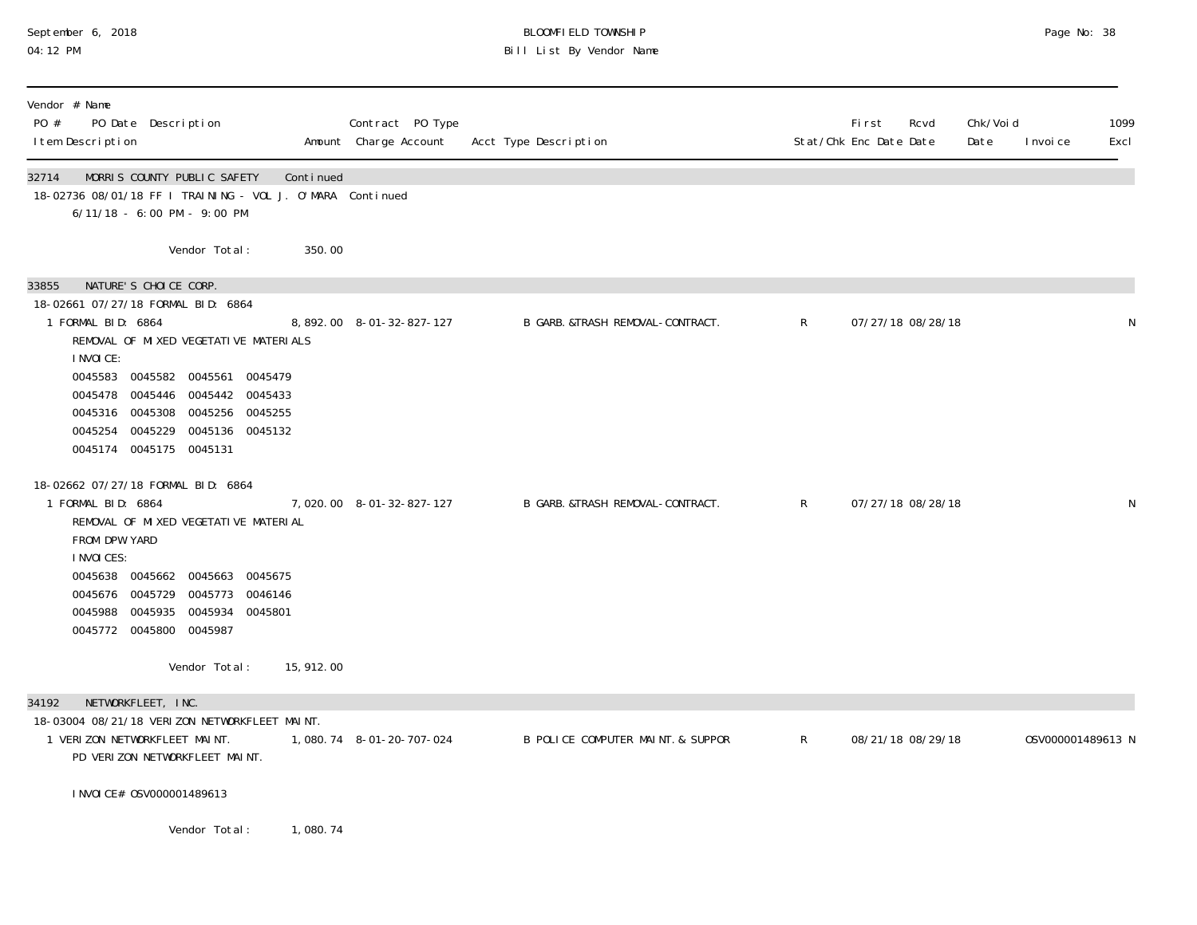BLOOMFIELD TOWNSHIP
Bill List By Vendor Name

| Vendor # Name<br>PO # PO Date Description<br>Item Description | Amount | Contract PO Type<br>Charge Account | Acct Type Description | Stat/Chk | First Enc Date | Rcvd Date | Chk/Void Date | Invoice | 1099 Excl |
|---|---|---|---|---|---|---|---|---|---|
| 32714 MORRIS COUNTY PUBLIC SAFETY | Continued | | | | | | | | |
| 18-02736 08/01/18 FF I TRAINING - VOL J. O'MARA | | Continued | | | | | | | |
| 6/11/18 - 6:00 PM - 9:00 PM | | | | | | | | | |
| Vendor Total: | 350.00 | | | | | | | | |
| 33855 NATURE'S CHOICE CORP. | | | | | | | | | |
| 18-02661 07/27/18 FORMAL BID: 6864 | | | | | | | | | |
| 1 FORMAL BID: 6864<br>REMOVAL OF MIXED VEGETATIVE MATERIALS<br>INVOICE:<br>0045583 0045582 0045561 0045479<br>0045478 0045446 0045442 0045433<br>0045316 0045308 0045256 0045255<br>0045254 0045229 0045136 0045132<br>0045174 0045175 0045131 | 8,892.00 | 8-01-32-827-127 | B GARB.&TRASH REMOVAL-CONTRACT. | R | 07/27/18 | 08/28/18 | | | N |
| 18-02662 07/27/18 FORMAL BID: 6864 | | | | | | | | | |
| 1 FORMAL BID: 6864<br>REMOVAL OF MIXED VEGETATIVE MATERIAL<br>FROM DPW YARD<br>INVOICES:<br>0045638 0045662 0045663 0045675<br>0045676 0045729 0045773 0046146<br>0045988 0045935 0045934 0045801<br>0045772 0045800 0045987 | 7,020.00 | 8-01-32-827-127 | B GARB.&TRASH REMOVAL-CONTRACT. | R | 07/27/18 | 08/28/18 | | | N |
| Vendor Total: | 15,912.00 | | | | | | | | |
| 34192 NETWORKFLEET, INC. | | | | | | | | | |
| 18-03004 08/21/18 VERIZON NETWORKFLEET MAINT. | | | | | | | | | |
| 1 VERIZON NETWORKFLEET MAINT.<br>PD VERIZON NETWORKFLEET MAINT.<br><br>INVOICE# OSV000001489613 | 1,080.74 | 8-01-20-707-024 | B POLICE COMPUTER MAINT.& SUPPOR | R | 08/21/18 | 08/29/18 | | OSV000001489613 | N |
| Vendor Total: | 1,080.74 | | | | | | | | |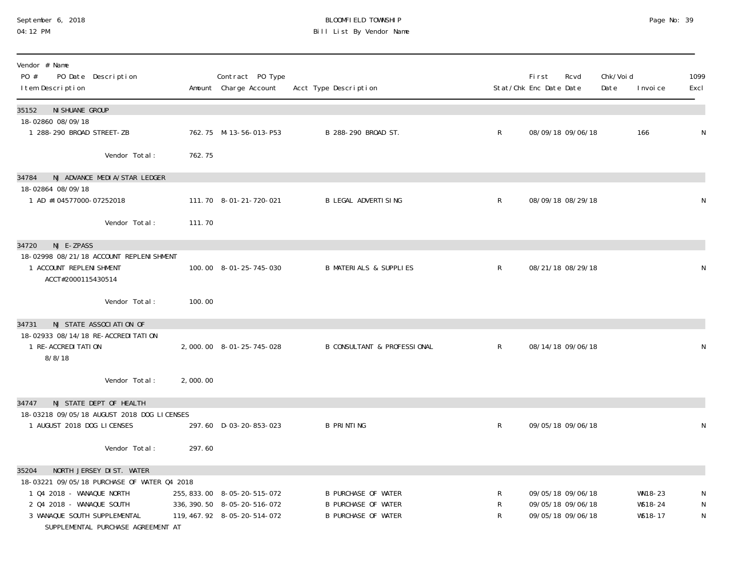# BLOOMFIELD TOWNSHIP
## Bill List By Vendor Name

| Vendor # Name<br>PO # PO Date Description<br>Item Description | Amount | Contract PO Type<br>Charge Account | Acct Type Description | Stat/Chk | First Enc Date | Rcvd Date | Chk/Void Date | Invoice | 1099 Excl |
|---|---|---|---|---|---|---|---|---|---|
| **35152 NISHUANE GROUP** | | | | | | | | | |
| 18-02860 08/09/18 | | | | | | | | | |
| 1 288-290 BROAD STREET-ZB | 762.75 | M-13-56-013-P53 | B 288-290 BROAD ST. | R | 08/09/18 | 09/06/18 | | 166 | N |
| Vendor Total: | 762.75 | | | | | | | | |
| **34784 NJ ADVANCE MEDIA/STAR LEDGER** | | | | | | | | | |
| 18-02864 08/09/18 | | | | | | | | | |
| 1 AD #I04577000-07252018 | 111.70 | 8-01-21-720-021 | B LEGAL ADVERTISING | R | 08/09/18 | 08/29/18 | | | N |
| Vendor Total: | 111.70 | | | | | | | | |
| **34720 NJ E-ZPASS** | | | | | | | | | |
| 18-02998 08/21/18 ACCOUNT REPLENISHMENT | | | | | | | | | |
| 1 ACCOUNT REPLENISHMENT<br>ACCT#2000115430514 | 100.00 | 8-01-25-745-030 | B MATERIALS & SUPPLIES | R | 08/21/18 | 08/29/18 | | | N |
| Vendor Total: | 100.00 | | | | | | | | |
| **34731 NJ STATE ASSOCIATION OF** | | | | | | | | | |
| 18-02933 08/14/18 RE-ACCREDITATION | | | | | | | | | |
| 1 RE-ACCREDITATION<br>8/8/18 | 2,000.00 | 8-01-25-745-028 | B CONSULTANT & PROFESSIONAL | R | 08/14/18 | 09/06/18 | | | N |
| Vendor Total: | 2,000.00 | | | | | | | | |
| **34747 NJ STATE DEPT OF HEALTH** | | | | | | | | | |
| 18-03218 09/05/18 AUGUST 2018 DOG LICENSES | | | | | | | | | |
| 1 AUGUST 2018 DOG LICENSES | 297.60 | D-03-20-853-023 | B PRINTING | R | 09/05/18 | 09/06/18 | | | N |
| Vendor Total: | 297.60 | | | | | | | | |
| **35204 NORTH JERSEY DIST. WATER** | | | | | | | | | |
| 18-03221 09/05/18 PURCHASE OF WATER Q4 2018 | | | | | | | | | |
| 1 Q4 2018 - WANAQUE NORTH | 255,833.00 | 8-05-20-515-072 | B PURCHASE OF WATER | R | 09/05/18 | 09/06/18 | | WN18-23 | N |
| 2 Q4 2018 - WANAQUE SOUTH | 336,390.50 | 8-05-20-516-072 | B PURCHASE OF WATER | R | 09/05/18 | 09/06/18 | | WS18-24 | N |
| 3 WANAQUE SOUTH SUPPLEMENTAL<br>SUPPLEMENTAL PURCHASE AGREEMENT AT | 119,467.92 | 8-05-20-514-072 | B PURCHASE OF WATER | R | 09/05/18 | 09/06/18 | | WS18-17 | N |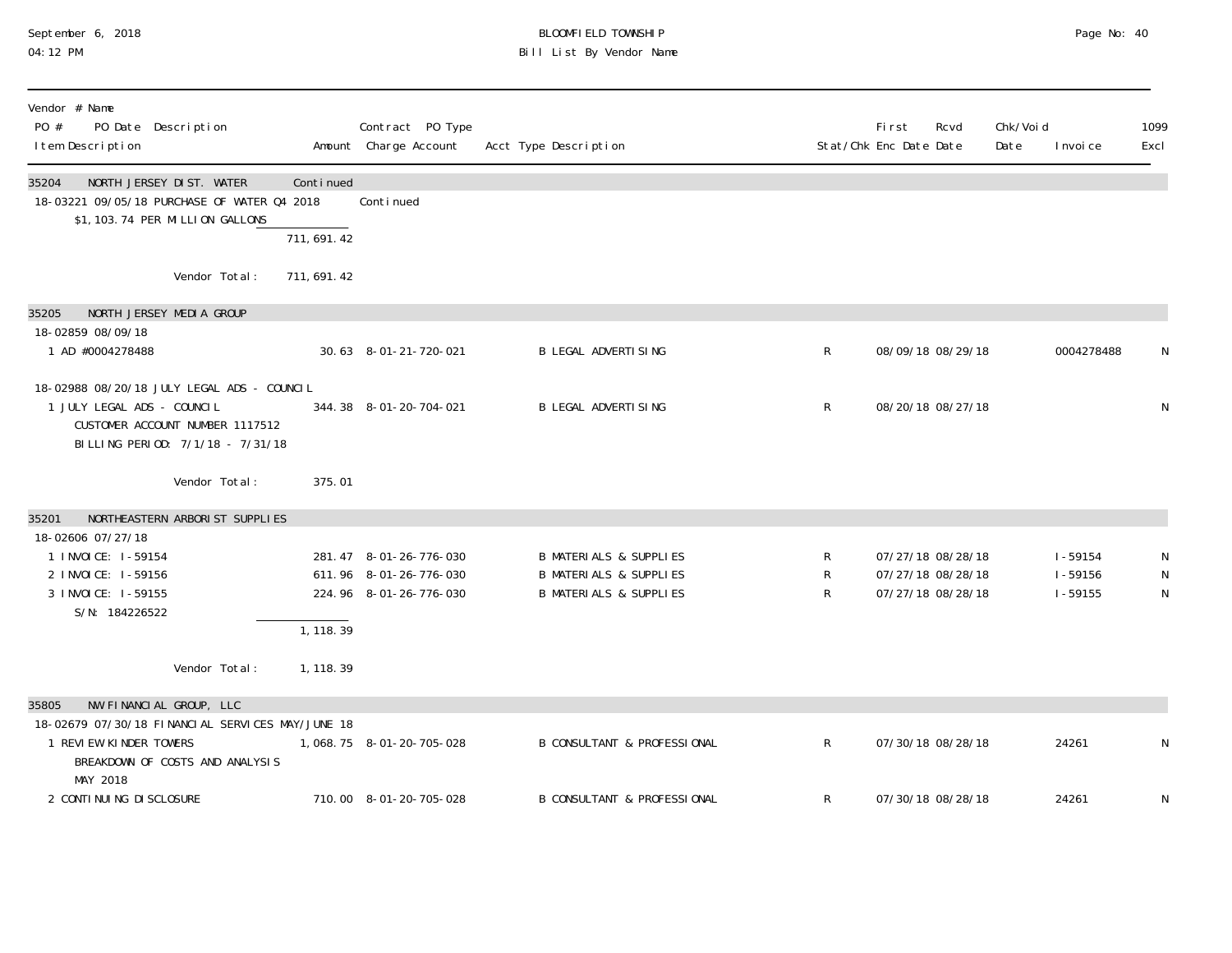September 6, 2018
04:12 PM

BLOOMFIELD TOWNSHIP
Bill List By Vendor Name

| Vendor # Name<br>PO # PO Date Description<br>Item Description | Amount | Contract PO Type<br>Charge Account | Acct Type Description | Stat/Chk | First<br>Enc Date | Rcvd<br>Date | Chk/Void<br>Date | Invoice | 1099<br>Excl |
|---|---|---|---|---|---|---|---|---|---|
| **35204 NORTH JERSEY DIST. WATER** | Continued | | | | | | | | |
| 18-03221 09/05/18 PURCHASE OF WATER Q4 2018 | | Continued | | | | | | | |
| $1,103.74 PER MILLION GALLONS | | | | | | | | | |
| | 711,691.42 | | | | | | | | |
| Vendor Total: | 711,691.42 | | | | | | | | |
| **35205 NORTH JERSEY MEDIA GROUP** | | | | | | | | | |
| 18-02859 08/09/18 | | | | | | | | | |
| 1 AD #0004278488 | 30.63 | 8-01-21-720-021 | B LEGAL ADVERTISING | R | 08/09/18 | 08/29/18 | | 0004278488 | N |
| 18-02988 08/20/18 JULY LEGAL ADS - COUNCIL | | | | | | | | | |
| 1 JULY LEGAL ADS - COUNCIL | 344.38 | 8-01-20-704-021 | B LEGAL ADVERTISING | R | 08/20/18 | 08/27/18 | | | N |
| CUSTOMER ACCOUNT NUMBER 1117512 | | | | | | | | | |
| BILLING PERIOD: 7/1/18 - 7/31/18 | | | | | | | | | |
| Vendor Total: | 375.01 | | | | | | | | |
| **35201 NORTHEASTERN ARBORIST SUPPLIES** | | | | | | | | | |
| 18-02606 07/27/18 | | | | | | | | | |
| 1 INVOICE: I-59154 | 281.47 | 8-01-26-776-030 | B MATERIALS & SUPPLIES | R | 07/27/18 | 08/28/18 | | I-59154 | N |
| 2 INVOICE: I-59156 | 611.96 | 8-01-26-776-030 | B MATERIALS & SUPPLIES | R | 07/27/18 | 08/28/18 | | I-59156 | N |
| 3 INVOICE: I-59155 | 224.96 | 8-01-26-776-030 | B MATERIALS & SUPPLIES | R | 07/27/18 | 08/28/18 | | I-59155 | N |
| S/N: 184226522 | | | | | | | | | |
| | 1,118.39 | | | | | | | | |
| Vendor Total: | 1,118.39 | | | | | | | | |
| **35805 NW FINANCIAL GROUP, LLC** | | | | | | | | | |
| 18-02679 07/30/18 FINANCIAL SERVICES MAY/JUNE 18 | | | | | | | | | |
| 1 REVIEW KINDER TOWERS | 1,068.75 | 8-01-20-705-028 | B CONSULTANT & PROFESSIONAL | R | 07/30/18 | 08/28/18 | | 24261 | N |
| BREAKDOWN OF COSTS AND ANALYSIS | | | | | | | | | |
| MAY 2018 | | | | | | | | | |
| 2 CONTINUING DISCLOSURE | 710.00 | 8-01-20-705-028 | B CONSULTANT & PROFESSIONAL | R | 07/30/18 | 08/28/18 | | 24261 | N |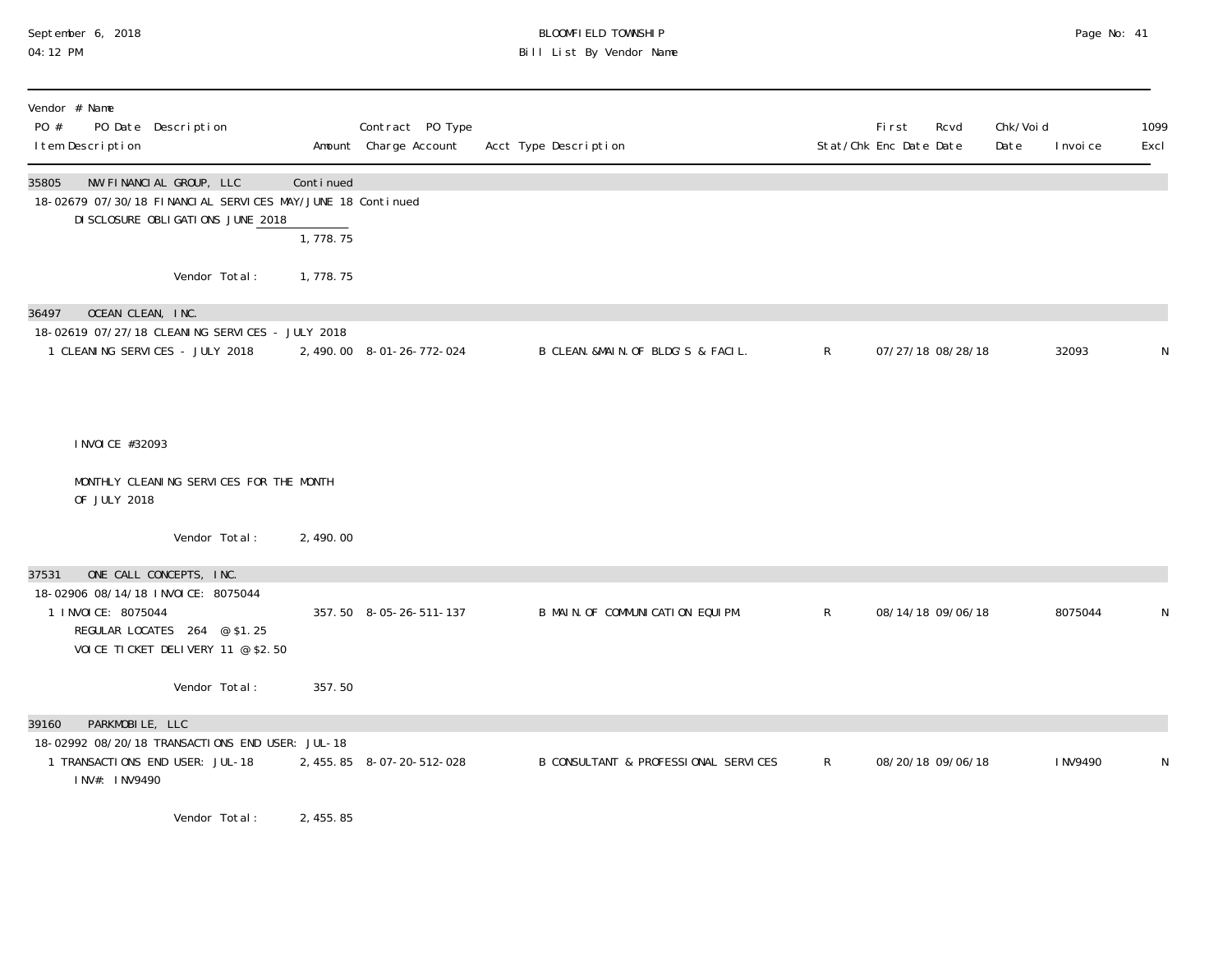September 6, 2018
04:12 PM

BLOOMFIELD TOWNSHIP
Bill List By Vendor Name

| Vendor # Name PO # PO Date Description Item Description | Amount | Contract PO Type Charge Account | Acct Type Description | Stat/Chk | First Enc Date | Rcvd Date | Chk/Void Date | Invoice | 1099 Excl |
|---|---|---|---|---|---|---|---|---|---|
| 35805 NW FINANCIAL GROUP, LLC | Continued | | | | | | | | |
| 18-02679 07/30/18 FINANCIAL SERVICES MAY/JUNE 18 Continued | | | | | | | | | |
| DISCLOSURE OBLIGATIONS JUNE 2018 | 1,778.75 | | | | | | | | |
| Vendor Total: | 1,778.75 | | | | | | | | |
| 36497 OCEAN CLEAN, INC. | | | | | | | | | |
| 18-02619 07/27/18 CLEANING SERVICES - JULY 2018 | | | | | | | | | |
| 1 CLEANING SERVICES - JULY 2018 | 2,490.00 | 8-01-26-772-024 | B CLEAN.&MAIN.OF BLDG'S & FACIL. | R | 07/27/18 | 08/28/18 | | 32093 | N |
| INVOICE #32093 | | | | | | | | | |
| MONTHLY CLEANING SERVICES FOR THE MONTH OF JULY 2018 | | | | | | | | | |
| Vendor Total: | 2,490.00 | | | | | | | | |
| 37531 ONE CALL CONCEPTS, INC. | | | | | | | | | |
| 18-02906 08/14/18 INVOICE: 8075044 | | | | | | | | | |
| 1 INVOICE: 8075044 REGULAR LOCATES 264 @ $1.25 VOICE TICKET DELIVERY 11 @ $2.50 | 357.50 | 8-05-26-511-137 | B MAIN.OF COMMUNICATION EQUIPM. | R | 08/14/18 | 09/06/18 | | 8075044 | N |
| Vendor Total: | 357.50 | | | | | | | | |
| 39160 PARKMOBILE, LLC | | | | | | | | | |
| 18-02992 08/20/18 TRANSACTIONS END USER: JUL-18 | | | | | | | | | |
| 1 TRANSACTIONS END USER: JUL-18 INV#: INV9490 | 2,455.85 | 8-07-20-512-028 | B CONSULTANT & PROFESSIONAL SERVICES | R | 08/20/18 | 09/06/18 | | INV9490 | N |
| Vendor Total: | 2,455.85 | | | | | | | | |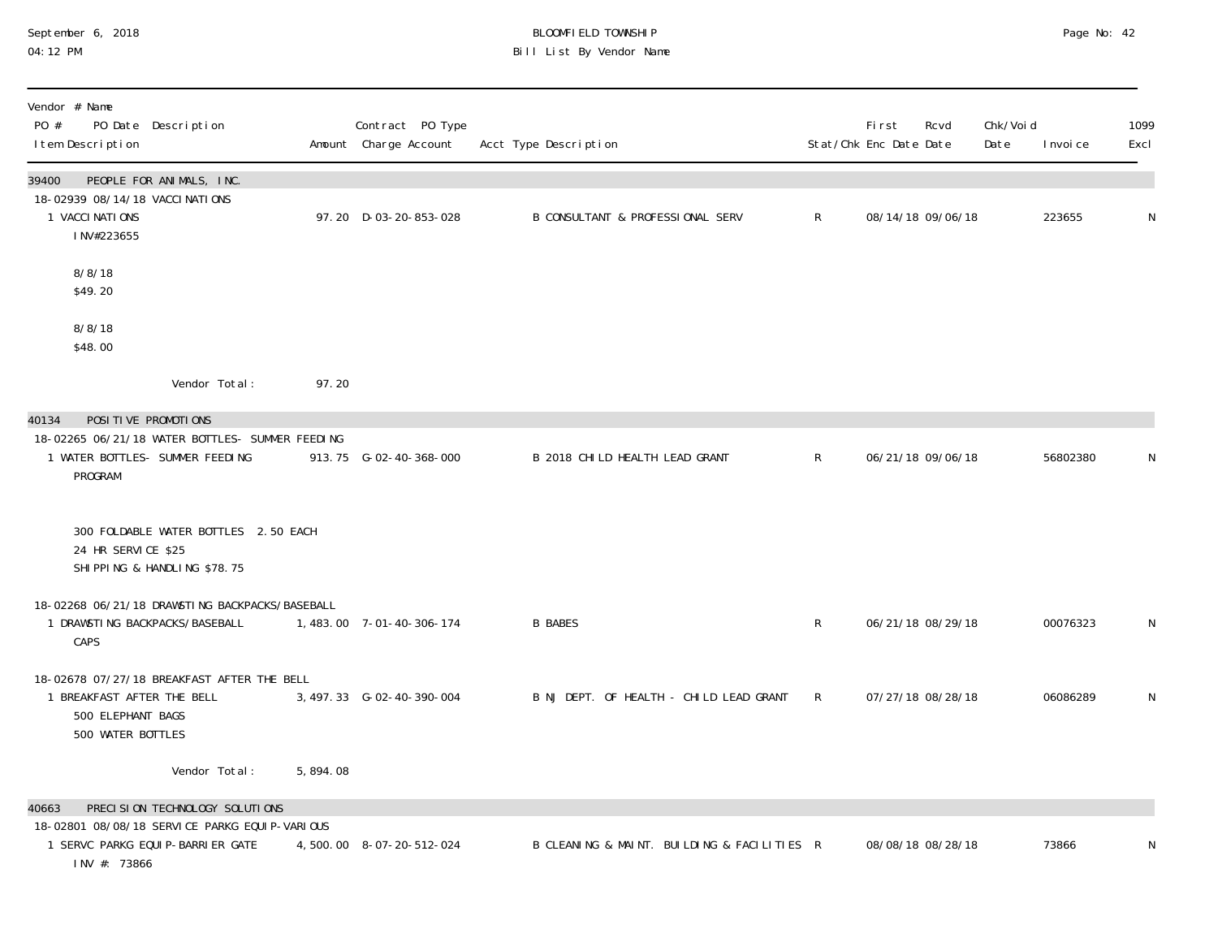BLOOMFIELD TOWNSHIP
Bill List By Vendor Name

September 6, 2018
04:12 PM

| Vendor # Name<br>PO # PO Date Description<br>Item Description | Amount | Contract PO Type<br>Charge Account | Acct Type Description | Stat/Chk | First Enc Date | Rcvd Date | Chk/Void Date | Invoice | 1099 Excl |
|---|---|---|---|---|---|---|---|---|---|
| **39400 PEOPLE FOR ANIMALS, INC.** | | | | | | | | | |
| 18-02939 08/14/18 VACCINATIONS | | | | | | | | | |
| 1 VACCINATIONS<br>INV#223655<br><br>8/8/18<br>$49.20<br><br>8/8/18<br>$48.00 | 97.20 | D-03-20-853-028 | B CONSULTANT & PROFESSIONAL SERV | R | 08/14/18 | 09/06/18 | | 223655 | N |
| Vendor Total: | 97.20 | | | | | | | | |
| **40134 POSITIVE PROMOTIONS** | | | | | | | | | |
| 18-02265 06/21/18 WATER BOTTLES- SUMMER FEEDING | | | | | | | | | |
| 1 WATER BOTTLES- SUMMER FEEDING PROGRAM<br><br>300 FOLDABLE WATER BOTTLES 2.50 EACH<br>24 HR SERVICE $25<br>SHIPPING & HANDLING $78.75 | 913.75 | G-02-40-368-000 | B 2018 CHILD HEALTH LEAD GRANT | R | 06/21/18 | 09/06/18 | | 56802380 | N |
| 18-02268 06/21/18 DRAWSTING BACKPACKS/BASEBALL | | | | | | | | | |
| 1 DRAWSTING BACKPACKS/BASEBALL CAPS | 1,483.00 | 7-01-40-306-174 | B BABES | R | 06/21/18 | 08/29/18 | | 00076323 | N |
| 18-02678 07/27/18 BREAKFAST AFTER THE BELL | | | | | | | | | |
| 1 BREAKFAST AFTER THE BELL<br>500 ELEPHANT BAGS<br>500 WATER BOTTLES | 3,497.33 | G-02-40-390-004 | B NJ DEPT. OF HEALTH - CHILD LEAD GRANT | R | 07/27/18 | 08/28/18 | | 06086289 | N |
| Vendor Total: | 5,894.08 | | | | | | | | |
| **40663 PRECISION TECHNOLOGY SOLUTIONS** | | | | | | | | | |
| 18-02801 08/08/18 SERVICE PARKG EQUIP-VARIOUS | | | | | | | | | |
| 1 SERVC PARKG EQUIP-BARRIER GATE<br>INV #: 73866 | 4,500.00 | 8-07-20-512-024 | B CLEANING & MAINT. BUILDING & FACILITIES | R | 08/08/18 | 08/28/18 | | 73866 | N |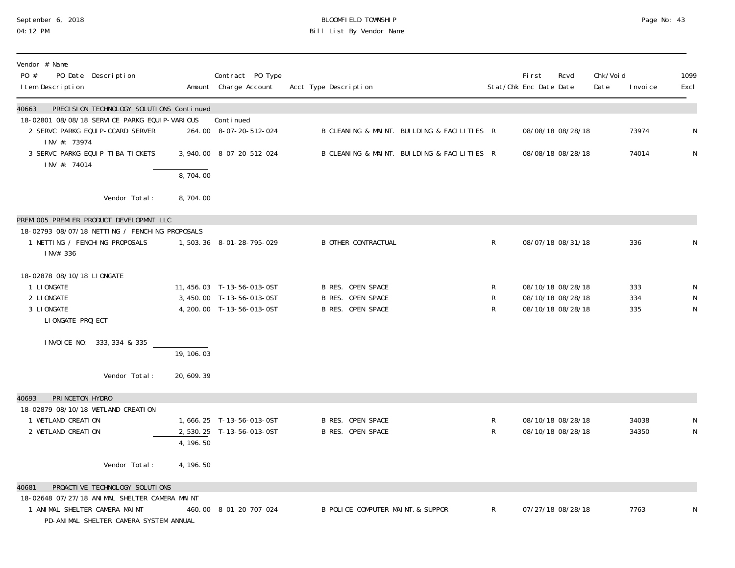# BLOOMFIELD TOWNSHIP
## Bill List By Vendor Name

| Vendor # Name<br>PO # PO Date Description<br>Item Description | Amount | Contract PO Type<br>Charge Account | Acct Type Description | Stat/Chk | First Enc Date | Rcvd Date | Chk/Void Date | Invoice | 1099 Excl |
|---|---|---|---|---|---|---|---|---|---|
| **40663 PRECISION TECHNOLOGY SOLUTIONS Continued** | | | | | | | | | |
| 18-02801 08/08/18 SERVICE PARKG EQUIP-VARIOUS | | Continued | | | | | | | |
| 2 SERVC PARKG EQUIP-CCARD SERVER<br>INV #: 73974 | 264.00 | 8-07-20-512-024 | B CLEANING & MAINT. BUILDING & FACILITIES | R | 08/08/18 | 08/28/18 | | 73974 | N |
| 3 SERVC PARKG EQUIP-TIBA TICKETS<br>INV #: 74014 | 3,940.00 | 8-07-20-512-024 | B CLEANING & MAINT. BUILDING & FACILITIES | R | 08/08/18 | 08/28/18 | | 74014 | N |
| | 8,704.00 | | | | | | | | |
| Vendor Total: | 8,704.00 | | | | | | | | |
| **PREMI005 PREMIER PRODUCT DEVELOPMNT LLC** | | | | | | | | | |
| 18-02793 08/07/18 NETTING / FENCHING PROPOSALS | | | | | | | | | |
| 1 NETTING / FENCHING PROPOSALS<br>INV# 336 | 1,503.36 | 8-01-28-795-029 | B OTHER CONTRACTUAL | R | 08/07/18 | 08/31/18 | | 336 | N |
| 18-02878 08/10/18 LIONGATE | | | | | | | | | |
| 1 LIONGATE | 11,456.03 | T-13-56-013-OST | B RES. OPEN SPACE | R | 08/10/18 | 08/28/18 | | 333 | N |
| 2 LIONGATE | 3,450.00 | T-13-56-013-OST | B RES. OPEN SPACE | R | 08/10/18 | 08/28/18 | | 334 | N |
| 3 LIONGATE<br>LIONGATE PROJECT<br>INVOICE NO: 333, 334 & 335 | 4,200.00 | T-13-56-013-OST | B RES. OPEN SPACE | R | 08/10/18 | 08/28/18 | | 335 | N |
| | 19,106.03 | | | | | | | | |
| Vendor Total: | 20,609.39 | | | | | | | | |
| **40693 PRINCETON HYDRO** | | | | | | | | | |
| 18-02879 08/10/18 WETLAND CREATION | | | | | | | | | |
| 1 WETLAND CREATION | 1,666.25 | T-13-56-013-OST | B RES. OPEN SPACE | R | 08/10/18 | 08/28/18 | | 34038 | N |
| 2 WETLAND CREATION | 2,530.25 | T-13-56-013-OST | B RES. OPEN SPACE | R | 08/10/18 | 08/28/18 | | 34350 | N |
| | 4,196.50 | | | | | | | | |
| Vendor Total: | 4,196.50 | | | | | | | | |
| **40681 PROACTIVE TECHNOLOGY SOLUTIONS** | | | | | | | | | |
| 18-02648 07/27/18 ANIMAL SHELTER CAMERA MAINT | | | | | | | | | |
| 1 ANIMAL SHELTER CAMERA MAINT<br>PD-ANIMAL SHELTER CAMERA SYSTEM ANNUAL | 460.00 | 8-01-20-707-024 | B POLICE COMPUTER MAINT. & SUPPOR | R | 07/27/18 | 08/28/18 | | 7763 | N |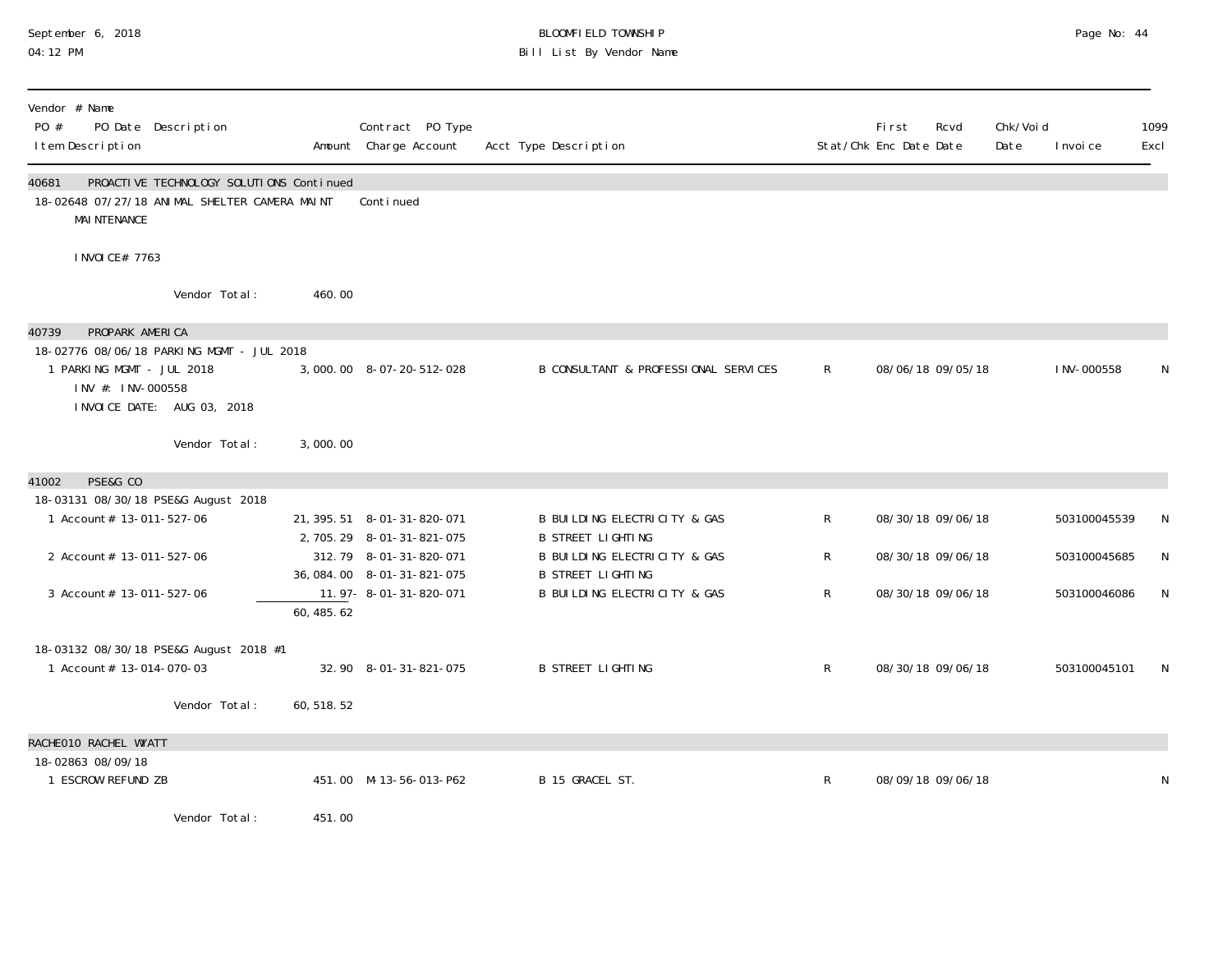Bill List By Vendor Name

| Vendor # Name<br>PO # PO Date Description<br>Item Description | Amount | Contract PO Type<br>Charge Account | Acct Type Description | Stat/Chk | First Enc Date | Rcvd Date | Chk/Void Date | Invoice | 1099 Excl |
|---|---|---|---|---|---|---|---|---|---|
| **40681 PROACTIVE TECHNOLOGY SOLUTIONS Continued** | | | | | | | | | |
| 18-02648 07/27/18 ANIMAL SHELTER CAMERA MAINT | | Continued | | | | | | | |
| MAINTENANCE | | | | | | | | | |
| INVOICE# 7763 | | | | | | | | | |
| Vendor Total: | 460.00 | | | | | | | | |
| **40739 PROPARK AMERICA** | | | | | | | | | |
| 18-02776 08/06/18 PARKING MGMT - JUL 2018 | | | | | | | | | |
| 1 PARKING MGMT - JUL 2018<br>INV #: INV-000558<br>INVOICE DATE: AUG 03, 2018 | 3,000.00 | 8-07-20-512-028 | B CONSULTANT & PROFESSIONAL SERVICES | R | 08/06/18 | 09/05/18 | | INV-000558 | N |
| Vendor Total: | 3,000.00 | | | | | | | | |
| **41002 PSE&G CO** | | | | | | | | | |
| 18-03131 08/30/18 PSE&G August 2018 | | | | | | | | | |
| 1 Account# 13-011-527-06 | 21,395.51 | 8-01-31-820-071 | B BUILDING ELECTRICITY & GAS | R | 08/30/18 | 09/06/18 | | 503100045539 | N |
| | 2,705.29 | 8-01-31-821-075 | B STREET LIGHTING | | | | | | |
| 2 Account# 13-011-527-06 | 312.79 | 8-01-31-820-071 | B BUILDING ELECTRICITY & GAS | R | 08/30/18 | 09/06/18 | | 503100045685 | N |
| | 36,084.00 | 8-01-31-821-075 | B STREET LIGHTING | | | | | | |
| 3 Account# 13-011-527-06 | 11.97- | 8-01-31-820-071 | B BUILDING ELECTRICITY & GAS | R | 08/30/18 | 09/06/18 | | 503100046086 | N |
| | 60,485.62 | | | | | | | | |
| 18-03132 08/30/18 PSE&G August 2018 #1 | | | | | | | | | |
| 1 Account# 13-014-070-03 | 32.90 | 8-01-31-821-075 | B STREET LIGHTING | R | 08/30/18 | 09/06/18 | | 503100045101 | N |
| Vendor Total: | 60,518.52 | | | | | | | | |
| **RACHE010 RACHEL WYATT** | | | | | | | | | |
| 18-02863 08/09/18 | | | | | | | | | |
| 1 ESCROW REFUND ZB | 451.00 | M-13-56-013-P62 | B 15 GRACEL ST. | R | 08/09/18 | 09/06/18 | | | N |
| Vendor Total: | 451.00 | | | | | | | | |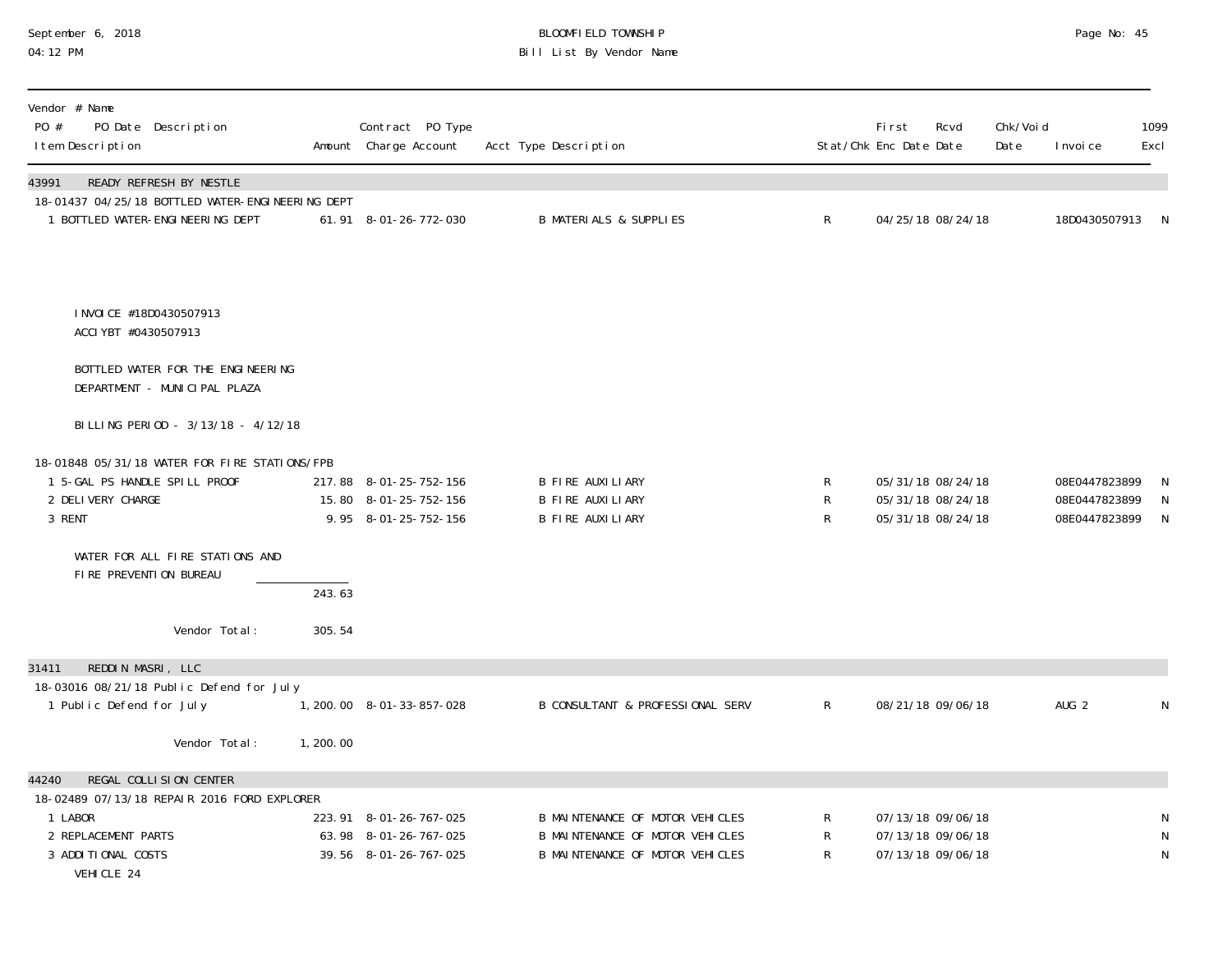September 6, 2018
04:12 PM

# BLOOMFIELD TOWNSHIP
## Bill List By Vendor Name

| Vendor # Name / PO # PO Date Description / Item Description | Amount | Contract PO Type / Charge Account | Acct Type Description | Stat/Chk | First Enc Date | Rcvd Date | Chk/Void Date | Invoice | 1099 Excl |
|---|---|---|---|---|---|---|---|---|---|
| **43991 READY REFRESH BY NESTLE** | | | | | | | | | |
| 18-01437 04/25/18 BOTTLED WATER-ENGINEERING DEPT | | | | | | | | | |
| 1 BOTTLED WATER-ENGINEERING DEPT | 61.91 | 8-01-26-772-030 | B MATERIALS & SUPPLIES | R | 04/25/18 | 08/24/18 | | 18D0430507913 | N |
| INVOICE #18D0430507913<br>ACCIYBT #0430507913<br><br>BOTTLED WATER FOR THE ENGINEERING<br>DEPARTMENT - MUNICIPAL PLAZA<br><br>BILLING PERIOD - 3/13/18 - 4/12/18 | | | | | | | | | |
| 18-01848 05/31/18 WATER FOR FIRE STATIONS/FPB | | | | | | | | | |
| 1 5-GAL PS HANDLE SPILL PROOF | 217.88 | 8-01-25-752-156 | B FIRE AUXILIARY | R | 05/31/18 | 08/24/18 | | 08E0447823899 | N |
| 2 DELIVERY CHARGE | 15.80 | 8-01-25-752-156 | B FIRE AUXILIARY | R | 05/31/18 | 08/24/18 | | 08E0447823899 | N |
| 3 RENT | 9.95 | 8-01-25-752-156 | B FIRE AUXILIARY | R | 05/31/18 | 08/24/18 | | 08E0447823899 | N |
| WATER FOR ALL FIRE STATIONS AND<br>FIRE PREVENTION BUREAU | 243.63 | | | | | | | | |
| Vendor Total: | 305.54 | | | | | | | | |
| **31411 REDDIN MASRI, LLC** | | | | | | | | | |
| 18-03016 08/21/18 Public Defend for July | | | | | | | | | |
| 1 Public Defend for July | 1,200.00 | 8-01-33-857-028 | B CONSULTANT & PROFESSIONAL SERV | R | 08/21/18 | 09/06/18 | | AUG 2 | N |
| Vendor Total: | 1,200.00 | | | | | | | | |
| **44240 REGAL COLLISION CENTER** | | | | | | | | | |
| 18-02489 07/13/18 REPAIR 2016 FORD EXPLORER | | | | | | | | | |
| 1 LABOR | 223.91 | 8-01-26-767-025 | B MAINTENANCE OF MOTOR VEHICLES | R | 07/13/18 | 09/06/18 | | | N |
| 2 REPLACEMENT PARTS | 63.98 | 8-01-26-767-025 | B MAINTENANCE OF MOTOR VEHICLES | R | 07/13/18 | 09/06/18 | | | N |
| 3 ADDITIONAL COSTS | 39.56 | 8-01-26-767-025 | B MAINTENANCE OF MOTOR VEHICLES | R | 07/13/18 | 09/06/18 | | | N |
| VEHICLE 24 | | | | | | | | | |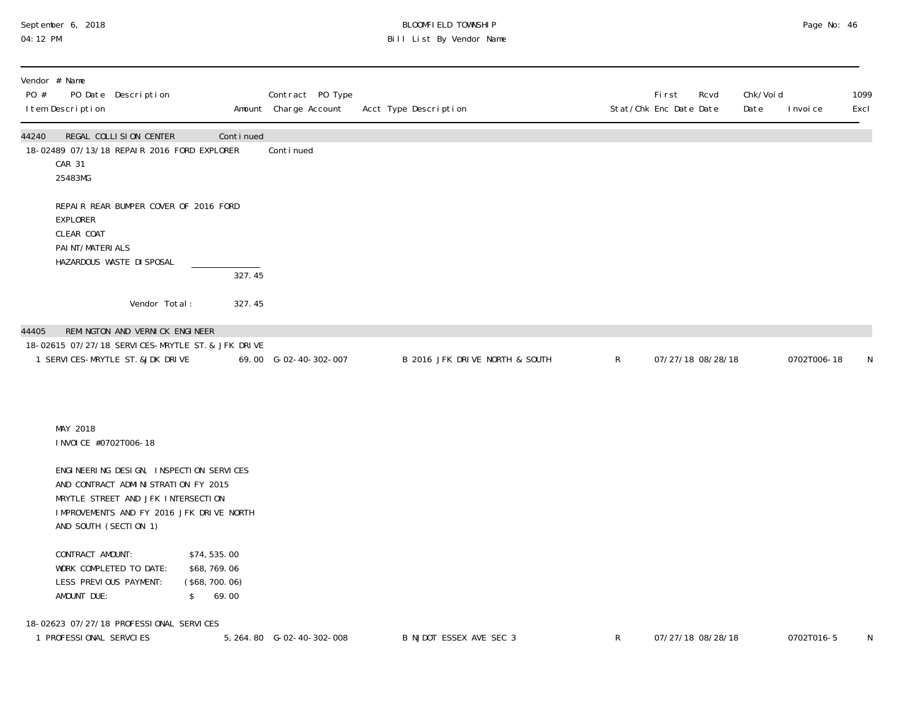| Vendor # Name | | | | | | | | | | |
|---|---|---|---|---|---|---|---|---|---|---|
| PO # PO Date Description | | Contract PO Type | | | | First | Rcvd | Chk/Void | | 1099 |
| Item Description | Amount | Charge Account | Acct Type Description | Stat/Chk | | Enc Date | Date | Date | Invoice | Excl |
| 44240 REGAL COLLISION CENTER | Continued | | | | | | | | | |
| 18-02489 07/13/18 REPAIR 2016 FORD EXPLORER | | Continued | | | | | | | | |
| CAR 31<br>25483MG<br><br>REPAIR REAR BUMPER COVER OF 2016 FORD EXPLORER<br>CLEAR COAT<br>PAINT/MATERIALS<br>HAZARDOUS WASTE DISPOSAL | | | | | | | | | | |
| | 327.45 | | | | | | | | | |
| Vendor Total: | 327.45 | | | | | | | | | |
| 44405 REMINGTON AND VERNICK ENGINEER | | | | | | | | | | |
| 18-02615 07/27/18 SERVICES-MRYTLE ST. & JFK DRIVE | | | | | | | | | | |
| 1 SERVICES-MRYTLE ST.&JDK DRIVE | 69.00 | G-02-40-302-007 | B 2016 JFK DRIVE NORTH & SOUTH | R | | 07/27/18 | 08/28/18 | | 0702T006-18 | N |
| MAY 2018<br>INVOICE #0702T006-18<br><br>ENGINEERING DESIGN, INSPECTION SERVICES AND CONTRACT ADMINISTRATION FY 2015 MRYTLE STREET AND JFK INTERSECTION IMPROVEMENTS AND FY 2016 JFK DRIVE NORTH AND SOUTH (SECTION 1)<br><br>CONTRACT AMOUNT: $74,535.00<br>WORK COMPLETED TO DATE: $68,769.06<br>LESS PREVIOUS PAYMENT: ($68,700.06)<br>AMOUNT DUE: $ 69.00 | | | | | | | | | | |
| 18-02623 07/27/18 PROFESSIONAL SERVICES | | | | | | | | | | |
| 1 PROFESSIONAL SERVCIES | 5,264.80 | G-02-40-302-008 | B NJDOT ESSEX AVE SEC 3 | R | | 07/27/18 | 08/28/18 | | 0702T016-5 | N |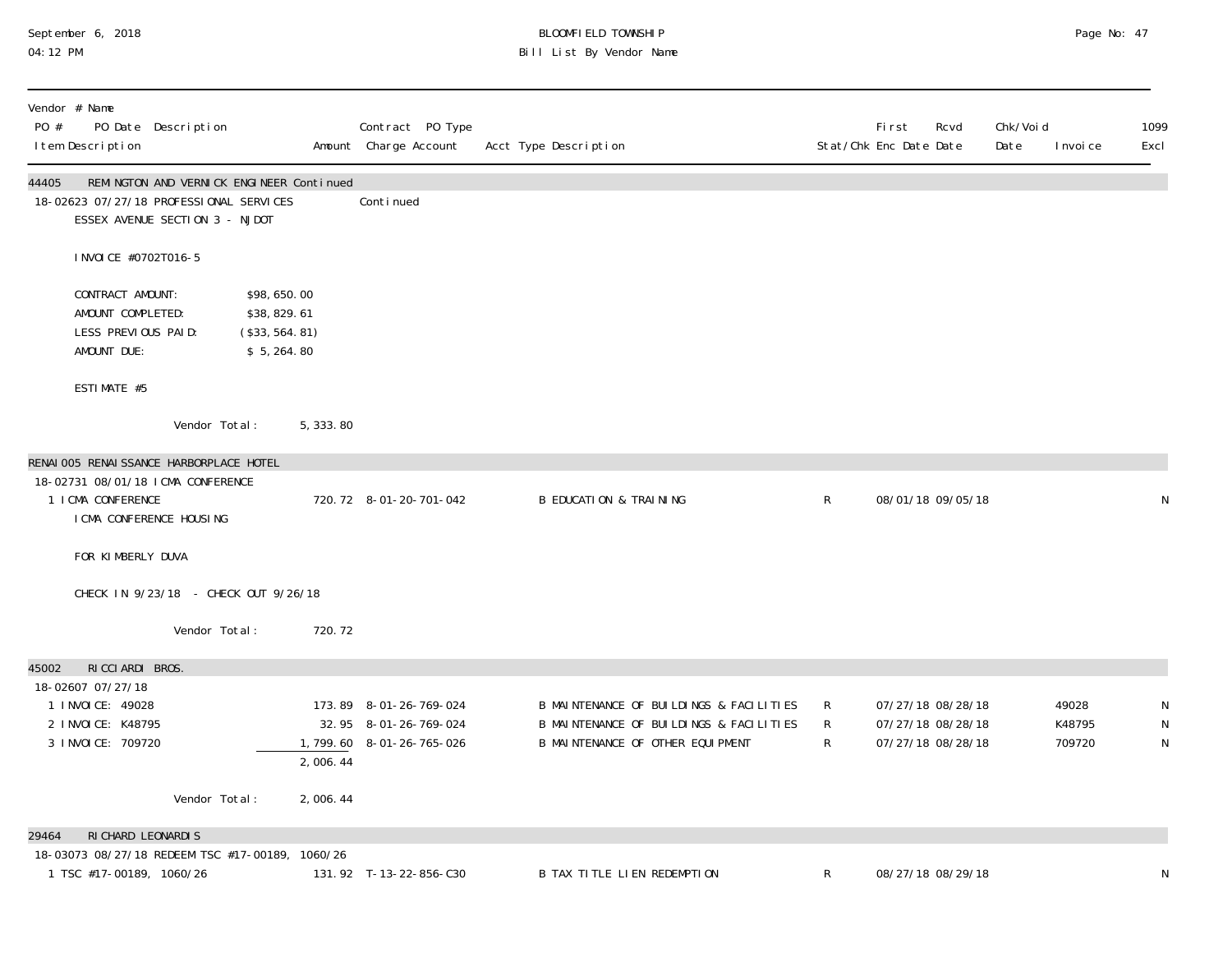| Vendor # Name<br>PO # PO Date Description<br>Item Description | Amount | Contract PO Type<br>Charge Account | Acct Type Description | Stat/Chk | First Enc Date | Rcvd Date | Chk/Void Date | Invoice | 1099 Excl |
|---|---|---|---|---|---|---|---|---|---|
| **44405 REMINGTON AND VERNICK ENGINEER Continued** | | | | | | | | | |
| 18-02623 07/27/18 PROFESSIONAL SERVICES | | Continued | | | | | | | |
| ESSEX AVENUE SECTION 3 - NJDOT | | | | | | | | | |
| INVOICE #0702T016-5 | | | | | | | | | |
| CONTRACT AMOUNT: $98,650.00 | | | | | | | | | |
| AMOUNT COMPLETED: $38,829.61 | | | | | | | | | |
| LESS PREVIOUS PAID: ($33,564.81) | | | | | | | | | |
| AMOUNT DUE: $ 5,264.80 | | | | | | | | | |
| ESTIMATE #5 | | | | | | | | | |
| Vendor Total: | 5,333.80 | | | | | | | | |
| **RENAI005 RENAISSANCE HARBORPLACE HOTEL** | | | | | | | | | |
| 18-02731 08/01/18 ICMA CONFERENCE | | | | | | | | | |
| 1 ICMA CONFERENCE | 720.72 | 8-01-20-701-042 | B EDUCATION & TRAINING | R | 08/01/18 | 09/05/18 | | | N |
| ICMA CONFERENCE HOUSING | | | | | | | | | |
| FOR KIMBERLY DUVA | | | | | | | | | |
| CHECK IN 9/23/18 - CHECK OUT 9/26/18 | | | | | | | | | |
| Vendor Total: | 720.72 | | | | | | | | |
| **45002 RICCIARDI BROS.** | | | | | | | | | |
| 18-02607 07/27/18 | | | | | | | | | |
| 1 INVOICE: 49028 | 173.89 | 8-01-26-769-024 | B MAINTENANCE OF BUILDINGS & FACILITIES | R | 07/27/18 | 08/28/18 | | 49028 | N |
| 2 INVOICE: K48795 | 32.95 | 8-01-26-769-024 | B MAINTENANCE OF BUILDINGS & FACILITIES | R | 07/27/18 | 08/28/18 | | K48795 | N |
| 3 INVOICE: 709720 | 1,799.60 | 8-01-26-765-026 | B MAINTENANCE OF OTHER EQUIPMENT | R | 07/27/18 | 08/28/18 | | 709720 | N |
| | 2,006.44 | | | | | | | | |
| Vendor Total: | 2,006.44 | | | | | | | | |
| **29464 RICHARD LEONARDIS** | | | | | | | | | |
| 18-03073 08/27/18 REDEEM TSC #17-00189, 1060/26 | | | | | | | | | |
| 1 TSC #17-00189, 1060/26 | 131.92 | T-13-22-856-C30 | B TAX TITLE LIEN REDEMPTION | R | 08/27/18 | 08/29/18 | | | N |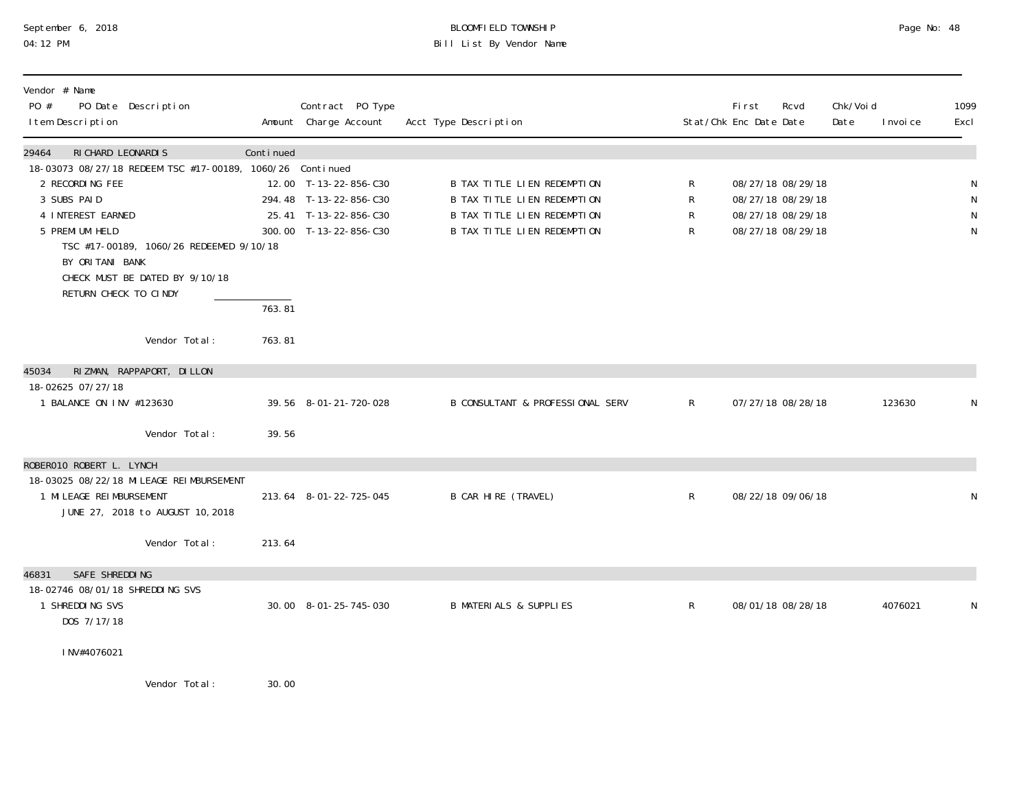September 6, 2018
04:12 PM

# BLOOMFIELD TOWNSHIP
## Bill List By Vendor Name

| Vendor # Name<br>PO # PO Date Description<br>Item Description | Amount | Contract PO Type<br>Charge Account | Acct Type Description | Stat/Chk | First Enc Date | Rcvd Date | Chk/Void Date | Invoice | 1099 Excl |
|---|---|---|---|---|---|---|---|---|---|
| **29464 RICHARD LEONARDIS** | Continued | | | | | | | | |
| 18-03073 08/27/18 REDEEM TSC #17-00189, 1060/26 | Continued | | | | | | | | |
| 2 RECORDING FEE | 12.00 | T-13-22-856-C30 | B TAX TITLE LIEN REDEMPTION | R | 08/27/18 | 08/29/18 | | | N |
| 3 SUBS PAID | 294.48 | T-13-22-856-C30 | B TAX TITLE LIEN REDEMPTION | R | 08/27/18 | 08/29/18 | | | N |
| 4 INTEREST EARNED | 25.41 | T-13-22-856-C30 | B TAX TITLE LIEN REDEMPTION | R | 08/27/18 | 08/29/18 | | | N |
| 5 PREMIUM HELD | 300.00 | T-13-22-856-C30 | B TAX TITLE LIEN REDEMPTION | R | 08/27/18 | 08/29/18 | | | N |
| TSC #17-00189, 1060/26 REDEEMED 9/10/18<br>BY ORITANI BANK<br>CHECK MUST BE DATED BY 9/10/18<br>RETURN CHECK TO CINDY | | | | | | | | | |
| | 763.81 | | | | | | | | |
| Vendor Total: | 763.81 | | | | | | | | |
| **45034 RIZMAN, RAPPAPORT, DILLON** | | | | | | | | | |
| 18-02625 07/27/18 | | | | | | | | | |
| 1 BALANCE ON INV #123630 | 39.56 | 8-01-21-720-028 | B CONSULTANT & PROFESSIONAL SERV | R | 07/27/18 | 08/28/18 | | 123630 | N |
| Vendor Total: | 39.56 | | | | | | | | |
| **ROBER010 ROBERT L. LYNCH** | | | | | | | | | |
| 18-03025 08/22/18 MILEAGE REIMBURSEMENT | | | | | | | | | |
| 1 MILEAGE REIMBURSEMENT<br>JUNE 27, 2018 to AUGUST 10, 2018 | 213.64 | 8-01-22-725-045 | B CAR HIRE (TRAVEL) | R | 08/22/18 | 09/06/18 | | | N |
| Vendor Total: | 213.64 | | | | | | | | |
| **46831 SAFE SHREDDING** | | | | | | | | | |
| 18-02746 08/01/18 SHREDDING SVS | | | | | | | | | |
| 1 SHREDDING SVS<br>DOS 7/17/18<br><br>INV#4076021 | 30.00 | 8-01-25-745-030 | B MATERIALS & SUPPLIES | R | 08/01/18 | 08/28/18 | | 4076021 | N |
| Vendor Total: | 30.00 | | | | | | | | |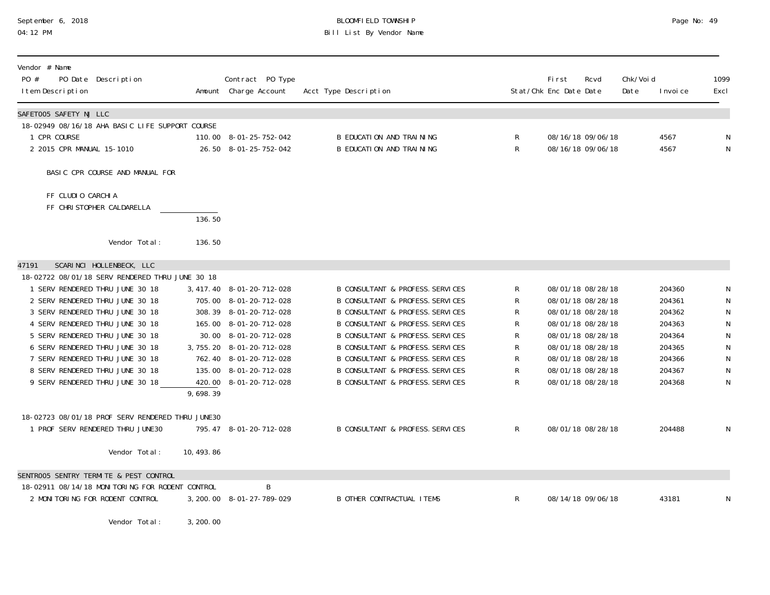| Vendor # Name<br>PO # PO Date Description<br>Item Description | Amount | Contract PO Type<br>Charge Account | Acct Type Description | Stat/Chk | First<br>Enc Date | Rcvd<br>Date | Chk/Void<br>Date | Invoice | 1099<br>Excl |
|---|---|---|---|---|---|---|---|---|---|
| **SAFET005 SAFETY NJ LLC** | | | | | | | | | |
| 18-02949 08/16/18 AHA BASIC LIFE SUPPORT COURSE | | | | | | | | | |
| 1 CPR COURSE | 110.00 | 8-01-25-752-042 | B EDUCATION AND TRAINING | R | 08/16/18 | 09/06/18 | | 4567 | N |
| 2 2015 CPR MANUAL 15-1010 | 26.50 | 8-01-25-752-042 | B EDUCATION AND TRAINING | R | 08/16/18 | 09/06/18 | | 4567 | N |
| BASIC CPR COURSE AND MANUAL FOR | | | | | | | | | |
| FF CLUDIO CARCHIA | | | | | | | | | |
| FF CHRISTOPHER CALDARELLA | | | | | | | | | |
| | 136.50 | | | | | | | | |
| Vendor Total: | 136.50 | | | | | | | | |
| **47191 SCARINCI HOLLENBECK, LLC** | | | | | | | | | |
| 18-02722 08/01/18 SERV RENDERED THRU JUNE 30 18 | | | | | | | | | |
| 1 SERV RENDERED THRU JUNE 30 18 | 3,417.40 | 8-01-20-712-028 | B CONSULTANT & PROFESS.SERVICES | R | 08/01/18 | 08/28/18 | | 204360 | N |
| 2 SERV RENDERED THRU JUNE 30 18 | 705.00 | 8-01-20-712-028 | B CONSULTANT & PROFESS.SERVICES | R | 08/01/18 | 08/28/18 | | 204361 | N |
| 3 SERV RENDERED THRU JUNE 30 18 | 308.39 | 8-01-20-712-028 | B CONSULTANT & PROFESS.SERVICES | R | 08/01/18 | 08/28/18 | | 204362 | N |
| 4 SERV RENDERED THRU JUNE 30 18 | 165.00 | 8-01-20-712-028 | B CONSULTANT & PROFESS.SERVICES | R | 08/01/18 | 08/28/18 | | 204363 | N |
| 5 SERV RENDERED THRU JUNE 30 18 | 30.00 | 8-01-20-712-028 | B CONSULTANT & PROFESS.SERVICES | R | 08/01/18 | 08/28/18 | | 204364 | N |
| 6 SERV RENDERED THRU JUNE 30 18 | 3,755.20 | 8-01-20-712-028 | B CONSULTANT & PROFESS.SERVICES | R | 08/01/18 | 08/28/18 | | 204365 | N |
| 7 SERV RENDERED THRU JUNE 30 18 | 762.40 | 8-01-20-712-028 | B CONSULTANT & PROFESS.SERVICES | R | 08/01/18 | 08/28/18 | | 204366 | N |
| 8 SERV RENDERED THRU JUNE 30 18 | 135.00 | 8-01-20-712-028 | B CONSULTANT & PROFESS.SERVICES | R | 08/01/18 | 08/28/18 | | 204367 | N |
| 9 SERV RENDERED THRU JUNE 30 18 | 420.00 | 8-01-20-712-028 | B CONSULTANT & PROFESS.SERVICES | R | 08/01/18 | 08/28/18 | | 204368 | N |
| | 9,698.39 | | | | | | | | |
| 18-02723 08/01/18 PROF SERV RENDERED THRU JUNE30 | | | | | | | | | |
| 1 PROF SERV RENDERED THRU JUNE30 | 795.47 | 8-01-20-712-028 | B CONSULTANT & PROFESS.SERVICES | R | 08/01/18 | 08/28/18 | | 204488 | N |
| Vendor Total: | 10,493.86 | | | | | | | | |
| **SENTR005 SENTRY TERMITE & PEST CONTROL** | | | | | | | | | |
| 18-02911 08/14/18 MONITORING FOR RODENT CONTROL | | B | | | | | | | |
| 2 MONITORING FOR RODENT CONTROL | 3,200.00 | 8-01-27-789-029 | B OTHER CONTRACTUAL ITEMS | R | 08/14/18 | 09/06/18 | | 43181 | N |
| Vendor Total: | 3,200.00 | | | | | | | | |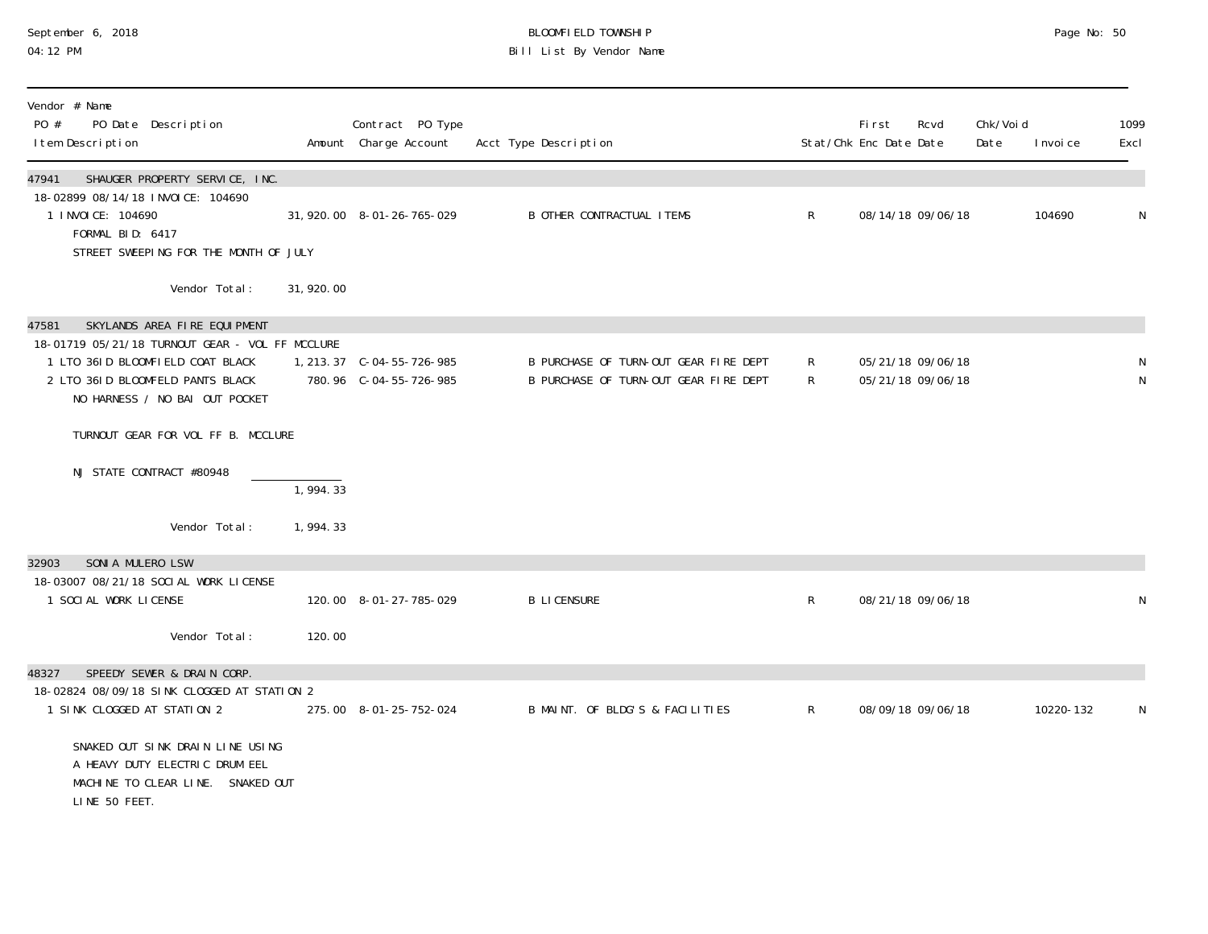BLOOMFIELD TOWNSHIP
Bill List By Vendor Name

September 6, 2018
04:12 PM

| Vendor # Name / PO # PO Date Description / Item Description | Amount | Contract PO Type / Charge Account | Acct Type Description | Stat/Chk | First Enc Date | Rcvd Date | Chk/Void Date | Invoice | 1099 Excl |
|---|---|---|---|---|---|---|---|---|---|
| **47941 SHAUGER PROPERTY SERVICE, INC.** | | | | | | | | | |
| 18-02899 08/14/18 INVOICE: 104690 | | | | | | | | | |
| 1 INVOICE: 104690 | 31,920.00 | 8-01-26-765-029 | B OTHER CONTRACTUAL ITEMS | R | 08/14/18 | 09/06/18 | | 104690 | N |
| FORMAL BID: 6417 | | | | | | | | | |
| STREET SWEEPING FOR THE MONTH OF JULY | | | | | | | | | |
| Vendor Total: | 31,920.00 | | | | | | | | |
| **47581 SKYLANDS AREA FIRE EQUIPMENT** | | | | | | | | | |
| 18-01719 05/21/18 TURNOUT GEAR - VOL FF MCCLURE | | | | | | | | | |
| 1 LTO 36ID BLOOMFIELD COAT BLACK | 1,213.37 | C-04-55-726-985 | B PURCHASE OF TURN-OUT GEAR FIRE DEPT | R | 05/21/18 | 09/06/18 | | | N |
| 2 LTO 36ID BLOOMFELD PANTS BLACK | 780.96 | C-04-55-726-985 | B PURCHASE OF TURN-OUT GEAR FIRE DEPT | R | 05/21/18 | 09/06/18 | | | N |
| NO HARNESS / NO BAI OUT POCKET | | | | | | | | | |
| TURNOUT GEAR FOR VOL FF B. MCCLURE | | | | | | | | | |
| NJ STATE CONTRACT #80948 | 1,994.33 | | | | | | | | |
| Vendor Total: | 1,994.33 | | | | | | | | |
| **32903 SONIA MULERO LSW** | | | | | | | | | |
| 18-03007 08/21/18 SOCIAL WORK LICENSE | | | | | | | | | |
| 1 SOCIAL WORK LICENSE | 120.00 | 8-01-27-785-029 | B LICENSURE | R | 08/21/18 | 09/06/18 | | | N |
| Vendor Total: | 120.00 | | | | | | | | |
| **48327 SPEEDY SEWER & DRAIN CORP.** | | | | | | | | | |
| 18-02824 08/09/18 SINK CLOGGED AT STATION 2 | | | | | | | | | |
| 1 SINK CLOGGED AT STATION 2 | 275.00 | 8-01-25-752-024 | B MAINT. OF BLDG'S & FACILITIES | R | 08/09/18 | 09/06/18 | | 10220-132 | N |
| SNAKED OUT SINK DRAIN LINE USING A HEAVY DUTY ELECTRIC DRUM EEL MACHINE TO CLEAR LINE. SNAKED OUT LINE 50 FEET. | | | | | | | | | |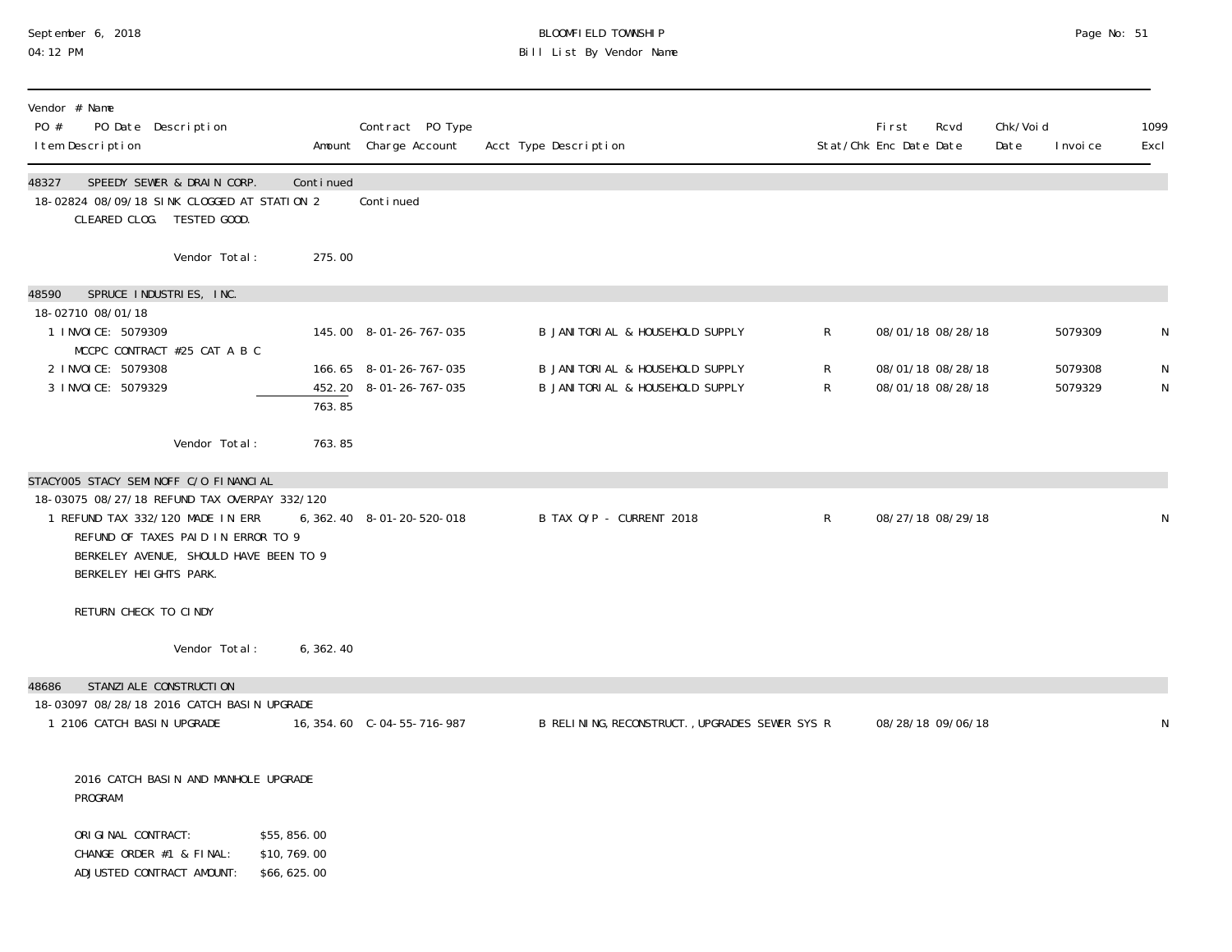| Vendor # Name<br>PO # PO Date Description<br>Item Description | Amount | Contract PO Type<br>Charge Account | Acct Type Description | Stat/Chk | First Enc Date | Rcvd Date | Chk/Void Date | Invoice | 1099 Excl |
|---|---|---|---|---|---|---|---|---|---|
| **48327 SPEEDY SEWER & DRAIN CORP.** | Continued | | | | | | | | |
| 18-02824 08/09/18 SINK CLOGGED AT STATION 2 | | Continued | | | | | | | |
| CLEARED CLOG. TESTED GOOD. | | | | | | | | | |
| Vendor Total: | 275.00 | | | | | | | | |
| **48590 SPRUCE INDUSTRIES, INC.** | | | | | | | | | |
| 18-02710 08/01/18 | | | | | | | | | |
| 1 INVOICE: 5079309<br>MCCPC CONTRACT #25 CAT A B C | 145.00 | 8-01-26-767-035 | B JANITORIAL & HOUSEHOLD SUPPLY | R | 08/01/18 | 08/28/18 | | 5079309 | N |
| 2 INVOICE: 5079308 | 166.65 | 8-01-26-767-035 | B JANITORIAL & HOUSEHOLD SUPPLY | R | 08/01/18 | 08/28/18 | | 5079308 | N |
| 3 INVOICE: 5079329 | 452.20 | 8-01-26-767-035 | B JANITORIAL & HOUSEHOLD SUPPLY | R | 08/01/18 | 08/28/18 | | 5079329 | N |
| | 763.85 | | | | | | | | |
| Vendor Total: | 763.85 | | | | | | | | |
| **STACY005 STACY SEMINOFF C/O FINANCIAL** | | | | | | | | | |
| 18-03075 08/27/18 REFUND TAX OVERPAY 332/120 | | | | | | | | | |
| 1 REFUND TAX 332/120 MADE IN ERR<br>REFUND OF TAXES PAID IN ERROR TO 9 BERKELEY AVENUE, SHOULD HAVE BEEN TO 9 BERKELEY HEIGHTS PARK.<br><br>RETURN CHECK TO CINDY | 6,362.40 | 8-01-20-520-018 | B TAX O/P - CURRENT 2018 | R | 08/27/18 | 08/29/18 | | | N |
| Vendor Total: | 6,362.40 | | | | | | | | |
| **48686 STANZIALE CONSTRUCTION** | | | | | | | | | |
| 18-03097 08/28/18 2016 CATCH BASIN UPGRADE | | | | | | | | | |
| 1 2106 CATCH BASIN UPGRADE<br><br>2016 CATCH BASIN AND MANHOLE UPGRADE PROGRAM<br><br>ORIGINAL CONTRACT: $55,856.00<br>CHANGE ORDER #1 & FINAL: $10,769.00<br>ADJUSTED CONTRACT AMOUNT: $66,625.00 | 16,354.60 | C-04-55-716-987 | B RELINING, RECONSTRUCT., UPGRADES SEWER SYS | R | 08/28/18 | 09/06/18 | | | N |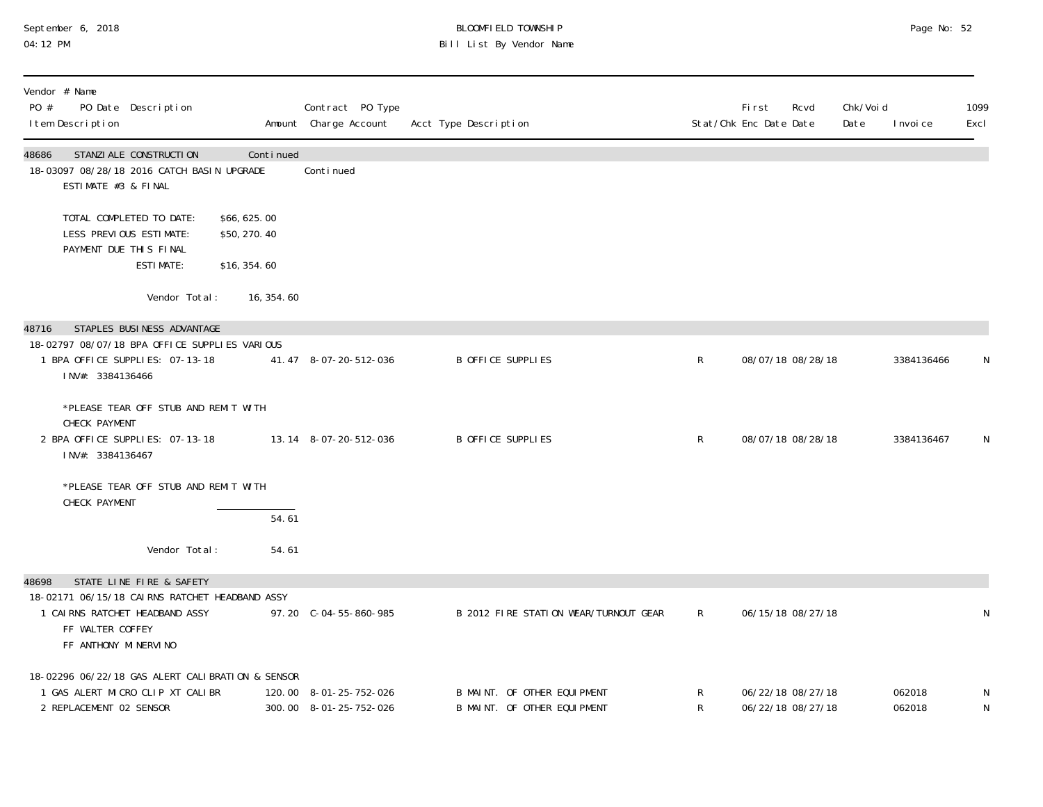BLOOMFIELD TOWNSHIP
Bill List By Vendor Name

September 6, 2018
04:12 PM

| Vendor # Name<br>PO # PO Date Description<br>Item Description | Amount | Contract PO Type<br>Charge Account | Acct Type Description | Stat/Chk | First Enc Date | Rcvd Date | Chk/Void Date | Invoice | 1099 Excl |
|---|---|---|---|---|---|---|---|---|---|
| **48686 STANZIALE CONSTRUCTION** | Continued | | | | | | | | |
| 18-03097 08/28/18 2016 CATCH BASIN UPGRADE | | Continued | | | | | | | |
| ESTIMATE #3 & FINAL | | | | | | | | | |
| TOTAL COMPLETED TO DATE: $66,625.00 | | | | | | | | | |
| LESS PREVIOUS ESTIMATE: $50,270.40 | | | | | | | | | |
| PAYMENT DUE THIS FINAL ESTIMATE: $16,354.60 | | | | | | | | | |
| Vendor Total: | 16,354.60 | | | | | | | | |
| **48716 STAPLES BUSINESS ADVANTAGE** | | | | | | | | | |
| 18-02797 08/07/18 BPA OFFICE SUPPLIES VARIOUS | | | | | | | | | |
| 1 BPA OFFICE SUPPLIES: 07-13-18<br>INV#: 3384136466<br>*PLEASE TEAR OFF STUB AND REMIT WITH CHECK PAYMENT | 41.47 | 8-07-20-512-036 | B OFFICE SUPPLIES | R | 08/07/18 | 08/28/18 | | 3384136466 | N |
| 2 BPA OFFICE SUPPLIES: 07-13-18<br>INV#: 3384136467<br>*PLEASE TEAR OFF STUB AND REMIT WITH CHECK PAYMENT | 13.14 | 8-07-20-512-036 | B OFFICE SUPPLIES | R | 08/07/18 | 08/28/18 | | 3384136467 | N |
| | 54.61 | | | | | | | | |
| Vendor Total: | 54.61 | | | | | | | | |
| **48698 STATE LINE FIRE & SAFETY** | | | | | | | | | |
| 18-02171 06/15/18 CAIRNS RATCHET HEADBAND ASSY | | | | | | | | | |
| 1 CAIRNS RATCHET HEADBAND ASSY<br>FF WALTER COFFEY<br>FF ANTHONY MINERVINO | 97.20 | C-04-55-860-985 | B 2012 FIRE STATION WEAR/TURNOUT GEAR | R | 06/15/18 | 08/27/18 | | | N |
| 18-02296 06/22/18 GAS ALERT CALIBRATION & SENSOR | | | | | | | | | |
| 1 GAS ALERT MICRO CLIP XT CALIBR | 120.00 | 8-01-25-752-026 | B MAINT. OF OTHER EQUIPMENT | R | 06/22/18 | 08/27/18 | | 062018 | N |
| 2 REPLACEMENT 02 SENSOR | 300.00 | 8-01-25-752-026 | B MAINT. OF OTHER EQUIPMENT | R | 06/22/18 | 08/27/18 | | 062018 | N |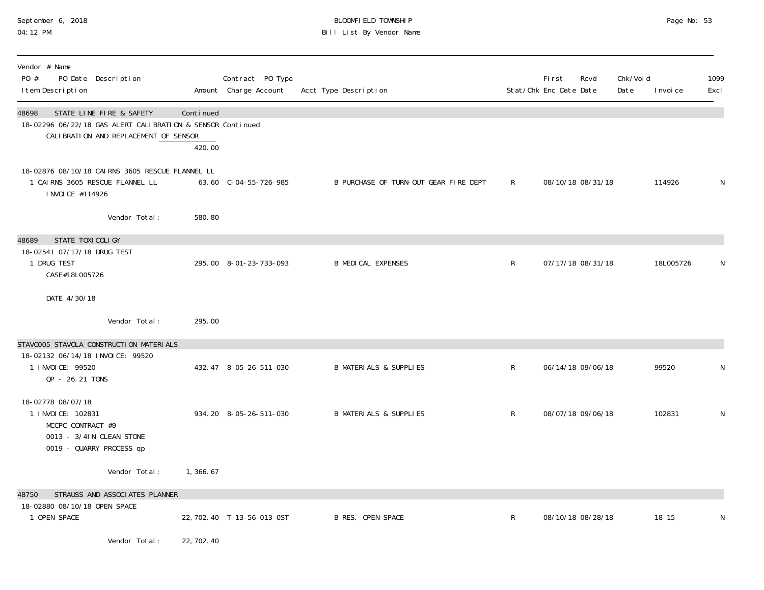# BLOOMFIELD TOWNSHIP

## Bill List By Vendor Name

September 6, 2018
04:12 PM

| Vendor # Name / PO # PO Date Description / Item Description | Amount | Contract PO Type Charge Account | Acct Type Description | Stat/Chk | First Enc Date | Rcvd Date | Chk/Void Date | Invoice | 1099 Excl |
|---|---|---|---|---|---|---|---|---|---|
| **48698 STATE LINE FIRE & SAFETY** | Continued | | | | | | | | |
| 18-02296 06/22/18 GAS ALERT CALIBRATION & SENSOR Continued | | | | | | | | | |
| CALIBRATION AND REPLACEMENT OF SENSOR | 420.00 | | | | | | | | |
| 18-02876 08/10/18 CAIRNS 3605 RESCUE FLANNEL LL | | | | | | | | | |
| 1 CAIRNS 3605 RESCUE FLANNEL LL INVOICE #114926 | 63.60 | C-04-55-726-985 | B PURCHASE OF TURN-OUT GEAR FIRE DEPT | R | 08/10/18 | 08/31/18 | | 114926 | N |
| Vendor Total: | 580.80 | | | | | | | | |
| **48689 STATE TOXICOLIGY** | | | | | | | | | |
| 18-02541 07/17/18 DRUG TEST | | | | | | | | | |
| 1 DRUG TEST CASE#18L005726 DATE 4/30/18 | 295.00 | 8-01-23-733-093 | B MEDICAL EXPENSES | R | 07/17/18 | 08/31/18 | | 18L005726 | N |
| Vendor Total: | 295.00 | | | | | | | | |
| **STAV0005 STAVOLA CONSTRUCTION MATERIALS** | | | | | | | | | |
| 18-02132 06/14/18 INVOICE: 99520 | | | | | | | | | |
| 1 INVOICE: 99520 QP - 26.21 TONS | 432.47 | 8-05-26-511-030 | B MATERIALS & SUPPLIES | R | 06/14/18 | 09/06/18 | | 99520 | N |
| 18-02778 08/07/18 | | | | | | | | | |
| 1 INVOICE: 102831 MCCPC CONTRACT #9 0013 - 3/4IN CLEAN STONE 0019 - QUARRY PROCESS qp | 934.20 | 8-05-26-511-030 | B MATERIALS & SUPPLIES | R | 08/07/18 | 09/06/18 | | 102831 | N |
| Vendor Total: | 1,366.67 | | | | | | | | |
| **48750 STRAUSS AND ASSOCIATES PLANNER** | | | | | | | | | |
| 18-02880 08/10/18 OPEN SPACE | | | | | | | | | |
| 1 OPEN SPACE | 22,702.40 | T-13-56-013-0ST | B RES. OPEN SPACE | R | 08/10/18 | 08/28/18 | | 18-15 | N |
| Vendor Total: | 22,702.40 | | | | | | | | |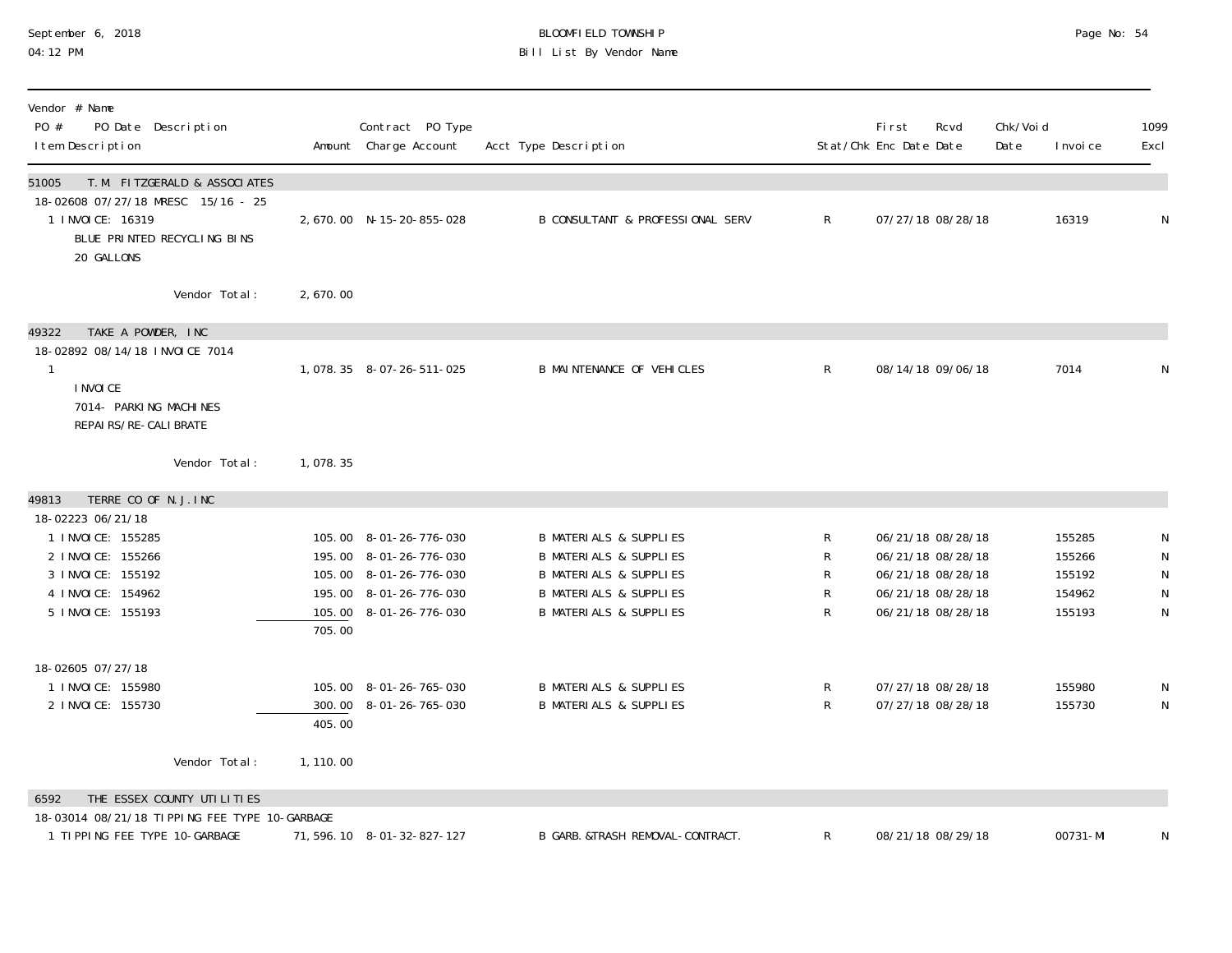| Vendor # Name<br>PO # PO Date Description<br>Item Description | Amount | Contract PO Type<br>Charge Account | Acct Type Description | Stat/Chk | First<br>Enc Date | Rcvd<br>Date | Chk/Void<br>Date | Invoice | 1099<br>Excl |
|---|---|---|---|---|---|---|---|---|---|
| **51005 T.M. FITZGERALD & ASSOCIATES** | | | | | | | | | |
| 18-02608 07/27/18 MRESC 15/16 - 25 | | | | | | | | | |
| 1 INVOICE: 16319<br>BLUE PRINTED RECYCLING BINS<br>20 GALLONS | 2,670.00 | N-15-20-855-028 | B CONSULTANT & PROFESSIONAL SERV | R | 07/27/18 | 08/28/18 | | 16319 | N |
| Vendor Total: | 2,670.00 | | | | | | | | |
| **49322 TAKE A POWDER, INC** | | | | | | | | | |
| 18-02892 08/14/18 INVOICE 7014 | | | | | | | | | |
| 1<br>INVOICE<br>7014- PARKING MACHINES<br>REPAIRS/RE-CALIBRATE | 1,078.35 | 8-07-26-511-025 | B MAINTENANCE OF VEHICLES | R | 08/14/18 | 09/06/18 | | 7014 | N |
| Vendor Total: | 1,078.35 | | | | | | | | |
| **49813 TERRE CO OF N.J.INC** | | | | | | | | | |
| 18-02223 06/21/18 | | | | | | | | | |
| 1 INVOICE: 155285 | 105.00 | 8-01-26-776-030 | B MATERIALS & SUPPLIES | R | 06/21/18 | 08/28/18 | | 155285 | N |
| 2 INVOICE: 155266 | 195.00 | 8-01-26-776-030 | B MATERIALS & SUPPLIES | R | 06/21/18 | 08/28/18 | | 155266 | N |
| 3 INVOICE: 155192 | 105.00 | 8-01-26-776-030 | B MATERIALS & SUPPLIES | R | 06/21/18 | 08/28/18 | | 155192 | N |
| 4 INVOICE: 154962 | 195.00 | 8-01-26-776-030 | B MATERIALS & SUPPLIES | R | 06/21/18 | 08/28/18 | | 154962 | N |
| 5 INVOICE: 155193 | 105.00 | 8-01-26-776-030 | B MATERIALS & SUPPLIES | R | 06/21/18 | 08/28/18 | | 155193 | N |
| | 705.00 | | | | | | | | |
| 18-02605 07/27/18 | | | | | | | | | |
| 1 INVOICE: 155980 | 105.00 | 8-01-26-765-030 | B MATERIALS & SUPPLIES | R | 07/27/18 | 08/28/18 | | 155980 | N |
| 2 INVOICE: 155730 | 300.00 | 8-01-26-765-030 | B MATERIALS & SUPPLIES | R | 07/27/18 | 08/28/18 | | 155730 | N |
| | 405.00 | | | | | | | | |
| Vendor Total: | 1,110.00 | | | | | | | | |
| **6592 THE ESSEX COUNTY UTILITIES** | | | | | | | | | |
| 18-03014 08/21/18 TIPPING FEE TYPE 10-GARBAGE | | | | | | | | | |
| 1 TIPPING FEE TYPE 10-GARBAGE | 71,596.10 | 8-01-32-827-127 | B GARB.&TRASH REMOVAL-CONTRACT. | R | 08/21/18 | 08/29/18 | | 00731-MI | N |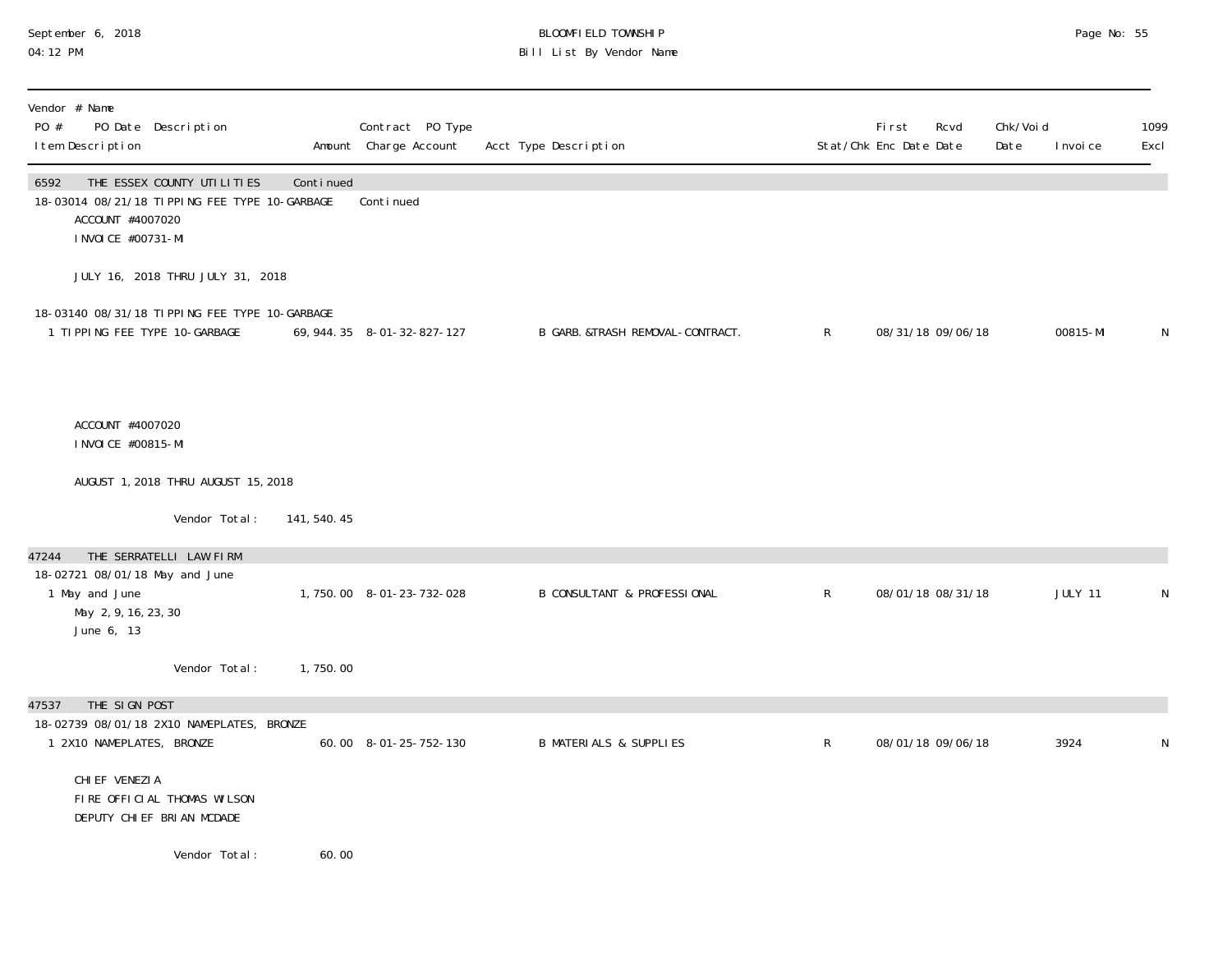September 6, 2018
04:12 PM

# BLOOMFIELD TOWNSHIP
## Bill List By Vendor Name

| Vendor # Name<br>PO # PO Date Description<br>Item Description | Amount | Contract PO Type<br>Charge Account | Acct Type Description | Stat/Chk | First Enc Date | Rcvd Date | Chk/Void Date | Invoice | 1099 Excl |
|---|---|---|---|---|---|---|---|---|---|
| **6592 THE ESSEX COUNTY UTILITIES** | Continued | | | | | | | | |
| 18-03014 08/21/18 TIPPING FEE TYPE 10-GARBAGE | | Continued | | | | | | | |
| ACCOUNT #4007020<br>INVOICE #00731-MI<br><br>JULY 16, 2018 THRU JULY 31, 2018 | | | | | | | | | |
| 18-03140 08/31/18 TIPPING FEE TYPE 10-GARBAGE | | | | | | | | | |
| 1 TIPPING FEE TYPE 10-GARBAGE | 69,944.35 | 8-01-32-827-127 | B GARB.&TRASH REMOVAL-CONTRACT. | R | 08/31/18 | 09/06/18 | | 00815-MI | N |
| ACCOUNT #4007020<br>INVOICE #00815-MI<br><br>AUGUST 1,2018 THRU AUGUST 15,2018 | | | | | | | | | |
| Vendor Total: | 141,540.45 | | | | | | | | |
| **47244 THE SERRATELLI LAW FIRM** | | | | | | | | | |
| 18-02721 08/01/18 May and June | | | | | | | | | |
| 1 May and June<br>May 2,9,16,23,30<br>June 6, 13 | 1,750.00 | 8-01-23-732-028 | B CONSULTANT & PROFESSIONAL | R | 08/01/18 | 08/31/18 | | JULY 11 | N |
| Vendor Total: | 1,750.00 | | | | | | | | |
| **47537 THE SIGN POST** | | | | | | | | | |
| 18-02739 08/01/18 2X10 NAMEPLATES, BRONZE | | | | | | | | | |
| 1 2X10 NAMEPLATES, BRONZE | 60.00 | 8-01-25-752-130 | B MATERIALS & SUPPLIES | R | 08/01/18 | 09/06/18 | | 3924 | N |
| CHIEF VENEZIA<br>FIRE OFFICIAL THOMAS WILSON<br>DEPUTY CHIEF BRIAN MCDADE | | | | | | | | | |
| Vendor Total: | 60.00 | | | | | | | | |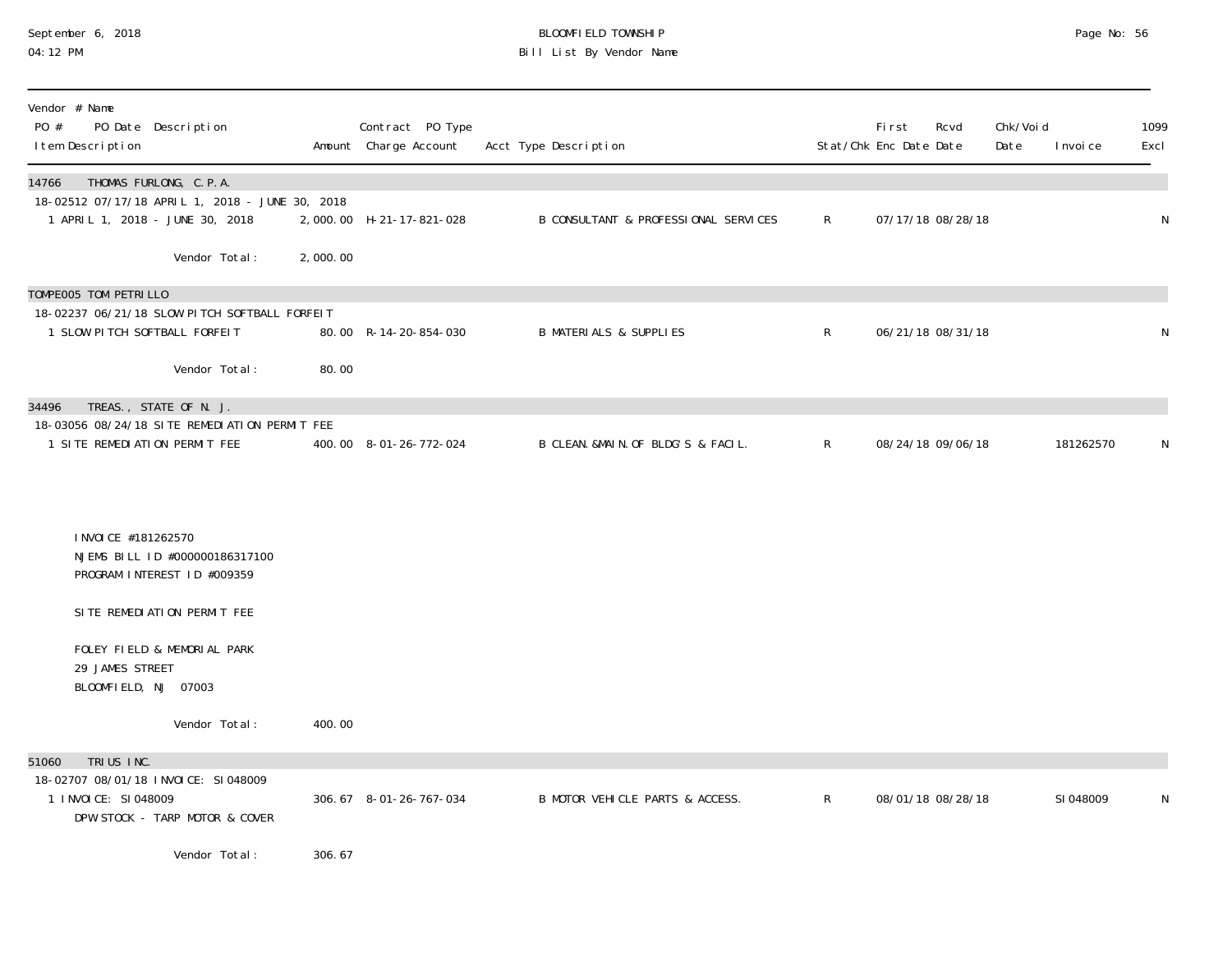# BLOOMFIELD TOWNSHIP

## Bill List By Vendor Name

September 6, 2018
04:12 PM

| Vendor # Name<br>PO # PO Date Description<br>Item Description | Amount | Contract PO Type<br>Charge Account | Acct Type Description | Stat/Chk | First Enc Date | Rcvd Date | Chk/Void Date | Invoice | 1099 Excl |
|---|---|---|---|---|---|---|---|---|---|
| **14766 THOMAS FURLONG, C.P.A.** | | | | | | | | | |
| 18-02512 07/17/18 APRIL 1, 2018 - JUNE 30, 2018 | | | | | | | | | |
| 1 APRIL 1, 2018 - JUNE 30, 2018 | 2,000.00 | H-21-17-821-028 | B CONSULTANT & PROFESSIONAL SERVICES | R | 07/17/18 | 08/28/18 | | | N |
| Vendor Total: | 2,000.00 | | | | | | | | |
| **TOMPE005 TOM PETRILLO** | | | | | | | | | |
| 18-02237 06/21/18 SLOW PITCH SOFTBALL FORFEIT | | | | | | | | | |
| 1 SLOW PITCH SOFTBALL FORFEIT | 80.00 | R-14-20-854-030 | B MATERIALS & SUPPLIES | R | 06/21/18 | 08/31/18 | | | N |
| Vendor Total: | 80.00 | | | | | | | | |
| **34496 TREAS., STATE OF N. J.** | | | | | | | | | |
| 18-03056 08/24/18 SITE REMEDIATION PERMIT FEE | | | | | | | | | |
| 1 SITE REMEDIATION PERMIT FEE | 400.00 | 8-01-26-772-024 | B CLEAN.&MAIN.OF BLDG'S & FACIL. | R | 08/24/18 | 09/06/18 | | 181262570 | N |
| INVOICE #181262570<br>NJEMS BILL ID #000000186317100<br>PROGRAM INTEREST ID #009359<br><br>SITE REMEDIATION PERMIT FEE<br><br>FOLEY FIELD & MEMORIAL PARK<br>29 JAMES STREET<br>BLOOMFIELD, NJ 07003 | | | | | | | | | |
| Vendor Total: | 400.00 | | | | | | | | |
| **51060 TRIUS INC.** | | | | | | | | | |
| 18-02707 08/01/18 INVOICE: SI048009 | | | | | | | | | |
| 1 INVOICE: SI048009<br>DPW STOCK - TARP MOTOR & COVER | 306.67 | 8-01-26-767-034 | B MOTOR VEHICLE PARTS & ACCESS. | R | 08/01/18 | 08/28/18 | | SI048009 | N |
| Vendor Total: | 306.67 | | | | | | | | |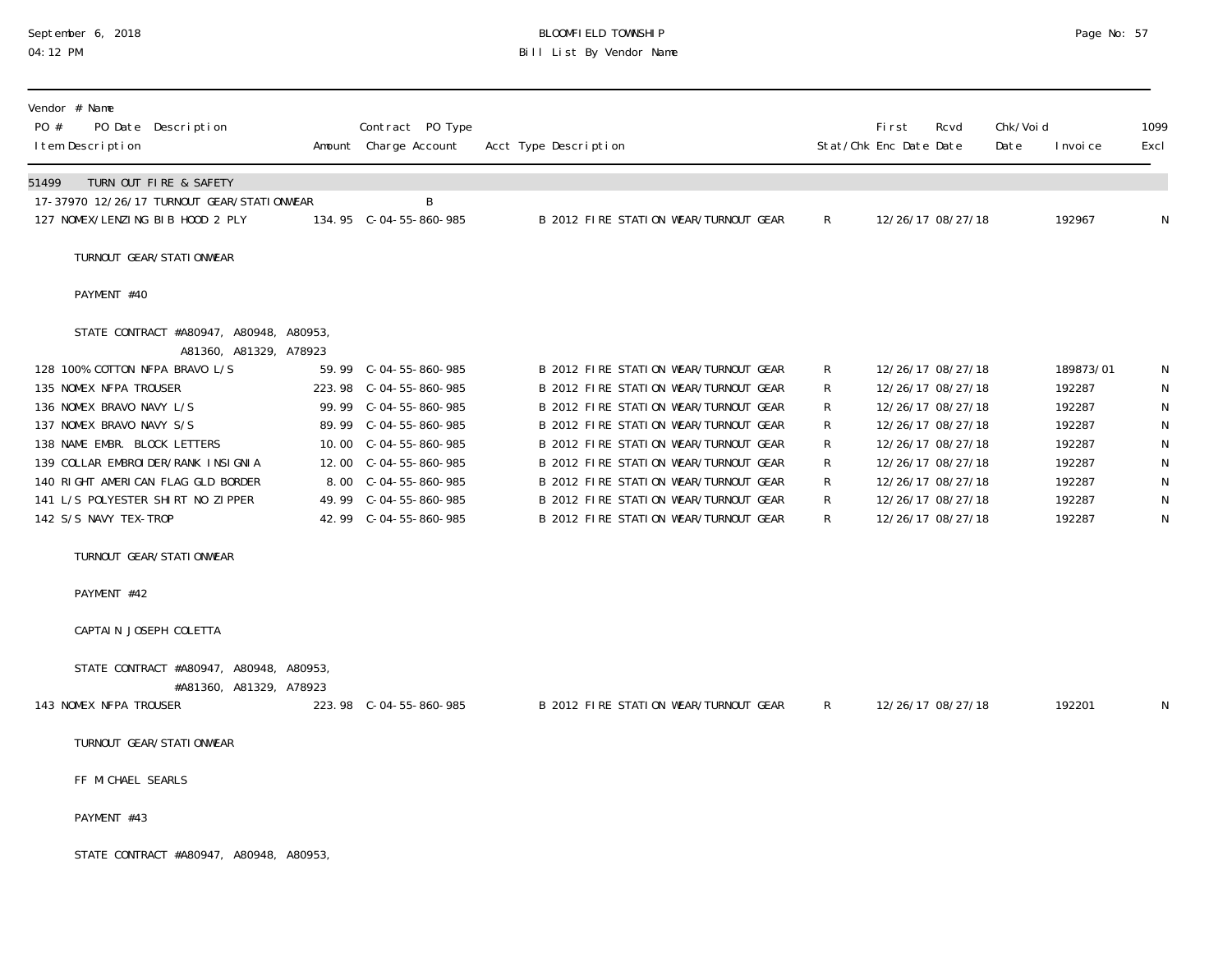Vendor # Name

| PO # / Item Description | PO Date Description | Amount | Contract / Charge Account | PO Type | Acct Type Description | Stat/Chk | First Enc Date | Rcvd Date | Chk/Void Date | Invoice | 1099 Excl |
|---|---|---|---|---|---|---|---|---|---|---|---|
| 51499 TURN OUT FIRE & SAFETY | | | | | | | | | | | |
| 17-37970 | 12/26/17 TURNOUT GEAR/STATIONWEAR | | | B | | | | | | | |
| 127 NOMEX/LENZING BIB HOOD 2 PLY | | 134.95 | C-04-55-860-985 | | B 2012 FIRE STATION WEAR/TURNOUT GEAR | R | 12/26/17 | 08/27/18 | | 192967 | N |
| TURNOUT GEAR/STATIONWEAR | | | | | | | | | | | |
| PAYMENT #40 | | | | | | | | | | | |
| STATE CONTRACT #A80947, A80948, A80953, A81360, A81329, A78923 | | | | | | | | | | | |
| 128 100% COTTON NFPA BRAVO L/S | | 59.99 | C-04-55-860-985 | | B 2012 FIRE STATION WEAR/TURNOUT GEAR | R | 12/26/17 | 08/27/18 | | 189873/01 | N |
| 135 NOMEX NFPA TROUSER | | 223.98 | C-04-55-860-985 | | B 2012 FIRE STATION WEAR/TURNOUT GEAR | R | 12/26/17 | 08/27/18 | | 192287 | N |
| 136 NOMEX BRAVO NAVY L/S | | 99.99 | C-04-55-860-985 | | B 2012 FIRE STATION WEAR/TURNOUT GEAR | R | 12/26/17 | 08/27/18 | | 192287 | N |
| 137 NOMEX BRAVO NAVY S/S | | 89.99 | C-04-55-860-985 | | B 2012 FIRE STATION WEAR/TURNOUT GEAR | R | 12/26/17 | 08/27/18 | | 192287 | N |
| 138 NAME EMBR. BLOCK LETTERS | | 10.00 | C-04-55-860-985 | | B 2012 FIRE STATION WEAR/TURNOUT GEAR | R | 12/26/17 | 08/27/18 | | 192287 | N |
| 139 COLLAR EMBROIDER/RANK INSIGNIA | | 12.00 | C-04-55-860-985 | | B 2012 FIRE STATION WEAR/TURNOUT GEAR | R | 12/26/17 | 08/27/18 | | 192287 | N |
| 140 RIGHT AMERICAN FLAG GLD BORDER | | 8.00 | C-04-55-860-985 | | B 2012 FIRE STATION WEAR/TURNOUT GEAR | R | 12/26/17 | 08/27/18 | | 192287 | N |
| 141 L/S POLYESTER SHIRT NO ZIPPER | | 49.99 | C-04-55-860-985 | | B 2012 FIRE STATION WEAR/TURNOUT GEAR | R | 12/26/17 | 08/27/18 | | 192287 | N |
| 142 S/S NAVY TEX-TROP | | 42.99 | C-04-55-860-985 | | B 2012 FIRE STATION WEAR/TURNOUT GEAR | R | 12/26/17 | 08/27/18 | | 192287 | N |
| TURNOUT GEAR/STATIONWEAR | | | | | | | | | | | |
| PAYMENT #42 | | | | | | | | | | | |
| CAPTAIN JOSEPH COLETTA | | | | | | | | | | | |
| STATE CONTRACT #A80947, A80948, A80953, #A81360, A81329, A78923 | | | | | | | | | | | |
| 143 NOMEX NFPA TROUSER | | 223.98 | C-04-55-860-985 | | B 2012 FIRE STATION WEAR/TURNOUT GEAR | R | 12/26/17 | 08/27/18 | | 192201 | N |
| TURNOUT GEAR/STATIONWEAR | | | | | | | | | | | |
| FF MICHAEL SEARLS | | | | | | | | | | | |
| PAYMENT #43 | | | | | | | | | | | |
| STATE CONTRACT #A80947, A80948, A80953, | | | | | | | | | | | |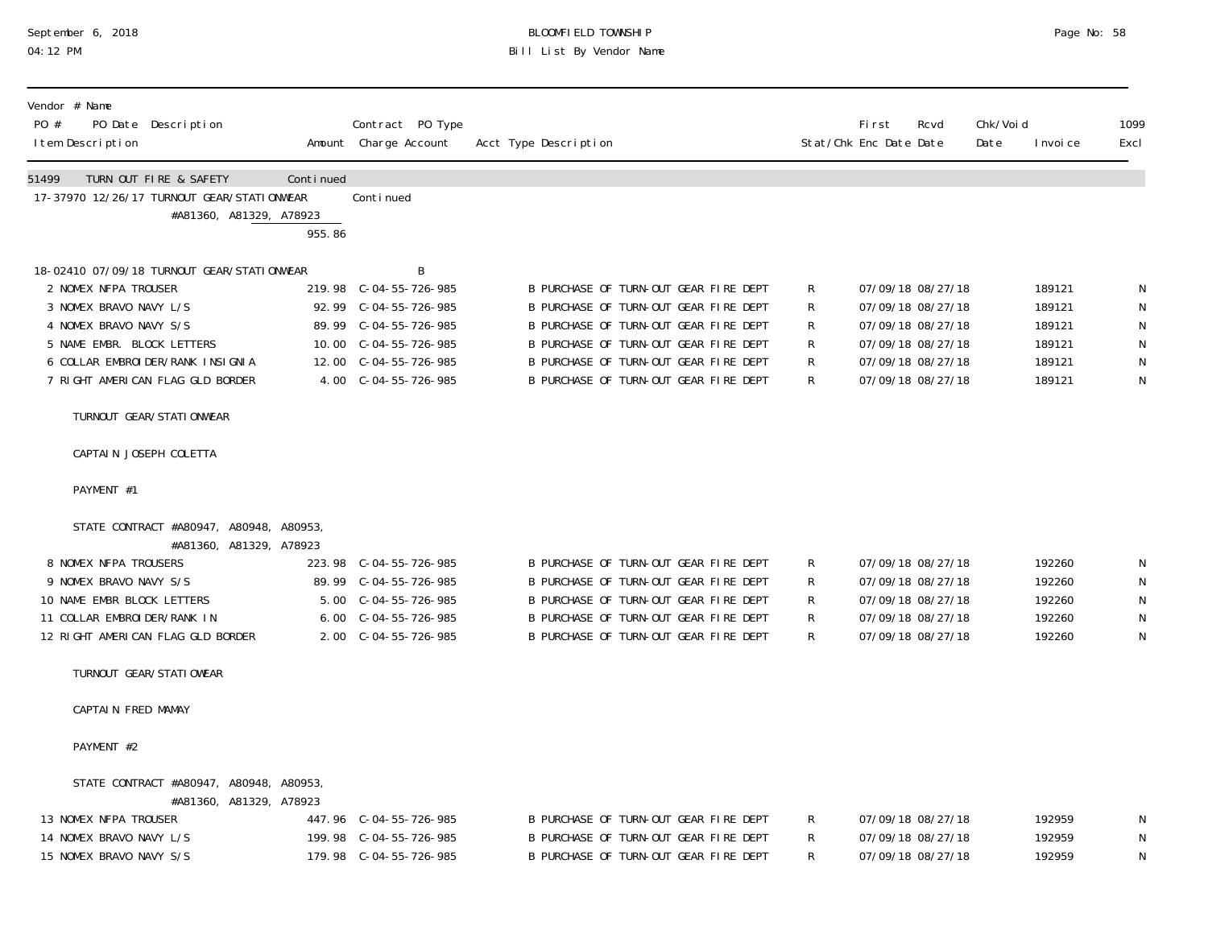BLOOMFIELD TOWNSHIP
Bill List By Vendor Name

September 6, 2018
04:12 PM

| Vendor # Name PO # PO Date Description Item Description | Amount | Contract PO Type Charge Account | Acct Type Description | Stat/Chk | First Enc Date | Rcvd Date | Chk/Void Date | Invoice | 1099 Excl |
|---|---|---|---|---|---|---|---|---|---|
| 51499 TURN OUT FIRE & SAFETY | Continued | | | | | | | | |
| 17-37970 12/26/17 TURNOUT GEAR/STATIONWEAR | | Continued | | | | | | | |
| #A81360, A81329, A78923 | 955.86 | | | | | | | | |
| 18-02410 07/09/18 TURNOUT GEAR/STATIONWEAR | | B | | | | | | | |
| 2 NOMEX NFPA TROUSER | 219.98 | C-04-55-726-985 | B PURCHASE OF TURN-OUT GEAR FIRE DEPT | R | 07/09/18 | 08/27/18 | | 189121 | N |
| 3 NOMEX BRAVO NAVY L/S | 92.99 | C-04-55-726-985 | B PURCHASE OF TURN-OUT GEAR FIRE DEPT | R | 07/09/18 | 08/27/18 | | 189121 | N |
| 4 NOMEX BRAVO NAVY S/S | 89.99 | C-04-55-726-985 | B PURCHASE OF TURN-OUT GEAR FIRE DEPT | R | 07/09/18 | 08/27/18 | | 189121 | N |
| 5 NAME EMBR. BLOCK LETTERS | 10.00 | C-04-55-726-985 | B PURCHASE OF TURN-OUT GEAR FIRE DEPT | R | 07/09/18 | 08/27/18 | | 189121 | N |
| 6 COLLAR EMBROIDER/RANK INSIGNIA | 12.00 | C-04-55-726-985 | B PURCHASE OF TURN-OUT GEAR FIRE DEPT | R | 07/09/18 | 08/27/18 | | 189121 | N |
| 7 RIGHT AMERICAN FLAG GLD BORDER | 4.00 | C-04-55-726-985 | B PURCHASE OF TURN-OUT GEAR FIRE DEPT | R | 07/09/18 | 08/27/18 | | 189121 | N |
| TURNOUT GEAR/STATIONWEAR | | | | | | | | | |
| CAPTAIN JOSEPH COLETTA | | | | | | | | | |
| PAYMENT #1 | | | | | | | | | |
| STATE CONTRACT #A80947, A80948, A80953, #A81360, A81329, A78923 | | | | | | | | | |
| 8 NOMEX NFPA TROUSERS | 223.98 | C-04-55-726-985 | B PURCHASE OF TURN-OUT GEAR FIRE DEPT | R | 07/09/18 | 08/27/18 | | 192260 | N |
| 9 NOMEX BRAVO NAVY S/S | 89.99 | C-04-55-726-985 | B PURCHASE OF TURN-OUT GEAR FIRE DEPT | R | 07/09/18 | 08/27/18 | | 192260 | N |
| 10 NAME EMBR BLOCK LETTERS | 5.00 | C-04-55-726-985 | B PURCHASE OF TURN-OUT GEAR FIRE DEPT | R | 07/09/18 | 08/27/18 | | 192260 | N |
| 11 COLLAR EMBROIDER/RANK IN | 6.00 | C-04-55-726-985 | B PURCHASE OF TURN-OUT GEAR FIRE DEPT | R | 07/09/18 | 08/27/18 | | 192260 | N |
| 12 RIGHT AMERICAN FLAG GLD BORDER | 2.00 | C-04-55-726-985 | B PURCHASE OF TURN-OUT GEAR FIRE DEPT | R | 07/09/18 | 08/27/18 | | 192260 | N |
| TURNOUT GEAR/STATIOWEAR | | | | | | | | | |
| CAPTAIN FRED MAMAY | | | | | | | | | |
| PAYMENT #2 | | | | | | | | | |
| STATE CONTRACT #A80947, A80948, A80953, #A81360, A81329, A78923 | | | | | | | | | |
| 13 NOMEX NFPA TROUSER | 447.96 | C-04-55-726-985 | B PURCHASE OF TURN-OUT GEAR FIRE DEPT | R | 07/09/18 | 08/27/18 | | 192959 | N |
| 14 NOMEX BRAVO NAVY L/S | 199.98 | C-04-55-726-985 | B PURCHASE OF TURN-OUT GEAR FIRE DEPT | R | 07/09/18 | 08/27/18 | | 192959 | N |
| 15 NOMEX BRAVO NAVY S/S | 179.98 | C-04-55-726-985 | B PURCHASE OF TURN-OUT GEAR FIRE DEPT | R | 07/09/18 | 08/27/18 | | 192959 | N |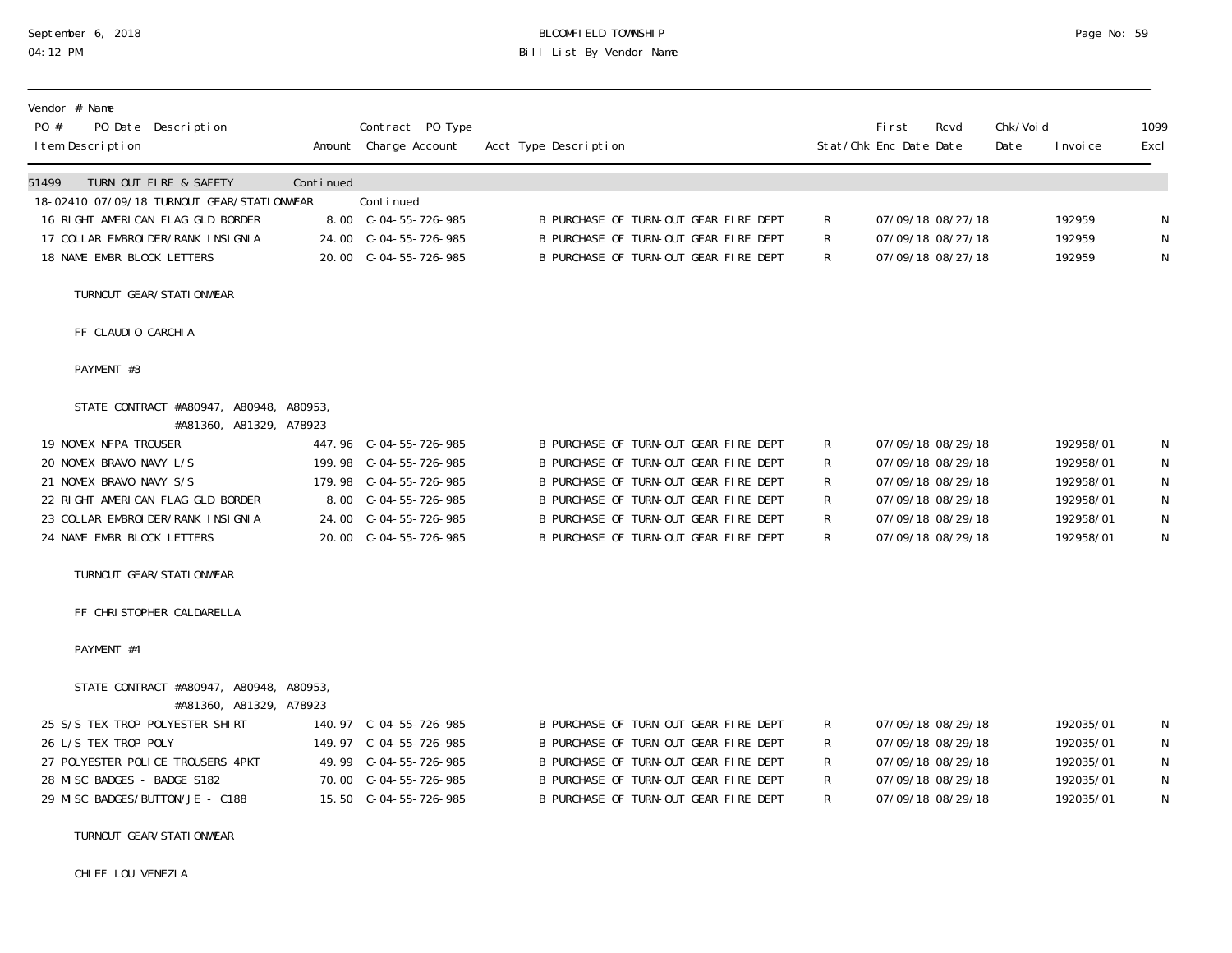| Vendor # Name PO # PO Date Description Item Description | Amount | Contract PO Type Charge Account | Acct Type Description | Stat/Chk | First Enc Date | Rcvd Date | Chk/Void Date | Invoice | 1099 Excl |
|---|---|---|---|---|---|---|---|---|---|
| 51499 TURN OUT FIRE & SAFETY | Continued | | | | | | | | |
| 18-02410 07/09/18 TURNOUT GEAR/STATIONWEAR | | Continued | | | | | | | |
| 16 RIGHT AMERICAN FLAG GLD BORDER | 8.00 | C-04-55-726-985 | B PURCHASE OF TURN-OUT GEAR FIRE DEPT | R | 07/09/18 | 08/27/18 | | 192959 | N |
| 17 COLLAR EMBROIDER/RANK INSIGNIA | 24.00 | C-04-55-726-985 | B PURCHASE OF TURN-OUT GEAR FIRE DEPT | R | 07/09/18 | 08/27/18 | | 192959 | N |
| 18 NAME EMBR BLOCK LETTERS | 20.00 | C-04-55-726-985 | B PURCHASE OF TURN-OUT GEAR FIRE DEPT | R | 07/09/18 | 08/27/18 | | 192959 | N |

TURNOUT GEAR/STATIONWEAR

FF CLAUDIO CARCHIA

PAYMENT #3

STATE CONTRACT #A80947, A80948, A80953, #A81360, A81329, A78923

| Item Description | Amount | Charge Account | Acct Type Description | Stat/Chk | First Enc Date | Rcvd Date | Chk/Void Date | Invoice | 1099 Excl |
|---|---|---|---|---|---|---|---|---|---|
| 19 NOMEX NFPA TROUSER | 447.96 | C-04-55-726-985 | B PURCHASE OF TURN-OUT GEAR FIRE DEPT | R | 07/09/18 | 08/29/18 | | 192958/01 | N |
| 20 NOMEX BRAVO NAVY L/S | 199.98 | C-04-55-726-985 | B PURCHASE OF TURN-OUT GEAR FIRE DEPT | R | 07/09/18 | 08/29/18 | | 192958/01 | N |
| 21 NOMEX BRAVO NAVY S/S | 179.98 | C-04-55-726-985 | B PURCHASE OF TURN-OUT GEAR FIRE DEPT | R | 07/09/18 | 08/29/18 | | 192958/01 | N |
| 22 RIGHT AMERICAN FLAG GLD BORDER | 8.00 | C-04-55-726-985 | B PURCHASE OF TURN-OUT GEAR FIRE DEPT | R | 07/09/18 | 08/29/18 | | 192958/01 | N |
| 23 COLLAR EMBROIDER/RANK INSIGNIA | 24.00 | C-04-55-726-985 | B PURCHASE OF TURN-OUT GEAR FIRE DEPT | R | 07/09/18 | 08/29/18 | | 192958/01 | N |
| 24 NAME EMBR BLOCK LETTERS | 20.00 | C-04-55-726-985 | B PURCHASE OF TURN-OUT GEAR FIRE DEPT | R | 07/09/18 | 08/29/18 | | 192958/01 | N |

TURNOUT GEAR/STATIONWEAR

FF CHRISTOPHER CALDARELLA

PAYMENT #4

STATE CONTRACT #A80947, A80948, A80953, #A81360, A81329, A78923

| Item Description | Amount | Charge Account | Acct Type Description | Stat/Chk | First Enc Date | Rcvd Date | Chk/Void Date | Invoice | 1099 Excl |
|---|---|---|---|---|---|---|---|---|---|
| 25 S/S TEX-TROP POLYESTER SHIRT | 140.97 | C-04-55-726-985 | B PURCHASE OF TURN-OUT GEAR FIRE DEPT | R | 07/09/18 | 08/29/18 | | 192035/01 | N |
| 26 L/S TEX TROP POLY | 149.97 | C-04-55-726-985 | B PURCHASE OF TURN-OUT GEAR FIRE DEPT | R | 07/09/18 | 08/29/18 | | 192035/01 | N |
| 27 POLYESTER POLICE TROUSERS 4PKT | 49.99 | C-04-55-726-985 | B PURCHASE OF TURN-OUT GEAR FIRE DEPT | R | 07/09/18 | 08/29/18 | | 192035/01 | N |
| 28 MISC BADGES - BADGE S182 | 70.00 | C-04-55-726-985 | B PURCHASE OF TURN-OUT GEAR FIRE DEPT | R | 07/09/18 | 08/29/18 | | 192035/01 | N |
| 29 MISC BADGES/BUTTON/JE - C188 | 15.50 | C-04-55-726-985 | B PURCHASE OF TURN-OUT GEAR FIRE DEPT | R | 07/09/18 | 08/29/18 | | 192035/01 | N |

TURNOUT GEAR/STATIONWEAR

CHIEF LOU VENEZIA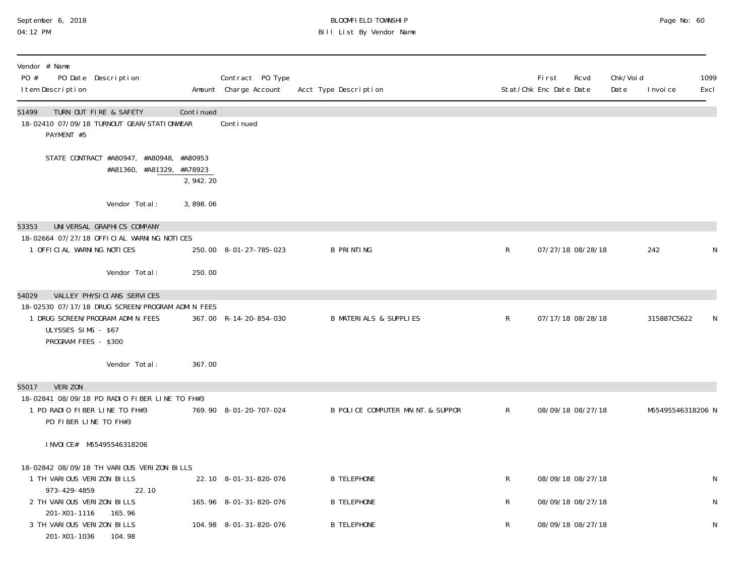# BLOOMFIELD TOWNSHIP
## Bill List By Vendor Name

September 6, 2018
04:12 PM

| Vendor # Name / PO # PO Date Description / Item Description | Amount | Contract PO Type / Charge Account | Acct Type Description | Stat/Chk | First Enc Date | Rcvd Date | Chk/Void Date | Invoice | 1099 Excl |
|---|---|---|---|---|---|---|---|---|---|
| **51499 TURN OUT FIRE & SAFETY** | Continued | | | | | | | | |
| 18-02410 07/09/18 TURNOUT GEAR/STATIONWEAR | | Continued | | | | | | | |
| PAYMENT #5 | | | | | | | | | |
| STATE CONTRACT #A80947, #A80948, #A80953 #A81360, #A81329, #A78923 | 2,942.20 | | | | | | | | |
| Vendor Total: | 3,898.06 | | | | | | | | |
| **53353 UNIVERSAL GRAPHICS COMPANY** | | | | | | | | | |
| 18-02664 07/27/18 OFFICIAL WARNING NOTICES | | | | | | | | | |
| 1 OFFICIAL WARNING NOTICES | 250.00 | 8-01-27-785-023 | B PRINTING | R | 07/27/18 | 08/28/18 | | 242 | N |
| Vendor Total: | 250.00 | | | | | | | | |
| **54029 VALLEY PHYSICIANS SERVICES** | | | | | | | | | |
| 18-02530 07/17/18 DRUG SCREEN/PROGRAM ADMIN FEES | | | | | | | | | |
| 1 DRUG SCREEN/PROGRAM ADMIN FEES<br>ULYSSES SIMS - $67<br>PROGRAM FEES - $300 | 367.00 | R-14-20-854-030 | B MATERIALS & SUPPLIES | R | 07/17/18 | 08/28/18 | | 315887C5622 | N |
| Vendor Total: | 367.00 | | | | | | | | |
| **55017 VERIZON** | | | | | | | | | |
| 18-02841 08/09/18 PD RADIO FIBER LINE TO FH#3 | | | | | | | | | |
| 1 PD RADIO FIBER LINE TO FH#3<br>PD FIBER LINE TO FH#3<br>INVOICE# M55495546318206 | 769.90 | 8-01-20-707-024 | B POLICE COMPUTER MAINT.& SUPPOR | R | 08/09/18 | 08/27/18 | | M55495546318206 | N |
| 18-02842 08/09/18 TH VARIOUS VERIZON BILLS | | | | | | | | | |
| 1 TH VARIOUS VERIZON BILLS<br>973-429-4859 22.10 | 22.10 | 8-01-31-820-076 | B TELEPHONE | R | 08/09/18 | 08/27/18 | | | N |
| 2 TH VARIOUS VERIZON BILLS<br>201-X01-1116 165.96 | 165.96 | 8-01-31-820-076 | B TELEPHONE | R | 08/09/18 | 08/27/18 | | | N |
| 3 TH VARIOUS VERIZON BILLS<br>201-X01-1036 104.98 | 104.98 | 8-01-31-820-076 | B TELEPHONE | R | 08/09/18 | 08/27/18 | | | N |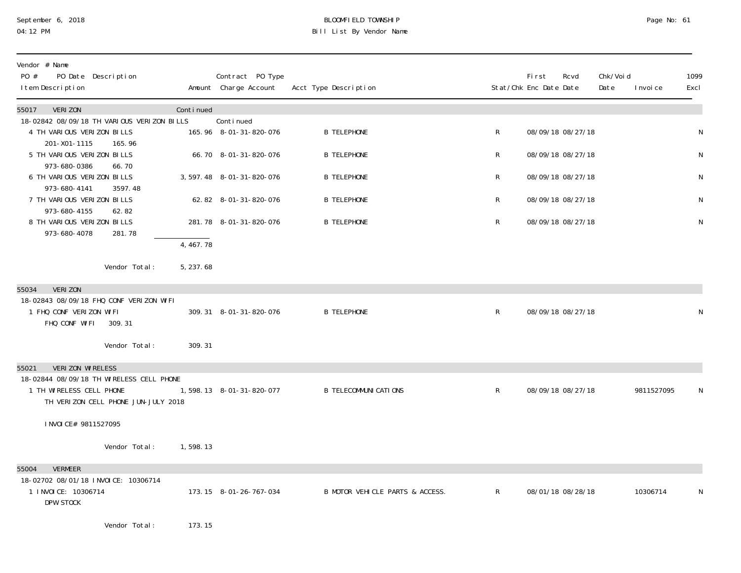| Vendor # Name PO # PO Date Description Item Description | Amount | Contract PO Type Charge Account | Acct Type Description | Stat/Chk | First Enc Date | Rcvd Date | Chk/Void Date | Invoice | 1099 Excl |
|---|---|---|---|---|---|---|---|---|---|
| 55017 VERIZON | Continued | | | | | | | | |
| 18-02842 08/09/18 TH VARIOUS VERIZON BILLS | | Continued | | | | | | | |
| 4 TH VARIOUS VERIZON BILLS 201-X01-1115 165.96 | 165.96 | 8-01-31-820-076 | B TELEPHONE | R | 08/09/18 | 08/27/18 | | | N |
| 5 TH VARIOUS VERIZON BILLS 973-680-0386 66.70 | 66.70 | 8-01-31-820-076 | B TELEPHONE | R | 08/09/18 | 08/27/18 | | | N |
| 6 TH VARIOUS VERIZON BILLS 973-680-4141 3597.48 | 3,597.48 | 8-01-31-820-076 | B TELEPHONE | R | 08/09/18 | 08/27/18 | | | N |
| 7 TH VARIOUS VERIZON BILLS 973-680-4155 62.82 | 62.82 | 8-01-31-820-076 | B TELEPHONE | R | 08/09/18 | 08/27/18 | | | N |
| 8 TH VARIOUS VERIZON BILLS 973-680-4078 281.78 | 281.78 | 8-01-31-820-076 | B TELEPHONE | R | 08/09/18 | 08/27/18 | | | N |
| | 4,467.78 | | | | | | | | |
| Vendor Total: | 5,237.68 | | | | | | | | |
| 55034 VERIZON | | | | | | | | | |
| 18-02843 08/09/18 FHQ CONF VERIZON WIFI | | | | | | | | | |
| 1 FHQ CONF VERIZON WIFI FHQ CONF WIFI 309.31 | 309.31 | 8-01-31-820-076 | B TELEPHONE | R | 08/09/18 | 08/27/18 | | | N |
| Vendor Total: | 309.31 | | | | | | | | |
| 55021 VERIZON WIRELESS | | | | | | | | | |
| 18-02844 08/09/18 TH WIRELESS CELL PHONE | | | | | | | | | |
| 1 TH WIRELESS CELL PHONE TH VERIZON CELL PHONE JUN-JULY 2018 INVOICE# 9811527095 | 1,598.13 | 8-01-31-820-077 | B TELECOMMUNICATIONS | R | 08/09/18 | 08/27/18 | | 9811527095 | N |
| Vendor Total: | 1,598.13 | | | | | | | | |
| 55004 VERMEER | | | | | | | | | |
| 18-02702 08/01/18 INVOICE: 10306714 | | | | | | | | | |
| 1 INVOICE: 10306714 DPW STOCK | 173.15 | 8-01-26-767-034 | B MOTOR VEHICLE PARTS & ACCESS. | R | 08/01/18 | 08/28/18 | | 10306714 | N |
| Vendor Total: | 173.15 | | | | | | | | |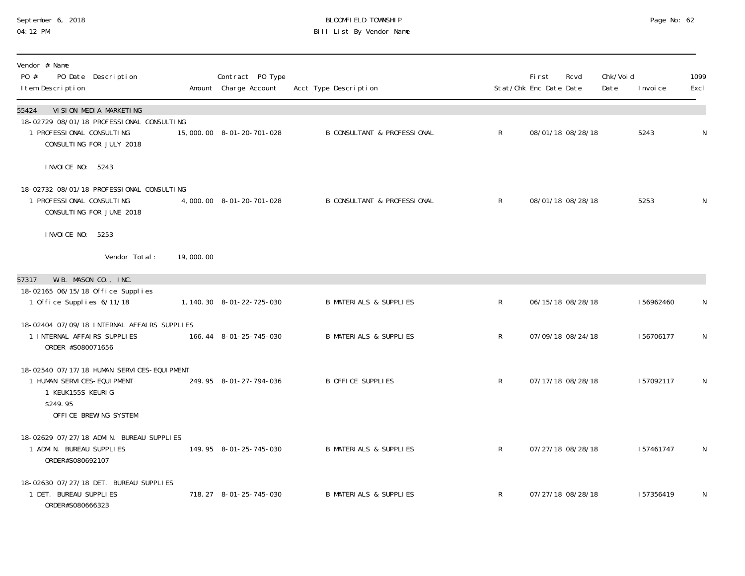BLOOMFIELD TOWNSHIP
Bill List By Vendor Name

September 6, 2018
04:12 PM

| Vendor # Name<br>PO # PO Date Description<br>Item Description | Amount | Contract PO Type<br>Charge Account | Acct Type Description | Stat/Chk | First Enc Date | Rcvd Date | Chk/Void Date | Invoice | 1099 Excl |
|---|---|---|---|---|---|---|---|---|---|
| **55424 VISION MEDIA MARKETING** | | | | | | | | | |
| 18-02729 08/01/18 PROFESSIONAL CONSULTING | | | | | | | | | |
| 1 PROFESSIONAL CONSULTING<br>CONSULTING FOR JULY 2018<br><br>INVOICE NO: 5243 | 15,000.00 | 8-01-20-701-028 | B CONSULTANT & PROFESSIONAL | R | 08/01/18 | 08/28/18 | | 5243 | N |
| 18-02732 08/01/18 PROFESSIONAL CONSULTING | | | | | | | | | |
| 1 PROFESSIONAL CONSULTING<br>CONSULTING FOR JUNE 2018<br><br>INVOICE NO: 5253 | 4,000.00 | 8-01-20-701-028 | B CONSULTANT & PROFESSIONAL | R | 08/01/18 | 08/28/18 | | 5253 | N |
| Vendor Total: | 19,000.00 | | | | | | | | |
| **57317 W.B. MASON CO., INC.** | | | | | | | | | |
| 18-02165 06/15/18 Office Supplies | | | | | | | | | |
| 1 Office Supplies 6/11/18 | 1,140.30 | 8-01-22-725-030 | B MATERIALS & SUPPLIES | R | 06/15/18 | 08/28/18 | | I56962460 | N |
| 18-02404 07/09/18 INTERNAL AFFAIRS SUPPLIES | | | | | | | | | |
| 1 INTERNAL AFFAIRS SUPPLIES<br>ORDER #S080071656 | 166.44 | 8-01-25-745-030 | B MATERIALS & SUPPLIES | R | 07/09/18 | 08/24/18 | | I56706177 | N |
| 18-02540 07/17/18 HUMAN SERVICES-EQUIPMENT | | | | | | | | | |
| 1 HUMAN SERVICES-EQUIPMENT<br>1 KEUK155S KEURIG<br>$249.95<br>OFFICE BREWING SYSTEM | 249.95 | 8-01-27-794-036 | B OFFICE SUPPLIES | R | 07/17/18 | 08/28/18 | | I57092117 | N |
| 18-02629 07/27/18 ADMIN. BUREAU SUPPLIES | | | | | | | | | |
| 1 ADMIN. BUREAU SUPPLIES<br>ORDER#S080692107 | 149.95 | 8-01-25-745-030 | B MATERIALS & SUPPLIES | R | 07/27/18 | 08/28/18 | | I57461747 | N |
| 18-02630 07/27/18 DET. BUREAU SUPPLIES | | | | | | | | | |
| 1 DET. BUREAU SUPPLIES<br>ORDER#S080666323 | 718.27 | 8-01-25-745-030 | B MATERIALS & SUPPLIES | R | 07/27/18 | 08/28/18 | | I57356419 | N |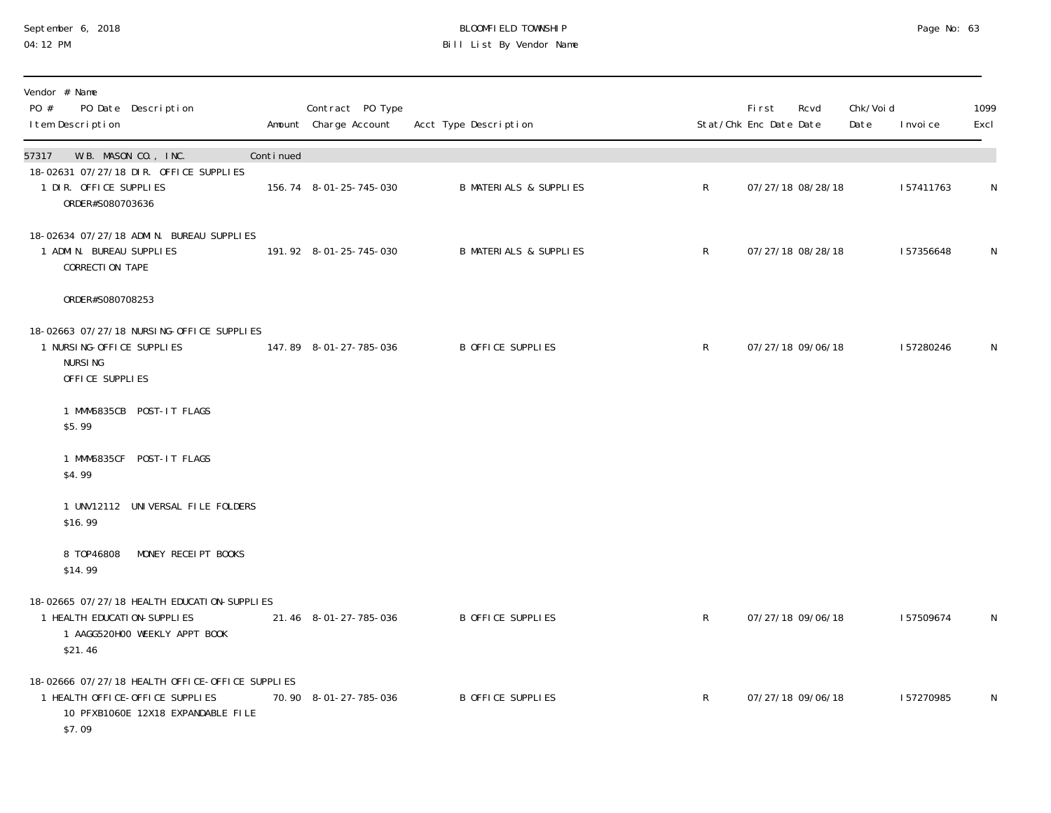September 6, 2018
04:12 PM

# BLOOMFIELD TOWNSHIP
## Bill List By Vendor Name

| Vendor # Name / PO # PO Date Description / Item Description | Amount | Contract PO Type Charge Account | Acct Type Description | Stat/Chk | First Enc Date | Rcvd Date | Chk/Void Date | Invoice | 1099 Excl |
|---|---|---|---|---|---|---|---|---|---|
| 57317 W.B. MASON CO., INC. | Continued | | | | | | | | |
| 18-02631 07/27/18 DIR. OFFICE SUPPLIES | | | | | | | | | |
| 1 DIR. OFFICE SUPPLIES<br>ORDER#S080703636 | 156.74 | 8-01-25-745-030 | B MATERIALS & SUPPLIES | R | 07/27/18 | 08/28/18 | | I57411763 | N |
| 18-02634 07/27/18 ADMIN. BUREAU SUPPLIES | | | | | | | | | |
| 1 ADMIN. BUREAU SUPPLIES<br>CORRECTION TAPE<br><br>ORDER#S080708253 | 191.92 | 8-01-25-745-030 | B MATERIALS & SUPPLIES | R | 07/27/18 | 08/28/18 | | I57356648 | N |
| 18-02663 07/27/18 NURSING-OFFICE SUPPLIES | | | | | | | | | |
| 1 NURSING-OFFICE SUPPLIES<br>NURSING<br>OFFICE SUPPLIES<br><br>1 MMM6835CB POST-IT FLAGS<br>$5.99<br><br>1 MMM6835CF POST-IT FLAGS<br>$4.99<br><br>1 UNV12112 UNIVERSAL FILE FOLDERS<br>$16.99<br><br>8 TOP46808 MONEY RECEIPT BOOKS<br>$14.99 | 147.89 | 8-01-27-785-036 | B OFFICE SUPPLIES | R | 07/27/18 | 09/06/18 | | I57280246 | N |
| 18-02665 07/27/18 HEALTH EDUCATION-SUPPLIES | | | | | | | | | |
| 1 HEALTH EDUCATION-SUPPLIES<br>1 AAGG520H00 WEEKLY APPT BOOK<br>$21.46 | 21.46 | 8-01-27-785-036 | B OFFICE SUPPLIES | R | 07/27/18 | 09/06/18 | | I57509674 | N |
| 18-02666 07/27/18 HEALTH OFFICE-OFFICE SUPPLIES | | | | | | | | | |
| 1 HEALTH OFFICE-OFFICE SUPPLIES<br>10 PFXB1060E 12X18 EXPANDABLE FILE<br>$7.09 | 70.90 | 8-01-27-785-036 | B OFFICE SUPPLIES | R | 07/27/18 | 09/06/18 | | I57270985 | N |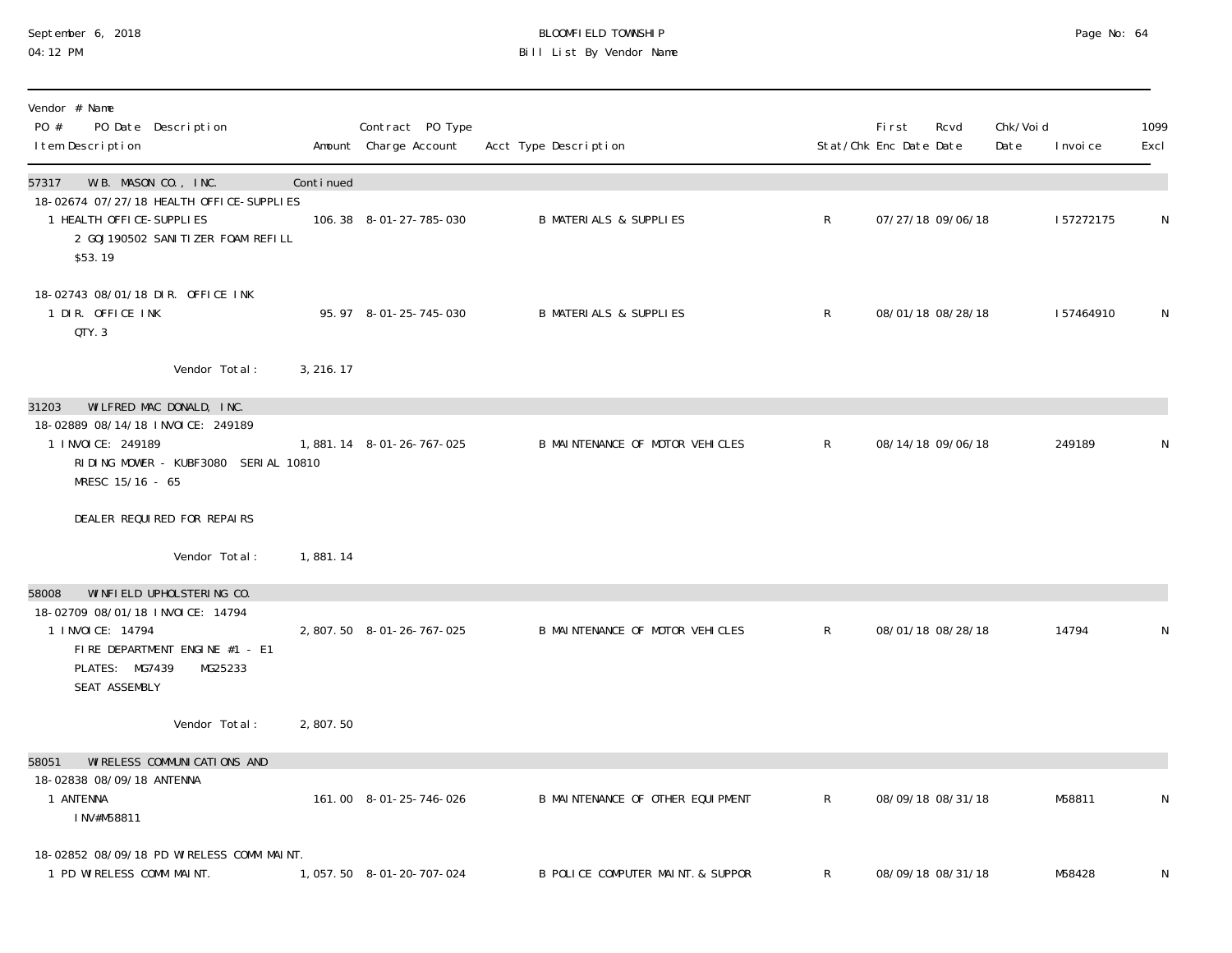| Vendor # Name PO # PO Date Description Item Description | Amount | Contract PO Type Charge Account | Acct Type Description | Stat/Chk | First Enc Date | Rcvd Date | Chk/Void Date | Invoice | 1099 Excl |
|---|---|---|---|---|---|---|---|---|---|
| **57317 W.B. MASON CO., INC.** | Continued | | | | | | | | |
| 18-02674 07/27/18 HEALTH OFFICE-SUPPLIES | | | | | | | | | |
| 1 HEALTH OFFICE-SUPPLIES<br>2 GOJ190502 SANITIZER FOAM REFILL<br>$53.19 | 106.38 | 8-01-27-785-030 | B MATERIALS & SUPPLIES | R | 07/27/18 | 09/06/18 | | I57272175 | N |
| 18-02743 08/01/18 DIR. OFFICE INK | | | | | | | | | |
| 1 DIR. OFFICE INK<br>QTY. 3 | 95.97 | 8-01-25-745-030 | B MATERIALS & SUPPLIES | R | 08/01/18 | 08/28/18 | | I57464910 | N |
| Vendor Total: | 3,216.17 | | | | | | | | |
| **31203 WILFRED MAC DONALD, INC.** | | | | | | | | | |
| 18-02889 08/14/18 INVOICE: 249189 | | | | | | | | | |
| 1 INVOICE: 249189<br>RIDING MOWER - KUBF3080 SERIAL 10810<br>MRESC 15/16 - 65<br><br>DEALER REQUIRED FOR REPAIRS | 1,881.14 | 8-01-26-767-025 | B MAINTENANCE OF MOTOR VEHICLES | R | 08/14/18 | 09/06/18 | | 249189 | N |
| Vendor Total: | 1,881.14 | | | | | | | | |
| **58008 WINFIELD UPHOLSTERING CO.** | | | | | | | | | |
| 18-02709 08/01/18 INVOICE: 14794 | | | | | | | | | |
| 1 INVOICE: 14794<br>FIRE DEPARTMENT ENGINE #1 - E1<br>PLATES: MG7439 MG25233<br>SEAT ASSEMBLY | 2,807.50 | 8-01-26-767-025 | B MAINTENANCE OF MOTOR VEHICLES | R | 08/01/18 | 08/28/18 | | 14794 | N |
| Vendor Total: | 2,807.50 | | | | | | | | |
| **58051 WIRELESS COMMUNICATIONS AND** | | | | | | | | | |
| 18-02838 08/09/18 ANTENNA | | | | | | | | | |
| 1 ANTENNA<br>INV#M58811 | 161.00 | 8-01-25-746-026 | B MAINTENANCE OF OTHER EQUIPMENT | R | 08/09/18 | 08/31/18 | | M58811 | N |
| 18-02852 08/09/18 PD WIRELESS COMM MAINT. | | | | | | | | | |
| 1 PD WIRELESS COMM MAINT. | 1,057.50 | 8-01-20-707-024 | B POLICE COMPUTER MAINT.& SUPPOR | R | 08/09/18 | 08/31/18 | | M58428 | N |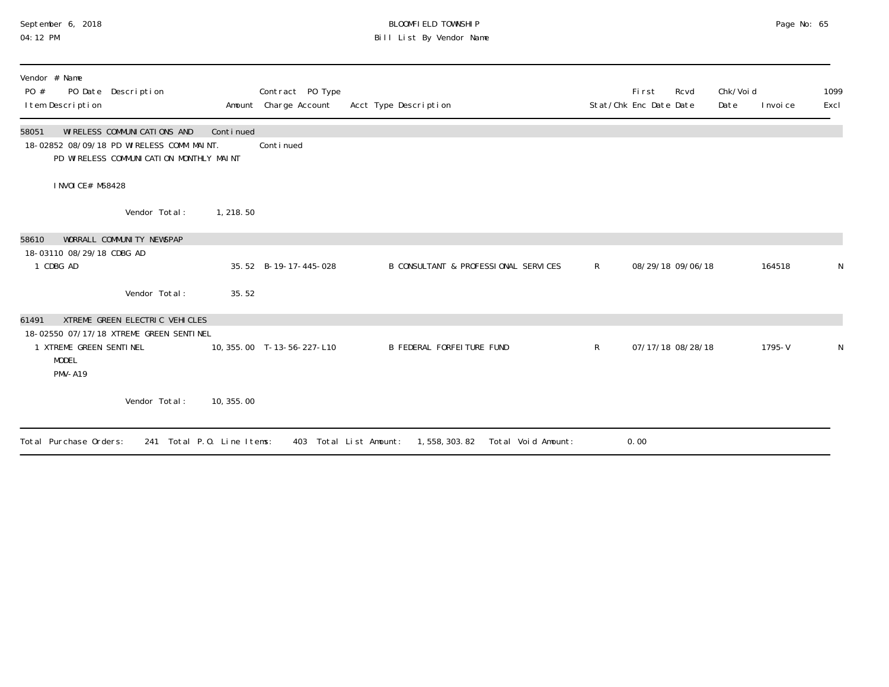# BLOOMFIELD TOWNSHIP
## Bill List By Vendor Name

September 6, 2018
04:12 PM

| Vendor # Name<br>PO # PO Date Description<br>Item Description | Amount | Contract PO Type<br>Charge Account | Acct Type Description | Stat/Chk | First Enc Date | Rcvd Date | Chk/Void Date | Invoice | 1099 Excl |
|---|---|---|---|---|---|---|---|---|---|
| **58051 WIRELESS COMMUNICATIONS AND** | Continued | | | | | | | | |
| 18-02852 08/09/18 PD WIRELESS COMM MAINT. | | Continued | | | | | | | |
| PD WIRELESS COMMUNICATION MONTHLY MAINT<br><br>INVOICE# M58428 | | | | | | | | | |
| Vendor Total: | 1,218.50 | | | | | | | | |
| **58610 WORRALL COMMUNITY NEWSPAP** | | | | | | | | | |
| 18-03110 08/29/18 CDBG AD | | | | | | | | | |
| 1 CDBG AD | 35.52 | B-19-17-445-028 | B CONSULTANT & PROFESSIONAL SERVICES | R | 08/29/18 | 09/06/18 | | 164518 | N |
| Vendor Total: | 35.52 | | | | | | | | |
| **61491 XTREME GREEN ELECTRIC VEHICLES** | | | | | | | | | |
| 18-02550 07/17/18 XTREME GREEN SENTINEL | | | | | | | | | |
| 1 XTREME GREEN SENTINEL<br>MODEL<br>PMV-A19 | 10,355.00 | T-13-56-227-L10 | B FEDERAL FORFEITURE FUND | R | 07/17/18 | 08/28/18 | | 1795-V | N |
| Vendor Total: | 10,355.00 | | | | | | | | |

Total Purchase Orders: 241 Total P.O. Line Items: 403 Total List Amount: 1,558,303.82 Total Void Amount: 0.00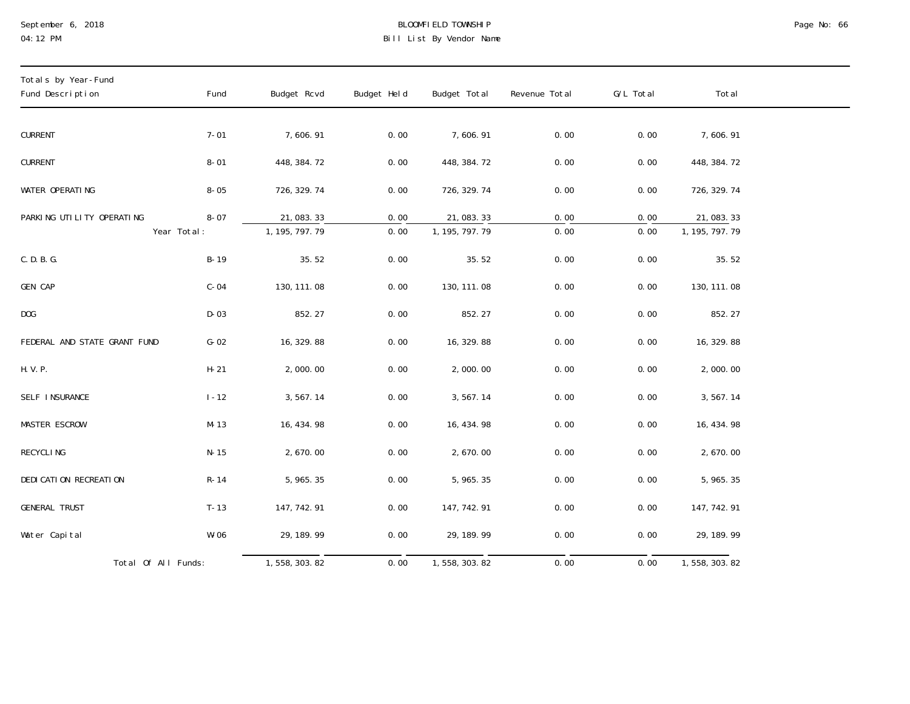Totals by Year-Fund

| Fund Description | Fund | Budget Rcvd | Budget Held | Budget Total | Revenue Total | G/L Total | Total |
|---|---|---|---|---|---|---|---|
| CURRENT | 7-01 | 7,606.91 | 0.00 | 7,606.91 | 0.00 | 0.00 | 7,606.91 |
| CURRENT | 8-01 | 448,384.72 | 0.00 | 448,384.72 | 0.00 | 0.00 | 448,384.72 |
| WATER OPERATING | 8-05 | 726,329.74 | 0.00 | 726,329.74 | 0.00 | 0.00 | 726,329.74 |
| PARKING UTILITY OPERATING | 8-07 | 21,083.33 | 0.00 | 21,083.33 | 0.00 | 0.00 | 21,083.33 |
| Year Total: | | 1,195,797.79 | 0.00 | 1,195,797.79 | 0.00 | 0.00 | 1,195,797.79 |
| C.D.B.G. | B-19 | 35.52 | 0.00 | 35.52 | 0.00 | 0.00 | 35.52 |
| GEN CAP | C-04 | 130,111.08 | 0.00 | 130,111.08 | 0.00 | 0.00 | 130,111.08 |
| DOG | D-03 | 852.27 | 0.00 | 852.27 | 0.00 | 0.00 | 852.27 |
| FEDERAL AND STATE GRANT FUND | G-02 | 16,329.88 | 0.00 | 16,329.88 | 0.00 | 0.00 | 16,329.88 |
| H.V.P. | H-21 | 2,000.00 | 0.00 | 2,000.00 | 0.00 | 0.00 | 2,000.00 |
| SELF INSURANCE | I-12 | 3,567.14 | 0.00 | 3,567.14 | 0.00 | 0.00 | 3,567.14 |
| MASTER ESCROW | M-13 | 16,434.98 | 0.00 | 16,434.98 | 0.00 | 0.00 | 16,434.98 |
| RECYCLING | N-15 | 2,670.00 | 0.00 | 2,670.00 | 0.00 | 0.00 | 2,670.00 |
| DEDICATION RECREATION | R-14 | 5,965.35 | 0.00 | 5,965.35 | 0.00 | 0.00 | 5,965.35 |
| GENERAL TRUST | T-13 | 147,742.91 | 0.00 | 147,742.91 | 0.00 | 0.00 | 147,742.91 |
| Water Capital | W-06 | 29,189.99 | 0.00 | 29,189.99 | 0.00 | 0.00 | 29,189.99 |
| Total Of All Funds: | | 1,558,303.82 | 0.00 | 1,558,303.82 | 0.00 | 0.00 | 1,558,303.82 |